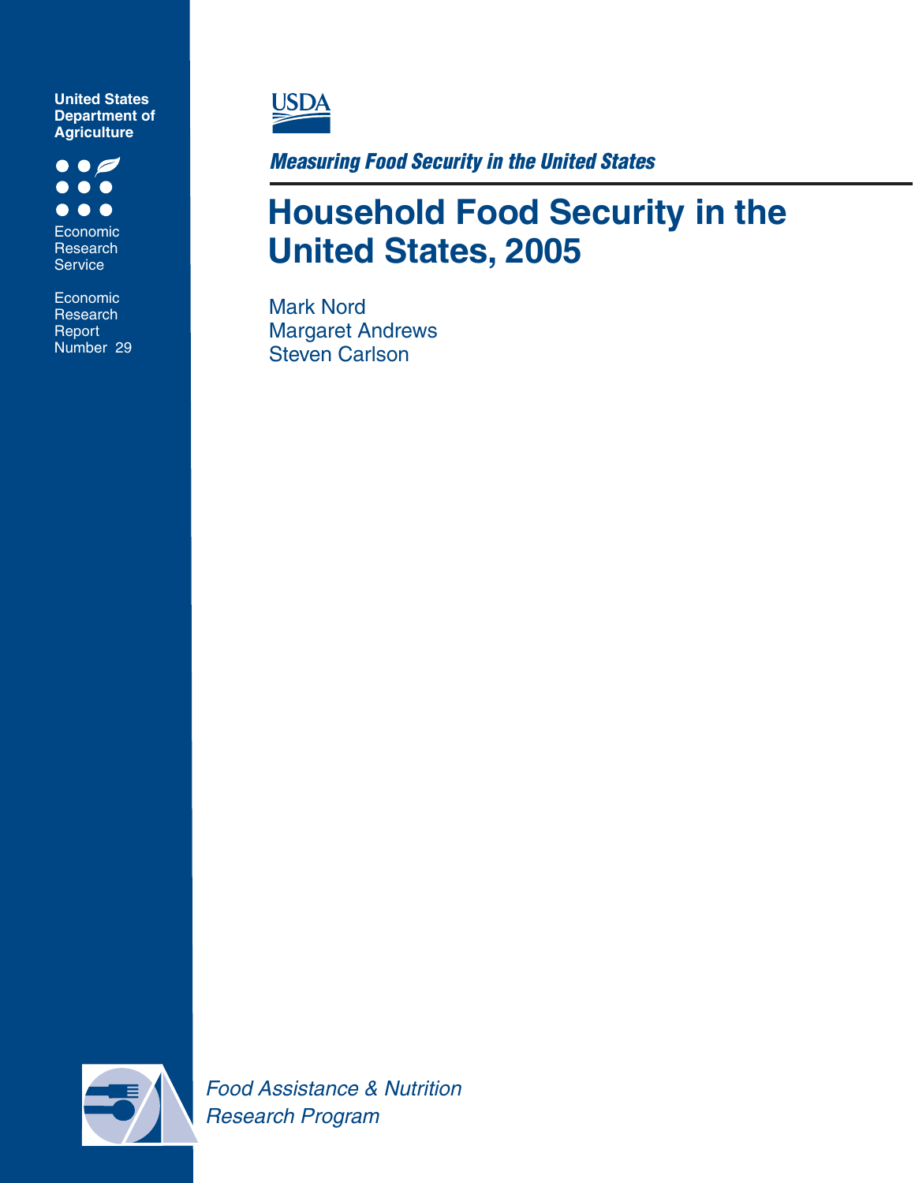United States Department of Agriculture

Economic Research Service

Economic Research Report Number 29

USDA

*Measuring Food Security in the United States*

# Household Food Security in the United States, 2005

Mark Nord
Margaret Andrews
Steven Carlson

*Food Assistance & Nutrition Research Program*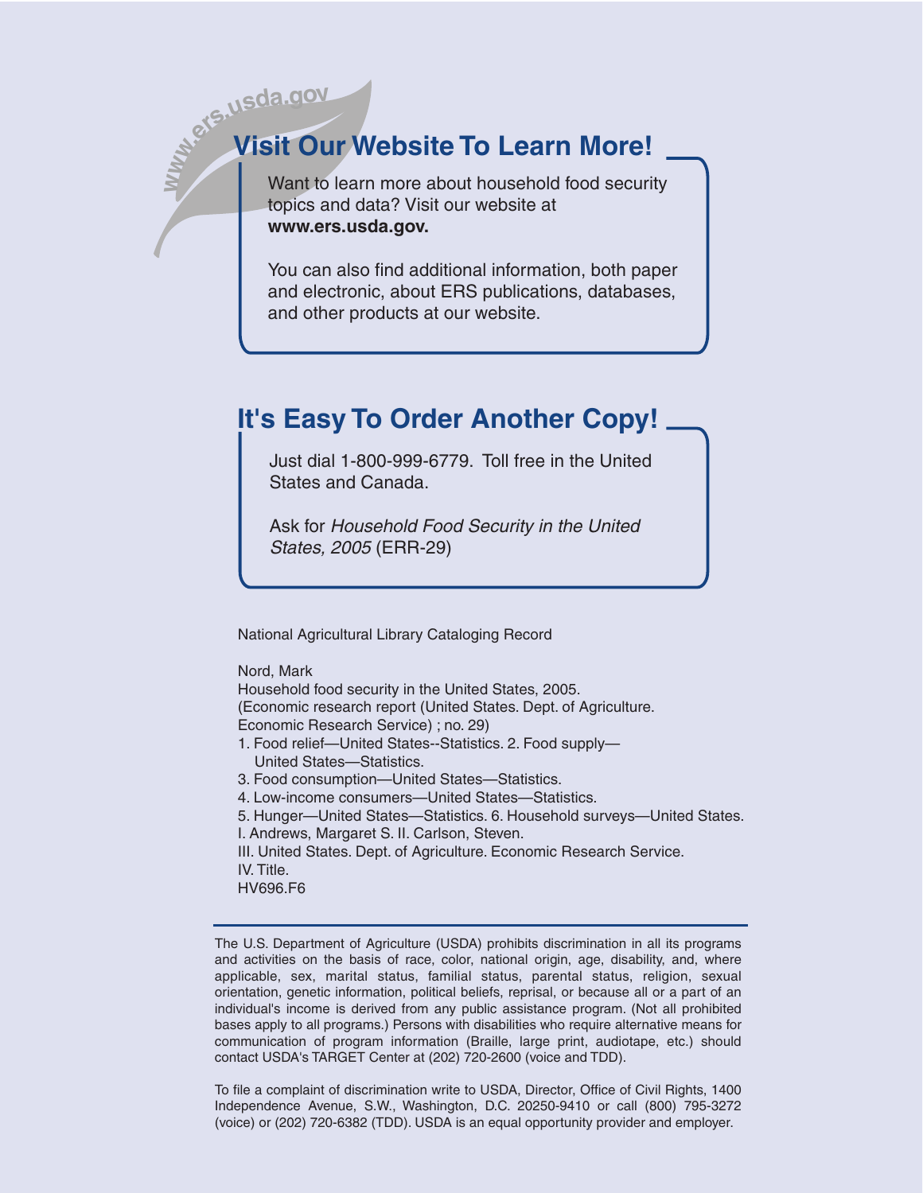www.ers.usda.gov

## Visit Our Website To Learn More!

Want to learn more about household food security topics and data? Visit our website at **www.ers.usda.gov.**

You can also find additional information, both paper and electronic, about ERS publications, databases, and other products at our website.

## It's Easy To Order Another Copy!

Just dial 1-800-999-6779. Toll free in the United States and Canada.

Ask for *Household Food Security in the United States, 2005* (ERR-29)

National Agricultural Library Cataloging Record

Nord, Mark
Household food security in the United States, 2005.
(Economic research report (United States. Dept. of Agriculture. Economic Research Service) ; no. 29)
1. Food relief—United States--Statistics. 2. Food supply—United States—Statistics.
3. Food consumption—United States—Statistics.
4. Low-income consumers—United States—Statistics.
5. Hunger—United States—Statistics. 6. Household surveys—United States.
I. Andrews, Margaret S. II. Carlson, Steven.
III. United States. Dept. of Agriculture. Economic Research Service.
IV. Title.
HV696.F6

---

The U.S. Department of Agriculture (USDA) prohibits discrimination in all its programs and activities on the basis of race, color, national origin, age, disability, and, where applicable, sex, marital status, familial status, parental status, religion, sexual orientation, genetic information, political beliefs, reprisal, or because all or a part of an individual's income is derived from any public assistance program. (Not all prohibited bases apply to all programs.) Persons with disabilities who require alternative means for communication of program information (Braille, large print, audiotape, etc.) should contact USDA's TARGET Center at (202) 720-2600 (voice and TDD).

To file a complaint of discrimination write to USDA, Director, Office of Civil Rights, 1400 Independence Avenue, S.W., Washington, D.C. 20250-9410 or call (800) 795-3272 (voice) or (202) 720-6382 (TDD). USDA is an equal opportunity provider and employer.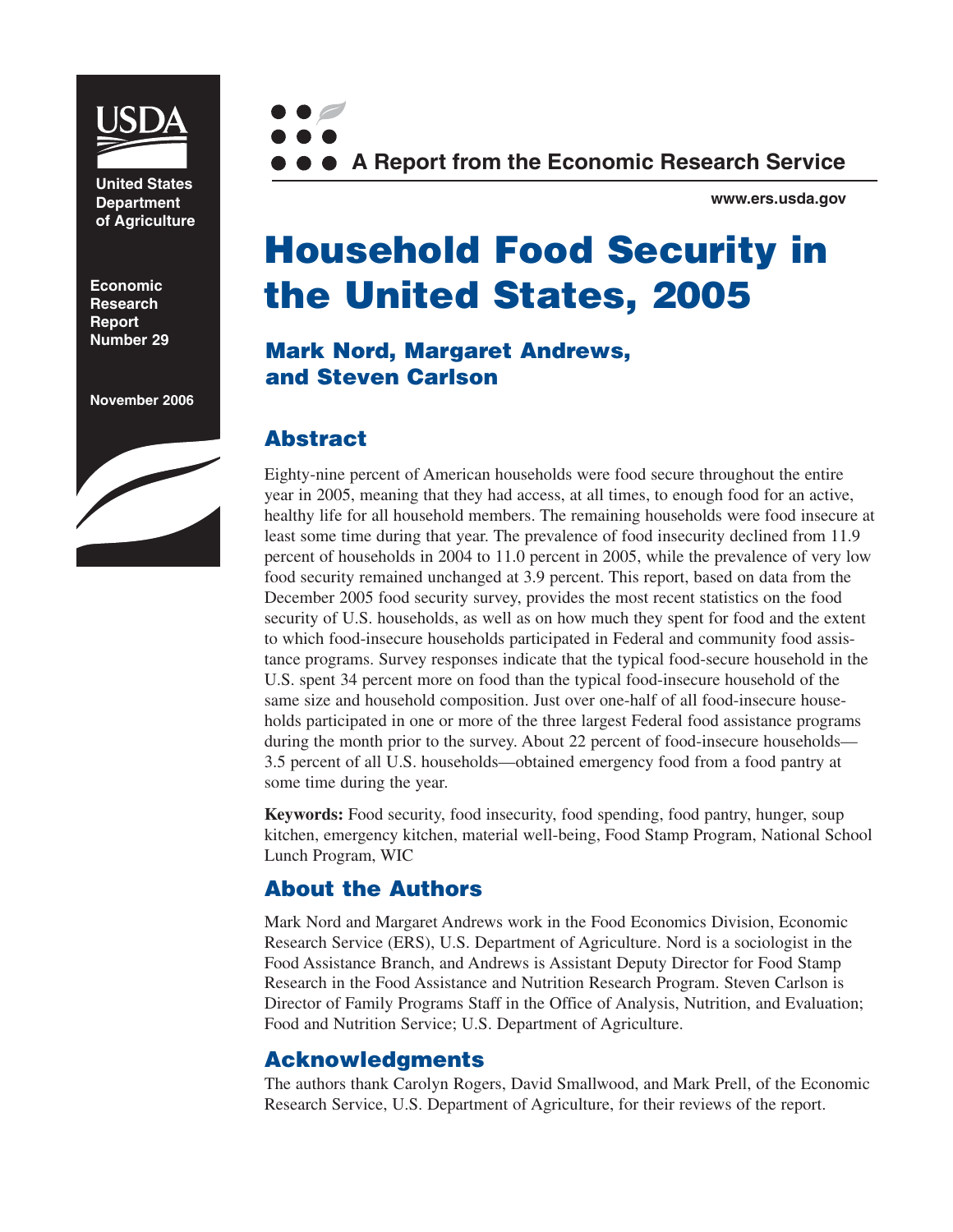United States Department of Agriculture

Economic Research Report Number 29

November 2006

A Report from the Economic Research Service

www.ers.usda.gov

# Household Food Security in the United States, 2005

### Mark Nord, Margaret Andrews, and Steven Carlson

## Abstract

Eighty-nine percent of American households were food secure throughout the entire year in 2005, meaning that they had access, at all times, to enough food for an active, healthy life for all household members. The remaining households were food insecure at least some time during that year. The prevalence of food insecurity declined from 11.9 percent of households in 2004 to 11.0 percent in 2005, while the prevalence of very low food security remained unchanged at 3.9 percent. This report, based on data from the December 2005 food security survey, provides the most recent statistics on the food security of U.S. households, as well as on how much they spent for food and the extent to which food-insecure households participated in Federal and community food assistance programs. Survey responses indicate that the typical food-secure household in the U.S. spent 34 percent more on food than the typical food-insecure household of the same size and household composition. Just over one-half of all food-insecure households participated in one or more of the three largest Federal food assistance programs during the month prior to the survey. About 22 percent of food-insecure households—3.5 percent of all U.S. households—obtained emergency food from a food pantry at some time during the year.

**Keywords:** Food security, food insecurity, food spending, food pantry, hunger, soup kitchen, emergency kitchen, material well-being, Food Stamp Program, National School Lunch Program, WIC

## About the Authors

Mark Nord and Margaret Andrews work in the Food Economics Division, Economic Research Service (ERS), U.S. Department of Agriculture. Nord is a sociologist in the Food Assistance Branch, and Andrews is Assistant Deputy Director for Food Stamp Research in the Food Assistance and Nutrition Research Program. Steven Carlson is Director of Family Programs Staff in the Office of Analysis, Nutrition, and Evaluation; Food and Nutrition Service; U.S. Department of Agriculture.

## Acknowledgments

The authors thank Carolyn Rogers, David Smallwood, and Mark Prell, of the Economic Research Service, U.S. Department of Agriculture, for their reviews of the report.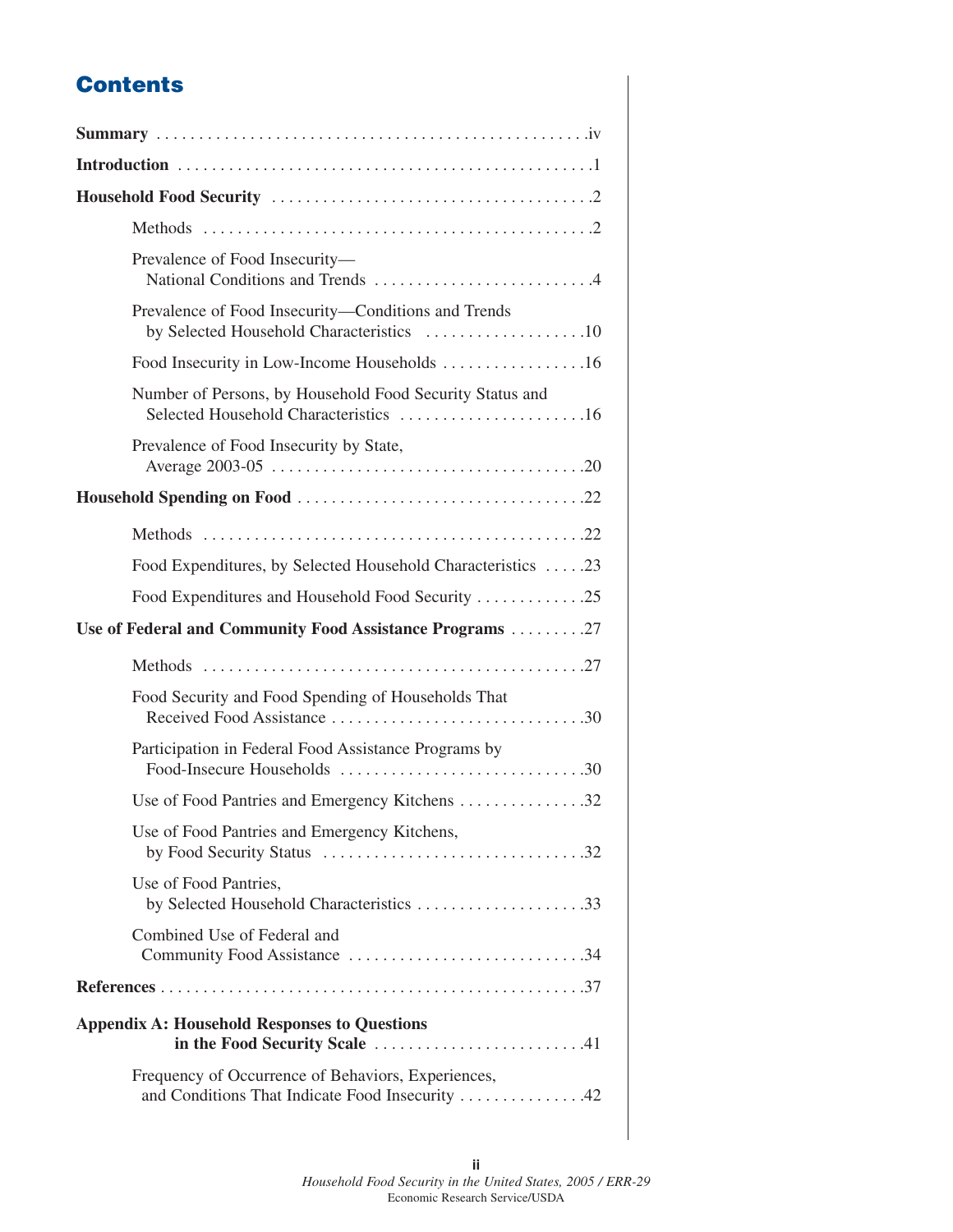# Contents

**Summary** .................................................. iv

**Introduction** .................................................. 1

**Household Food Security** .................................................. 2

- Methods .................................................. 2
- Prevalence of Food Insecurity—National Conditions and Trends .................................................. 4
- Prevalence of Food Insecurity—Conditions and Trends by Selected Household Characteristics .................................................. 10
- Food Insecurity in Low-Income Households .................................................. 16
- Number of Persons, by Household Food Security Status and Selected Household Characteristics .................................................. 16
- Prevalence of Food Insecurity by State, Average 2003-05 .................................................. 20

**Household Spending on Food** .................................................. 22

- Methods .................................................. 22
- Food Expenditures, by Selected Household Characteristics .................................................. 23
- Food Expenditures and Household Food Security .................................................. 25

**Use of Federal and Community Food Assistance Programs** .................................................. 27

- Methods .................................................. 27
- Food Security and Food Spending of Households That Received Food Assistance .................................................. 30
- Participation in Federal Food Assistance Programs by Food-Insecure Households .................................................. 30
- Use of Food Pantries and Emergency Kitchens .................................................. 32
- Use of Food Pantries and Emergency Kitchens, by Food Security Status .................................................. 32
- Use of Food Pantries, by Selected Household Characteristics .................................................. 33
- Combined Use of Federal and Community Food Assistance .................................................. 34

**References** .................................................. 37

**Appendix A: Household Responses to Questions in the Food Security Scale** .................................................. 41

- Frequency of Occurrence of Behaviors, Experiences, and Conditions That Indicate Food Insecurity .................................................. 42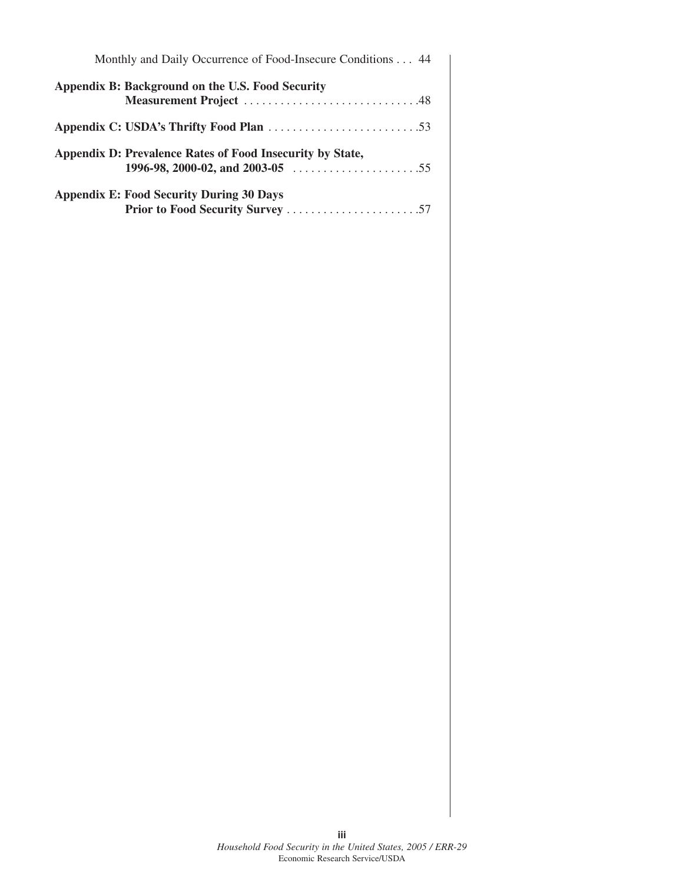Monthly and Daily Occurrence of Food-Insecure Conditions . . . 44

**Appendix B: Background on the U.S. Food Security Measurement Project** . . . . . . . . . . . . . . . . . . . . . . . . . . . . .48

**Appendix C: USDA's Thrifty Food Plan** . . . . . . . . . . . . . . . . . . . . . . . . .53

**Appendix D: Prevalence Rates of Food Insecurity by State, 1996-98, 2000-02, and 2003-05** . . . . . . . . . . . . . . . . . . . . .55

**Appendix E: Food Security During 30 Days Prior to Food Security Survey** . . . . . . . . . . . . . . . . . . . . . .57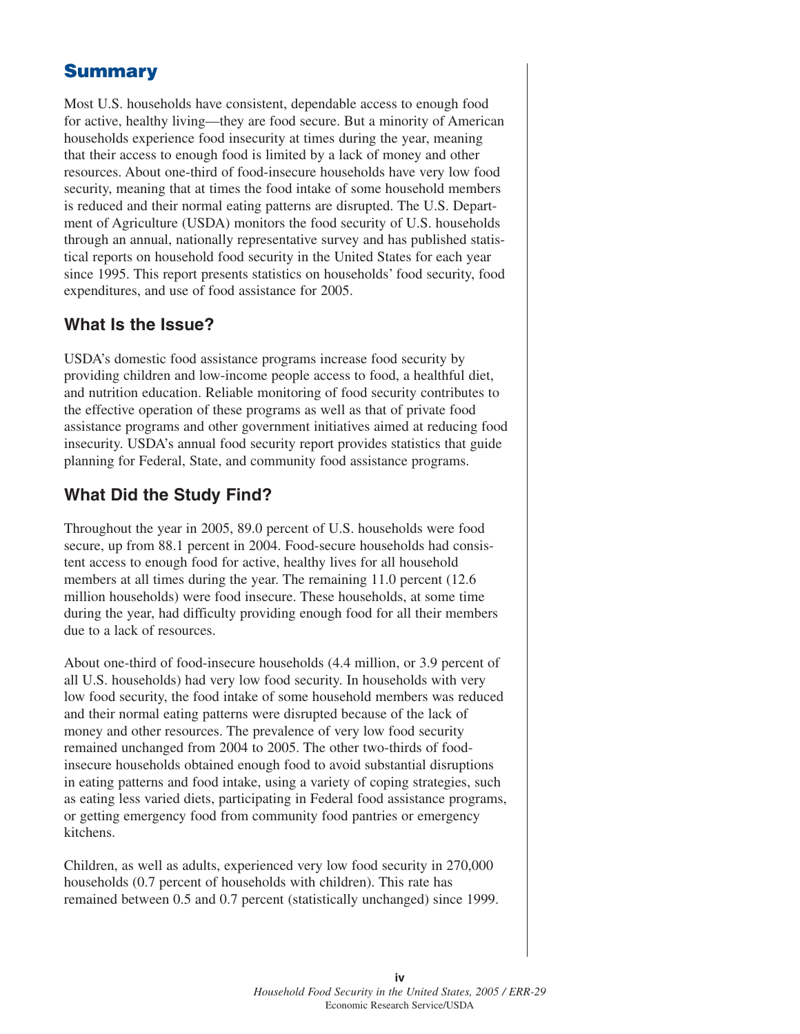## Summary

Most U.S. households have consistent, dependable access to enough food for active, healthy living—they are food secure. But a minority of American households experience food insecurity at times during the year, meaning that their access to enough food is limited by a lack of money and other resources. About one-third of food-insecure households have very low food security, meaning that at times the food intake of some household members is reduced and their normal eating patterns are disrupted. The U.S. Department of Agriculture (USDA) monitors the food security of U.S. households through an annual, nationally representative survey and has published statistical reports on household food security in the United States for each year since 1995. This report presents statistics on households' food security, food expenditures, and use of food assistance for 2005.

### What Is the Issue?

USDA's domestic food assistance programs increase food security by providing children and low-income people access to food, a healthful diet, and nutrition education. Reliable monitoring of food security contributes to the effective operation of these programs as well as that of private food assistance programs and other government initiatives aimed at reducing food insecurity. USDA's annual food security report provides statistics that guide planning for Federal, State, and community food assistance programs.

### What Did the Study Find?

Throughout the year in 2005, 89.0 percent of U.S. households were food secure, up from 88.1 percent in 2004. Food-secure households had consistent access to enough food for active, healthy lives for all household members at all times during the year. The remaining 11.0 percent (12.6 million households) were food insecure. These households, at some time during the year, had difficulty providing enough food for all their members due to a lack of resources.

About one-third of food-insecure households (4.4 million, or 3.9 percent of all U.S. households) had very low food security. In households with very low food security, the food intake of some household members was reduced and their normal eating patterns were disrupted because of the lack of money and other resources. The prevalence of very low food security remained unchanged from 2004 to 2005. The other two-thirds of food-insecure households obtained enough food to avoid substantial disruptions in eating patterns and food intake, using a variety of coping strategies, such as eating less varied diets, participating in Federal food assistance programs, or getting emergency food from community food pantries or emergency kitchens.

Children, as well as adults, experienced very low food security in 270,000 households (0.7 percent of households with children). This rate has remained between 0.5 and 0.7 percent (statistically unchanged) since 1999.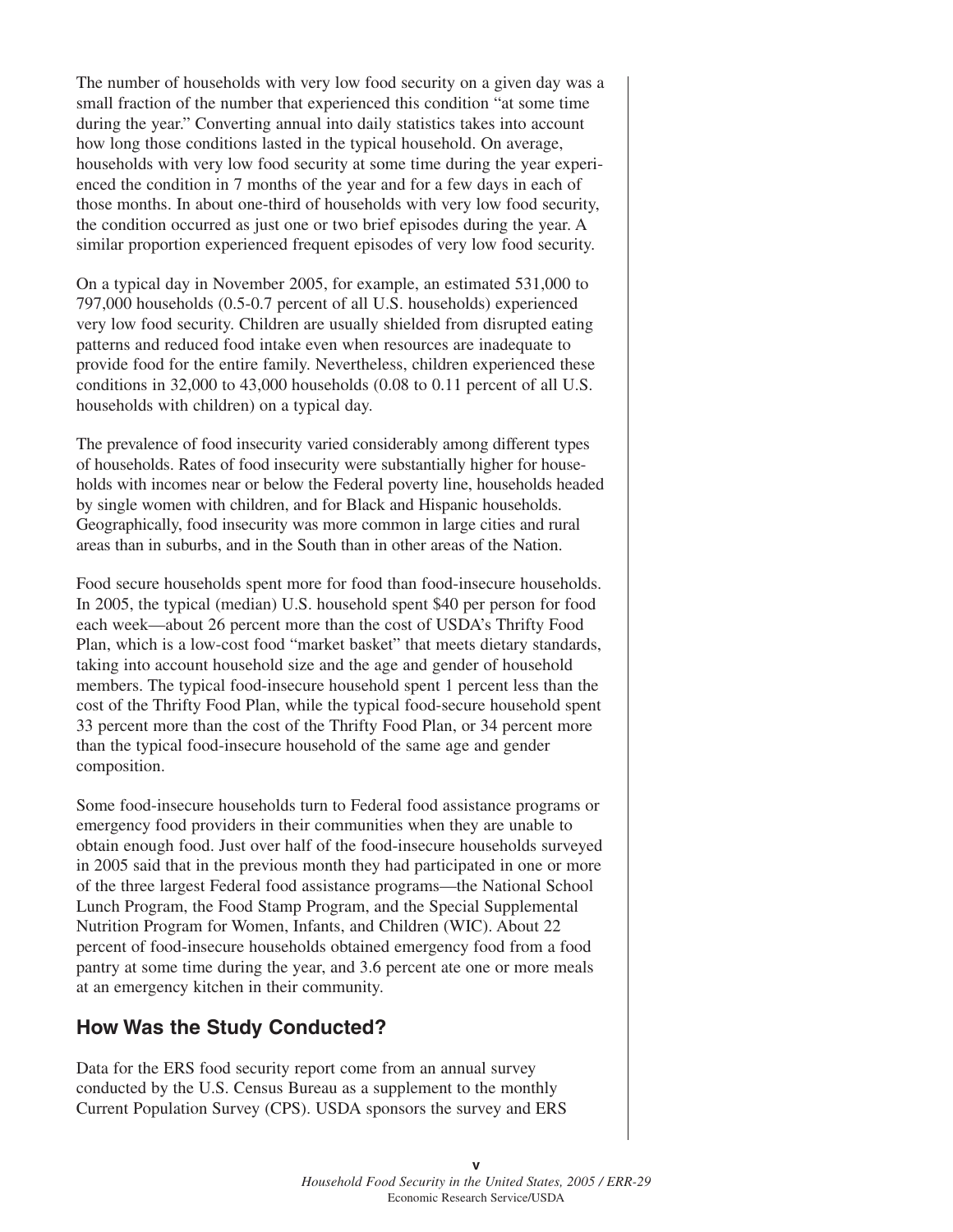The number of households with very low food security on a given day was a small fraction of the number that experienced this condition "at some time during the year." Converting annual into daily statistics takes into account how long those conditions lasted in the typical household. On average, households with very low food security at some time during the year experienced the condition in 7 months of the year and for a few days in each of those months. In about one-third of households with very low food security, the condition occurred as just one or two brief episodes during the year. A similar proportion experienced frequent episodes of very low food security.

On a typical day in November 2005, for example, an estimated 531,000 to 797,000 households (0.5-0.7 percent of all U.S. households) experienced very low food security. Children are usually shielded from disrupted eating patterns and reduced food intake even when resources are inadequate to provide food for the entire family. Nevertheless, children experienced these conditions in 32,000 to 43,000 households (0.08 to 0.11 percent of all U.S. households with children) on a typical day.

The prevalence of food insecurity varied considerably among different types of households. Rates of food insecurity were substantially higher for households with incomes near or below the Federal poverty line, households headed by single women with children, and for Black and Hispanic households. Geographically, food insecurity was more common in large cities and rural areas than in suburbs, and in the South than in other areas of the Nation.

Food secure households spent more for food than food-insecure households. In 2005, the typical (median) U.S. household spent $40 per person for food each week—about 26 percent more than the cost of USDA's Thrifty Food Plan, which is a low-cost food "market basket" that meets dietary standards, taking into account household size and the age and gender of household members. The typical food-insecure household spent 1 percent less than the cost of the Thrifty Food Plan, while the typical food-secure household spent 33 percent more than the cost of the Thrifty Food Plan, or 34 percent more than the typical food-insecure household of the same age and gender composition.

Some food-insecure households turn to Federal food assistance programs or emergency food providers in their communities when they are unable to obtain enough food. Just over half of the food-insecure households surveyed in 2005 said that in the previous month they had participated in one or more of the three largest Federal food assistance programs—the National School Lunch Program, the Food Stamp Program, and the Special Supplemental Nutrition Program for Women, Infants, and Children (WIC). About 22 percent of food-insecure households obtained emergency food from a food pantry at some time during the year, and 3.6 percent ate one or more meals at an emergency kitchen in their community.

## How Was the Study Conducted?

Data for the ERS food security report come from an annual survey conducted by the U.S. Census Bureau as a supplement to the monthly Current Population Survey (CPS). USDA sponsors the survey and ERS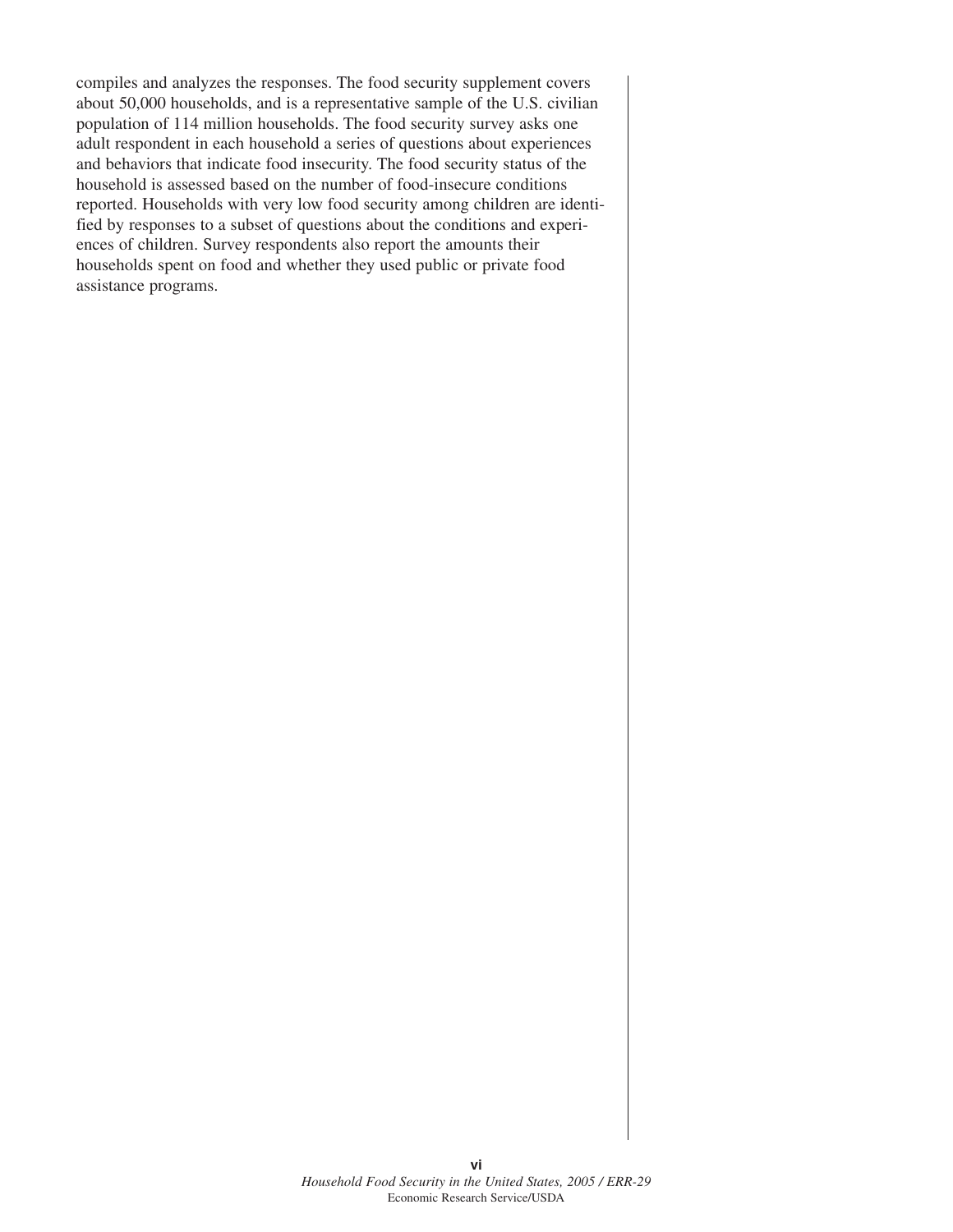compiles and analyzes the responses. The food security supplement covers about 50,000 households, and is a representative sample of the U.S. civilian population of 114 million households. The food security survey asks one adult respondent in each household a series of questions about experiences and behaviors that indicate food insecurity. The food security status of the household is assessed based on the number of food-insecure conditions reported. Households with very low food security among children are identified by responses to a subset of questions about the conditions and experiences of children. Survey respondents also report the amounts their households spent on food and whether they used public or private food assistance programs.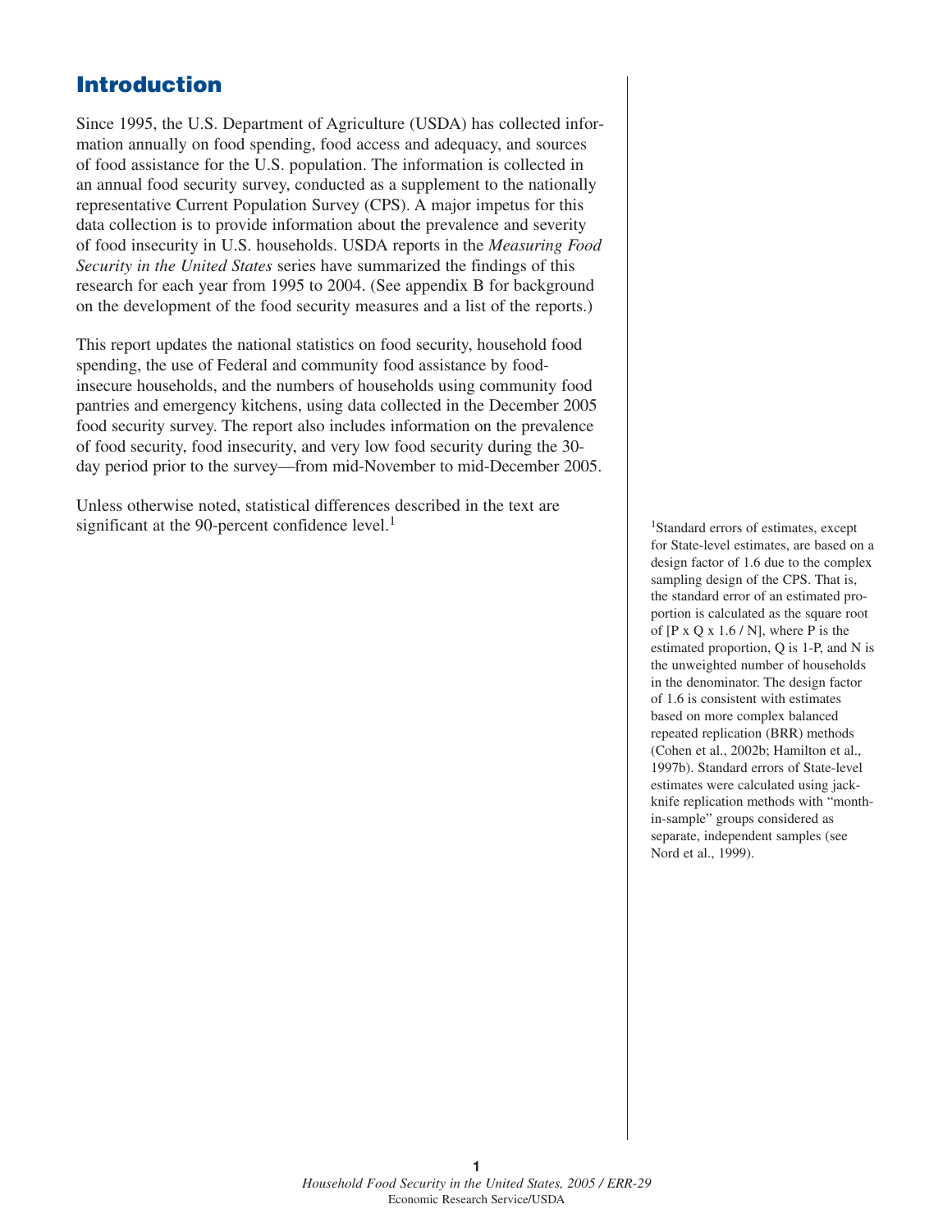## Introduction

Since 1995, the U.S. Department of Agriculture (USDA) has collected information annually on food spending, food access and adequacy, and sources of food assistance for the U.S. population. The information is collected in an annual food security survey, conducted as a supplement to the nationally representative Current Population Survey (CPS). A major impetus for this data collection is to provide information about the prevalence and severity of food insecurity in U.S. households. USDA reports in the *Measuring Food Security in the United States* series have summarized the findings of this research for each year from 1995 to 2004. (See appendix B for background on the development of the food security measures and a list of the reports.)

This report updates the national statistics on food security, household food spending, the use of Federal and community food assistance by food-insecure households, and the numbers of households using community food pantries and emergency kitchens, using data collected in the December 2005 food security survey. The report also includes information on the prevalence of food security, food insecurity, and very low food security during the 30-day period prior to the survey—from mid-November to mid-December 2005.

Unless otherwise noted, statistical differences described in the text are significant at the 90-percent confidence level.[1]

[1]Standard errors of estimates, except for State-level estimates, are based on a design factor of 1.6 due to the complex sampling design of the CPS. That is, the standard error of an estimated proportion is calculated as the square root of [P x Q x 1.6 / N], where P is the estimated proportion, Q is 1-P, and N is the unweighted number of households in the denominator. The design factor of 1.6 is consistent with estimates based on more complex balanced repeated replication (BRR) methods (Cohen et al., 2002b; Hamilton et al., 1997b). Standard errors of State-level estimates were calculated using jackknife replication methods with "month-in-sample" groups considered as separate, independent samples (see Nord et al., 1999).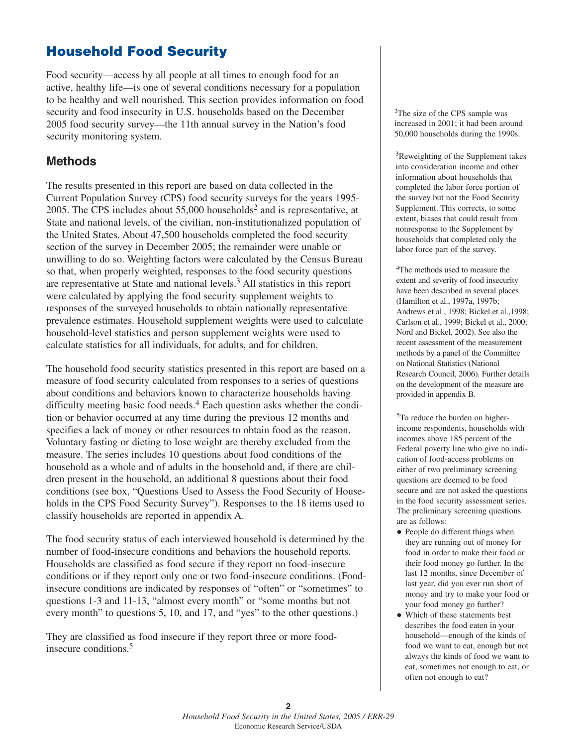# Household Food Security

Food security—access by all people at all times to enough food for an active, healthy life—is one of several conditions necessary for a population to be healthy and well nourished. This section provides information on food security and food insecurity in U.S. households based on the December 2005 food security survey—the 11th annual survey in the Nation's food security monitoring system.

## Methods

The results presented in this report are based on data collected in the Current Population Survey (CPS) food security surveys for the years 1995-2005. The CPS includes about 55,000 households[2] and is representative, at State and national levels, of the civilian, non-institutionalized population of the United States. About 47,500 households completed the food security section of the survey in December 2005; the remainder were unable or unwilling to do so. Weighting factors were calculated by the Census Bureau so that, when properly weighted, responses to the food security questions are representative at State and national levels.[3] All statistics in this report were calculated by applying the food security supplement weights to responses of the surveyed households to obtain nationally representative prevalence estimates. Household supplement weights were used to calculate household-level statistics and person supplement weights were used to calculate statistics for all individuals, for adults, and for children.

The household food security statistics presented in this report are based on a measure of food security calculated from responses to a series of questions about conditions and behaviors known to characterize households having difficulty meeting basic food needs.[4] Each question asks whether the condition or behavior occurred at any time during the previous 12 months and specifies a lack of money or other resources to obtain food as the reason. Voluntary fasting or dieting to lose weight are thereby excluded from the measure. The series includes 10 questions about food conditions of the household as a whole and of adults in the household and, if there are children present in the household, an additional 8 questions about their food conditions (see box, "Questions Used to Assess the Food Security of Households in the CPS Food Security Survey"). Responses to the 18 items used to classify households are reported in appendix A.

The food security status of each interviewed household is determined by the number of food-insecure conditions and behaviors the household reports. Households are classified as food secure if they report no food-insecure conditions or if they report only one or two food-insecure conditions. (Food-insecure conditions are indicated by responses of "often" or "sometimes" to questions 1-3 and 11-13, "almost every month" or "some months but not every month" to questions 5, 10, and 17, and "yes" to the other questions.)

They are classified as food insecure if they report three or more food-insecure conditions.[5]

[2]The size of the CPS sample was increased in 2001; it had been around 50,000 households during the 1990s.

[3]Reweighting of the Supplement takes into consideration income and other information about households that completed the labor force portion of the survey but not the Food Security Supplement. This corrects, to some extent, biases that could result from nonresponse to the Supplement by households that completed only the labor force part of the survey.

[4]The methods used to measure the extent and severity of food insecurity have been described in several places (Hamilton et al., 1997a, 1997b; Andrews et al., 1998; Bickel et al.,1998; Carlson et al., 1999; Bickel et al., 2000; Nord and Bickel, 2002). See also the recent assessment of the measurement methods by a panel of the Committee on National Statistics (National Research Council, 2006). Further details on the development of the measure are provided in appendix B.

[5]To reduce the burden on higher-income respondents, households with incomes above 185 percent of the Federal poverty line who give no indication of food-access problems on either of two preliminary screening questions are deemed to be food secure and are not asked the questions in the food security assessment series. The preliminary screening questions are as follows:

- People do different things when they are running out of money for food in order to make their food or their food money go further. In the last 12 months, since December of last year, did you ever run short of money and try to make your food or your food money go further?
- Which of these statements best describes the food eaten in your household—enough of the kinds of food we want to eat, enough but not always the kinds of food we want to eat, sometimes not enough to eat, or often not enough to eat?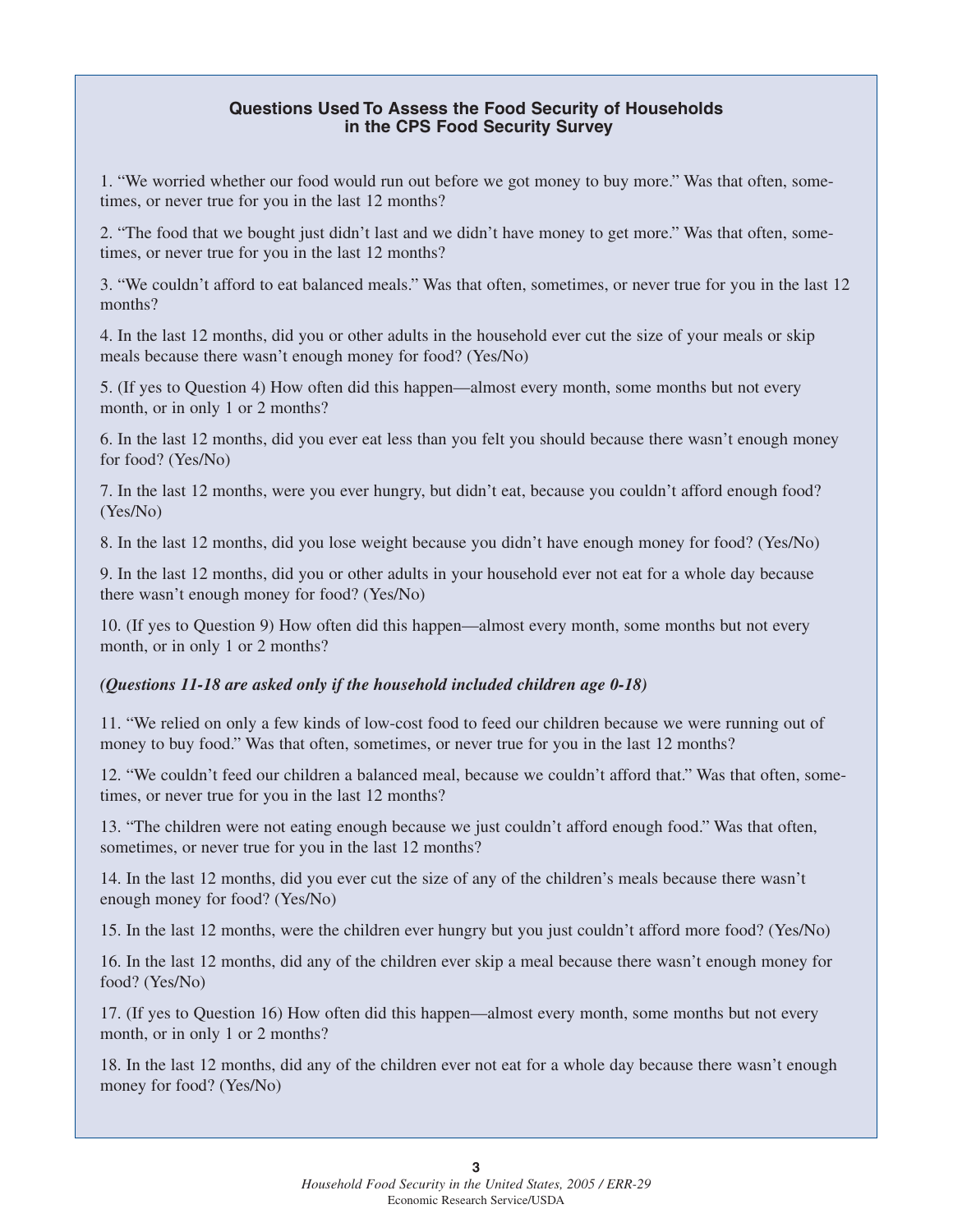### Questions Used To Assess the Food Security of Households in the CPS Food Security Survey

1. "We worried whether our food would run out before we got money to buy more." Was that often, sometimes, or never true for you in the last 12 months?

2. "The food that we bought just didn't last and we didn't have money to get more." Was that often, sometimes, or never true for you in the last 12 months?

3. "We couldn't afford to eat balanced meals." Was that often, sometimes, or never true for you in the last 12 months?

4. In the last 12 months, did you or other adults in the household ever cut the size of your meals or skip meals because there wasn't enough money for food? (Yes/No)

5. (If yes to Question 4) How often did this happen—almost every month, some months but not every month, or in only 1 or 2 months?

6. In the last 12 months, did you ever eat less than you felt you should because there wasn't enough money for food? (Yes/No)

7. In the last 12 months, were you ever hungry, but didn't eat, because you couldn't afford enough food? (Yes/No)

8. In the last 12 months, did you lose weight because you didn't have enough money for food? (Yes/No)

9. In the last 12 months, did you or other adults in your household ever not eat for a whole day because there wasn't enough money for food? (Yes/No)

10. (If yes to Question 9) How often did this happen—almost every month, some months but not every month, or in only 1 or 2 months?

***(Questions 11-18 are asked only if the household included children age 0-18)***

11. "We relied on only a few kinds of low-cost food to feed our children because we were running out of money to buy food." Was that often, sometimes, or never true for you in the last 12 months?

12. "We couldn't feed our children a balanced meal, because we couldn't afford that." Was that often, sometimes, or never true for you in the last 12 months?

13. "The children were not eating enough because we just couldn't afford enough food." Was that often, sometimes, or never true for you in the last 12 months?

14. In the last 12 months, did you ever cut the size of any of the children's meals because there wasn't enough money for food? (Yes/No)

15. In the last 12 months, were the children ever hungry but you just couldn't afford more food? (Yes/No)

16. In the last 12 months, did any of the children ever skip a meal because there wasn't enough money for food? (Yes/No)

17. (If yes to Question 16) How often did this happen—almost every month, some months but not every month, or in only 1 or 2 months?

18. In the last 12 months, did any of the children ever not eat for a whole day because there wasn't enough money for food? (Yes/No)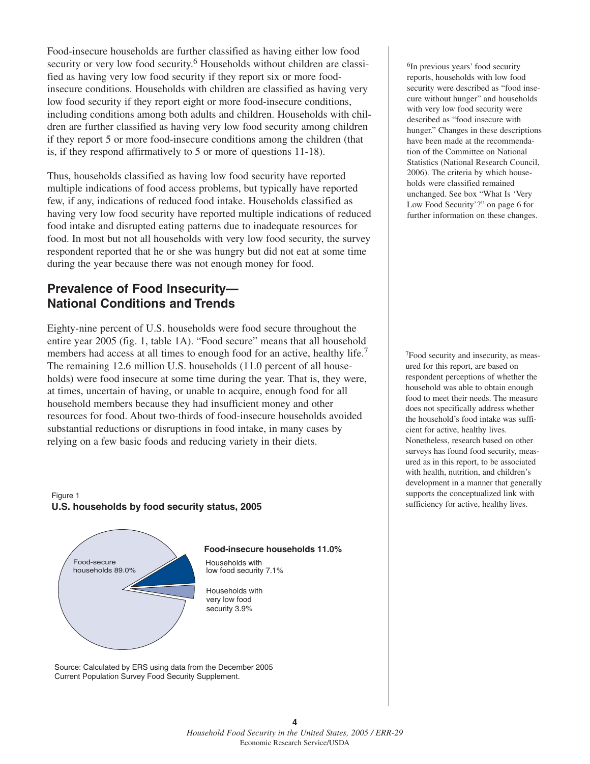Food-insecure households are further classified as having either low food security or very low food security.[6] Households without children are classified as having very low food security if they report six or more food-insecure conditions. Households with children are classified as having very low food security if they report eight or more food-insecure conditions, including conditions among both adults and children. Households with children are further classified as having very low food security among children if they report 5 or more food-insecure conditions among the children (that is, if they respond affirmatively to 5 or more of questions 11-18).

Thus, households classified as having low food security have reported multiple indications of food access problems, but typically have reported few, if any, indications of reduced food intake. Households classified as having very low food security have reported multiple indications of reduced food intake and disrupted eating patterns due to inadequate resources for food. In most but not all households with very low food security, the survey respondent reported that he or she was hungry but did not eat at some time during the year because there was not enough money for food.

## Prevalence of Food Insecurity—National Conditions and Trends

Eighty-nine percent of U.S. households were food secure throughout the entire year 2005 (fig. 1, table 1A). "Food secure" means that all household members had access at all times to enough food for an active, healthy life.[7] The remaining 12.6 million U.S. households (11.0 percent of all households) were food insecure at some time during the year. That is, they were, at times, uncertain of having, or unable to acquire, enough food for all household members because they had insufficient money and other resources for food. About two-thirds of food-insecure households avoided substantial reductions or disruptions in food intake, in many cases by relying on a few basic foods and reducing variety in their diets.

Figure 1
**U.S. households by food security status, 2005**

Food-secure households 89.0%

**Food-insecure households 11.0%**

Households with low food security 7.1%

Households with very low food security 3.9%

Source: Calculated by ERS using data from the December 2005 Current Population Survey Food Security Supplement.

[6] In previous years' food security reports, households with low food security were described as "food insecure without hunger" and households with very low food security were described as "food insecure with hunger." Changes in these descriptions have been made at the recommendation of the Committee on National Statistics (National Research Council, 2006). The criteria by which households were classified remained unchanged. See box "What Is 'Very Low Food Security'?" on page 6 for further information on these changes.

[7] Food security and insecurity, as measured for this report, are based on respondent perceptions of whether the household was able to obtain enough food to meet their needs. The measure does not specifically address whether the household's food intake was sufficient for active, healthy lives. Nonetheless, research based on other surveys has found food security, measured as in this report, to be associated with health, nutrition, and children's development in a manner that generally supports the conceptualized link with sufficiency for active, healthy lives.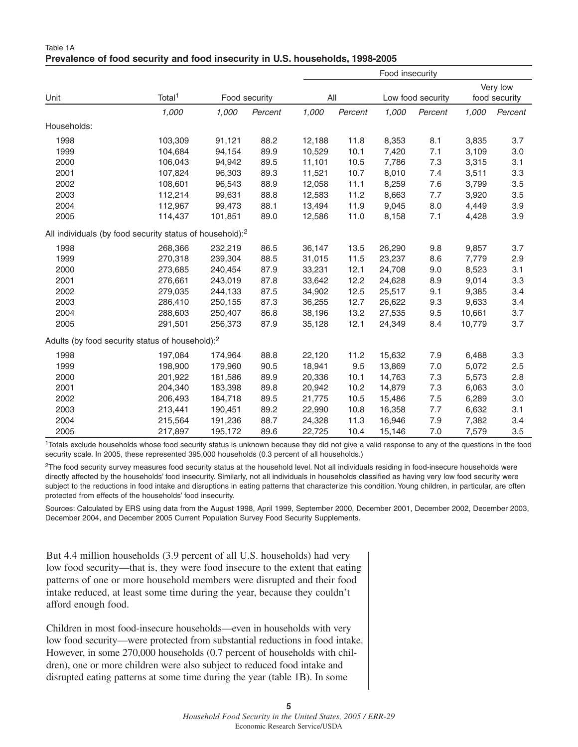Table 1A

**Prevalence of food security and food insecurity in U.S. households, 1998-2005**

| Unit | Total[1] | Food security | | Food insecurity | | | | | |
|---|---|---|---|---|---|---|---|---|---|
| | | | | All | | Low food security | | Very low food security | |
| | *1,000* | *1,000* | *Percent* | *1,000* | *Percent* | *1,000* | *Percent* | *1,000* | *Percent* |
| Households: | | | | | | | | | |
| 1998 | 103,309 | 91,121 | 88.2 | 12,188 | 11.8 | 8,353 | 8.1 | 3,835 | 3.7 |
| 1999 | 104,684 | 94,154 | 89.9 | 10,529 | 10.1 | 7,420 | 7.1 | 3,109 | 3.0 |
| 2000 | 106,043 | 94,942 | 89.5 | 11,101 | 10.5 | 7,786 | 7.3 | 3,315 | 3.1 |
| 2001 | 107,824 | 96,303 | 89.3 | 11,521 | 10.7 | 8,010 | 7.4 | 3,511 | 3.3 |
| 2002 | 108,601 | 96,543 | 88.9 | 12,058 | 11.1 | 8,259 | 7.6 | 3,799 | 3.5 |
| 2003 | 112,214 | 99,631 | 88.8 | 12,583 | 11.2 | 8,663 | 7.7 | 3,920 | 3.5 |
| 2004 | 112,967 | 99,473 | 88.1 | 13,494 | 11.9 | 9,045 | 8.0 | 4,449 | 3.9 |
| 2005 | 114,437 | 101,851 | 89.0 | 12,586 | 11.0 | 8,158 | 7.1 | 4,428 | 3.9 |
| All individuals (by food security status of household):[2] | | | | | | | | | |
| 1998 | 268,366 | 232,219 | 86.5 | 36,147 | 13.5 | 26,290 | 9.8 | 9,857 | 3.7 |
| 1999 | 270,318 | 239,304 | 88.5 | 31,015 | 11.5 | 23,237 | 8.6 | 7,779 | 2.9 |
| 2000 | 273,685 | 240,454 | 87.9 | 33,231 | 12.1 | 24,708 | 9.0 | 8,523 | 3.1 |
| 2001 | 276,661 | 243,019 | 87.8 | 33,642 | 12.2 | 24,628 | 8.9 | 9,014 | 3.3 |
| 2002 | 279,035 | 244,133 | 87.5 | 34,902 | 12.5 | 25,517 | 9.1 | 9,385 | 3.4 |
| 2003 | 286,410 | 250,155 | 87.3 | 36,255 | 12.7 | 26,622 | 9.3 | 9,633 | 3.4 |
| 2004 | 288,603 | 250,407 | 86.8 | 38,196 | 13.2 | 27,535 | 9.5 | 10,661 | 3.7 |
| 2005 | 291,501 | 256,373 | 87.9 | 35,128 | 12.1 | 24,349 | 8.4 | 10,779 | 3.7 |
| Adults (by food security status of household):[2] | | | | | | | | | |
| 1998 | 197,084 | 174,964 | 88.8 | 22,120 | 11.2 | 15,632 | 7.9 | 6,488 | 3.3 |
| 1999 | 198,900 | 179,960 | 90.5 | 18,941 | 9.5 | 13,869 | 7.0 | 5,072 | 2.5 |
| 2000 | 201,922 | 181,586 | 89.9 | 20,336 | 10.1 | 14,763 | 7.3 | 5,573 | 2.8 |
| 2001 | 204,340 | 183,398 | 89.8 | 20,942 | 10.2 | 14,879 | 7.3 | 6,063 | 3.0 |
| 2002 | 206,493 | 184,718 | 89.5 | 21,775 | 10.5 | 15,486 | 7.5 | 6,289 | 3.0 |
| 2003 | 213,441 | 190,451 | 89.2 | 22,990 | 10.8 | 16,358 | 7.7 | 6,632 | 3.1 |
| 2004 | 215,564 | 191,236 | 88.7 | 24,328 | 11.3 | 16,946 | 7.9 | 7,382 | 3.4 |
| 2005 | 217,897 | 195,172 | 89.6 | 22,725 | 10.4 | 15,146 | 7.0 | 7,579 | 3.5 |

[1]Totals exclude households whose food security status is unknown because they did not give a valid response to any of the questions in the food security scale. In 2005, these represented 395,000 households (0.3 percent of all households.)

[2]The food security survey measures food security status at the household level. Not all individuals residing in food-insecure households were directly affected by the households' food insecurity. Similarly, not all individuals in households classified as having very low food security were subject to the reductions in food intake and disruptions in eating patterns that characterize this condition. Young children, in particular, are often protected from effects of the households' food insecurity.

Sources: Calculated by ERS using data from the August 1998, April 1999, September 2000, December 2001, December 2002, December 2003, December 2004, and December 2005 Current Population Survey Food Security Supplements.

But 4.4 million households (3.9 percent of all U.S. households) had very low food security—that is, they were food insecure to the extent that eating patterns of one or more household members were disrupted and their food intake reduced, at least some time during the year, because they couldn't afford enough food.

Children in most food-insecure households—even in households with very low food security—were protected from substantial reductions in food intake. However, in some 270,000 households (0.7 percent of households with children), one or more children were also subject to reduced food intake and disrupted eating patterns at some time during the year (table 1B). In some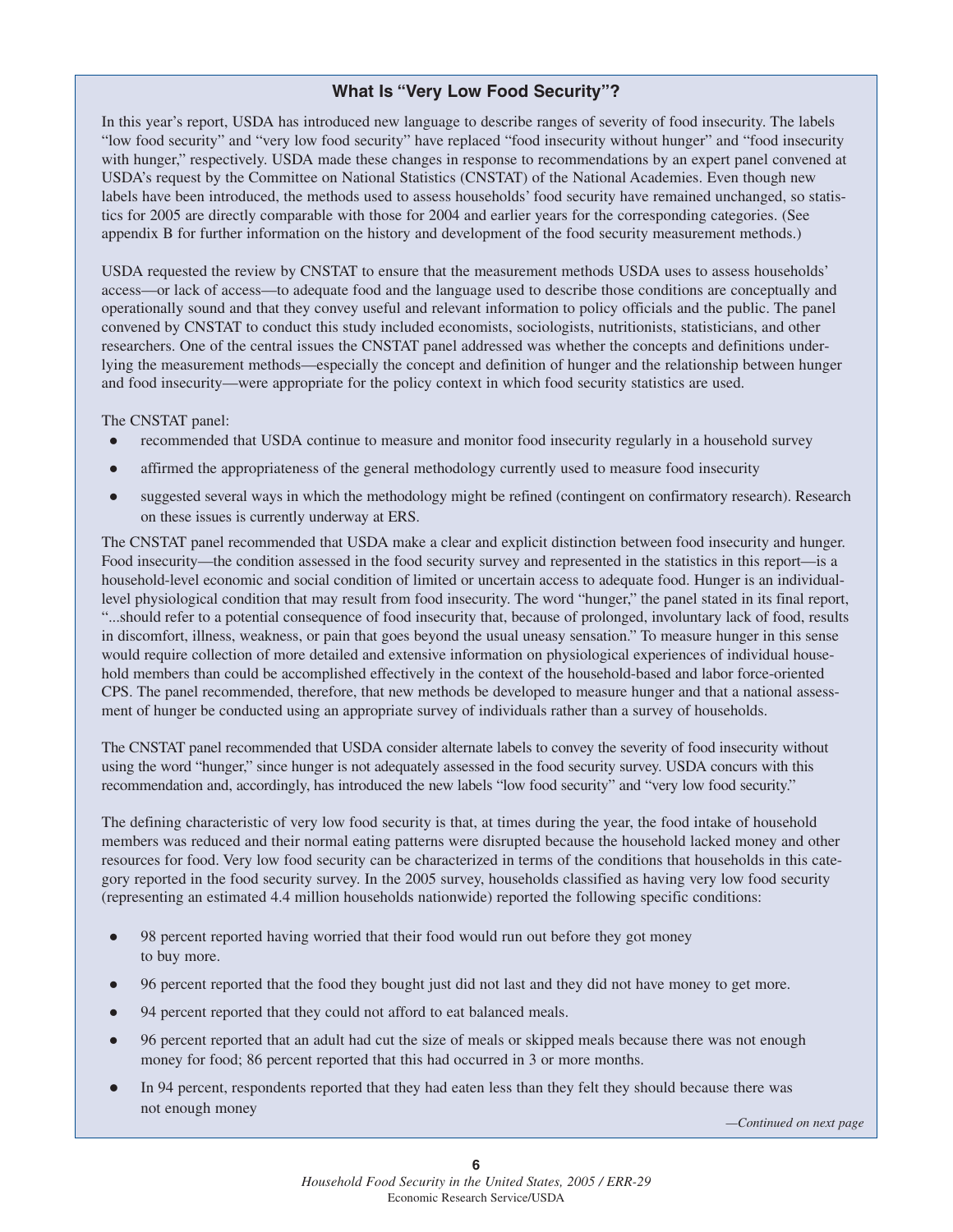## What Is "Very Low Food Security"?

In this year's report, USDA has introduced new language to describe ranges of severity of food insecurity. The labels "low food security" and "very low food security" have replaced "food insecurity without hunger" and "food insecurity with hunger," respectively. USDA made these changes in response to recommendations by an expert panel convened at USDA's request by the Committee on National Statistics (CNSTAT) of the National Academies. Even though new labels have been introduced, the methods used to assess households' food security have remained unchanged, so statistics for 2005 are directly comparable with those for 2004 and earlier years for the corresponding categories. (See appendix B for further information on the history and development of the food security measurement methods.)

USDA requested the review by CNSTAT to ensure that the measurement methods USDA uses to assess households' access—or lack of access—to adequate food and the language used to describe those conditions are conceptually and operationally sound and that they convey useful and relevant information to policy officials and the public. The panel convened by CNSTAT to conduct this study included economists, sociologists, nutritionists, statisticians, and other researchers. One of the central issues the CNSTAT panel addressed was whether the concepts and definitions underlying the measurement methods—especially the concept and definition of hunger and the relationship between hunger and food insecurity—were appropriate for the policy context in which food security statistics are used.

The CNSTAT panel:

- recommended that USDA continue to measure and monitor food insecurity regularly in a household survey
- affirmed the appropriateness of the general methodology currently used to measure food insecurity
- suggested several ways in which the methodology might be refined (contingent on confirmatory research). Research on these issues is currently underway at ERS.

The CNSTAT panel recommended that USDA make a clear and explicit distinction between food insecurity and hunger. Food insecurity—the condition assessed in the food security survey and represented in the statistics in this report—is a household-level economic and social condition of limited or uncertain access to adequate food. Hunger is an individual-level physiological condition that may result from food insecurity. The word "hunger," the panel stated in its final report, "...should refer to a potential consequence of food insecurity that, because of prolonged, involuntary lack of food, results in discomfort, illness, weakness, or pain that goes beyond the usual uneasy sensation." To measure hunger in this sense would require collection of more detailed and extensive information on physiological experiences of individual household members than could be accomplished effectively in the context of the household-based and labor force-oriented CPS. The panel recommended, therefore, that new methods be developed to measure hunger and that a national assessment of hunger be conducted using an appropriate survey of individuals rather than a survey of households.

The CNSTAT panel recommended that USDA consider alternate labels to convey the severity of food insecurity without using the word "hunger," since hunger is not adequately assessed in the food security survey. USDA concurs with this recommendation and, accordingly, has introduced the new labels "low food security" and "very low food security."

The defining characteristic of very low food security is that, at times during the year, the food intake of household members was reduced and their normal eating patterns were disrupted because the household lacked money and other resources for food. Very low food security can be characterized in terms of the conditions that households in this category reported in the food security survey. In the 2005 survey, households classified as having very low food security (representing an estimated 4.4 million households nationwide) reported the following specific conditions:

- 98 percent reported having worried that their food would run out before they got money to buy more.
- 96 percent reported that the food they bought just did not last and they did not have money to get more.
- 94 percent reported that they could not afford to eat balanced meals.
- 96 percent reported that an adult had cut the size of meals or skipped meals because there was not enough money for food; 86 percent reported that this had occurred in 3 or more months.
- In 94 percent, respondents reported that they had eaten less than they felt they should because there was not enough money

*—Continued on next page*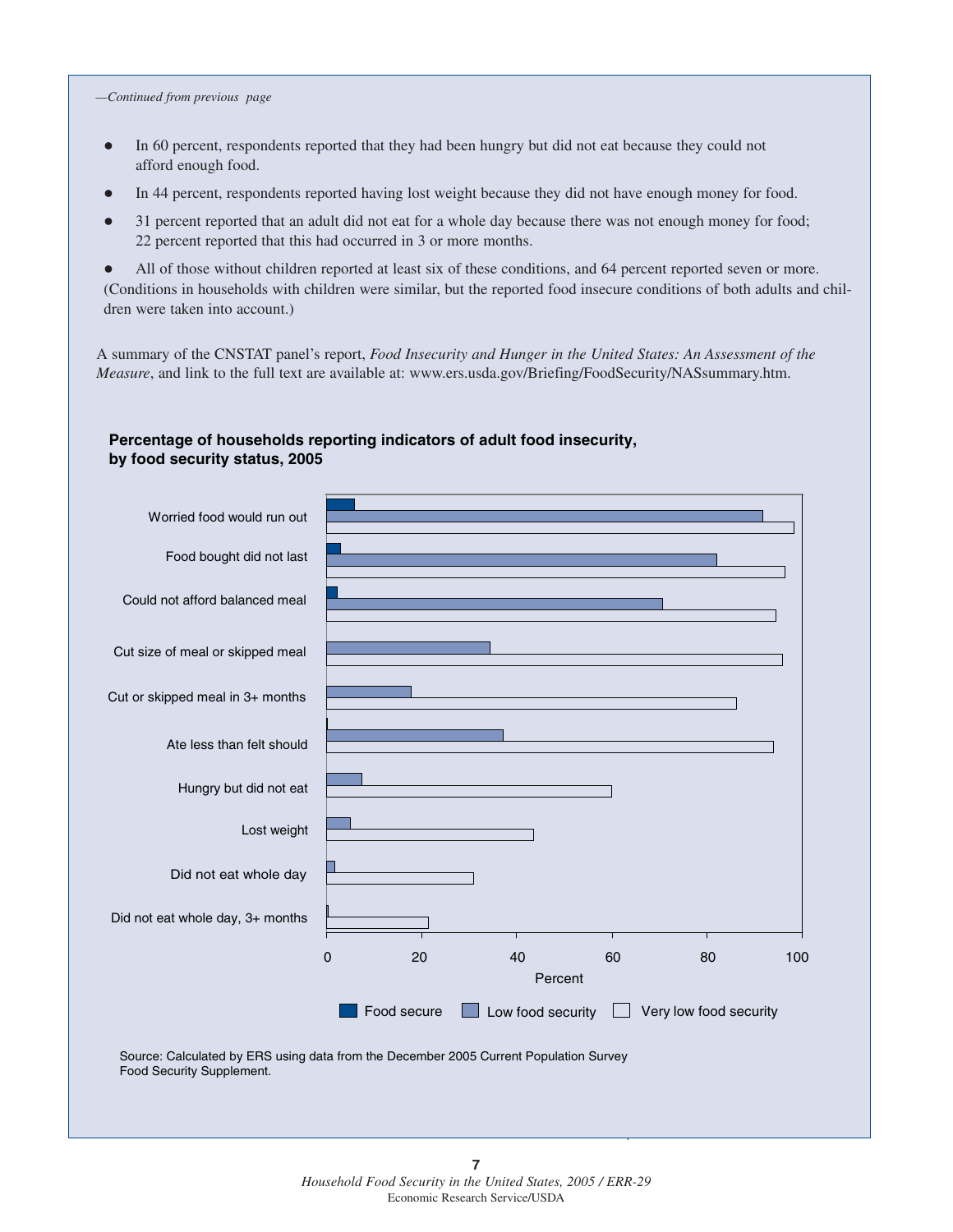*—Continued from previous page*

- In 60 percent, respondents reported that they had been hungry but did not eat because they could not afford enough food.
- In 44 percent, respondents reported having lost weight because they did not have enough money for food.
- 31 percent reported that an adult did not eat for a whole day because there was not enough money for food; 22 percent reported that this had occurred in 3 or more months.
- All of those without children reported at least six of these conditions, and 64 percent reported seven or more.

(Conditions in households with children were similar, but the reported food insecure conditions of both adults and children were taken into account.)

A summary of the CNSTAT panel's report, *Food Insecurity and Hunger in the United States: An Assessment of the Measure*, and link to the full text are available at: www.ers.usda.gov/Briefing/FoodSecurity/NASsummary.htm.

**Percentage of households reporting indicators of adult food insecurity, by food security status, 2005**

Source: Calculated by ERS using data from the December 2005 Current Population Survey Food Security Supplement.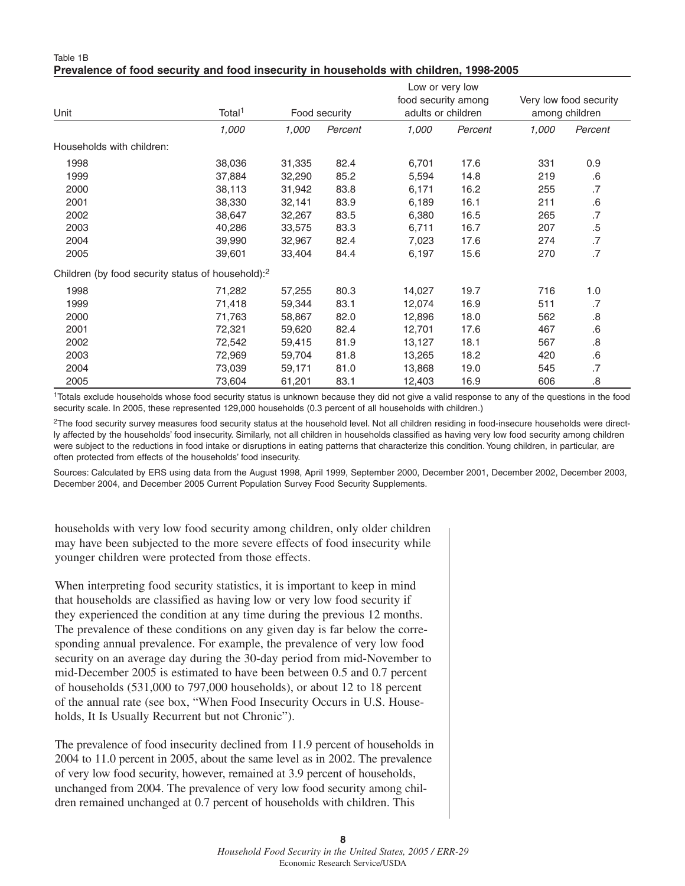Table 1B

**Prevalence of food security and food insecurity in households with children, 1998-2005**

| Unit | Total[1] | Food security | | Low or very low food security among adults or children | | Very low food security among children | |
|---|---|---|---|---|---|---|---|
| | *1,000* | *1,000* | *Percent* | *1,000* | *Percent* | *1,000* | *Percent* |
| Households with children: | | | | | | | |
| 1998 | 38,036 | 31,335 | 82.4 | 6,701 | 17.6 | 331 | 0.9 |
| 1999 | 37,884 | 32,290 | 85.2 | 5,594 | 14.8 | 219 | .6 |
| 2000 | 38,113 | 31,942 | 83.8 | 6,171 | 16.2 | 255 | .7 |
| 2001 | 38,330 | 32,141 | 83.9 | 6,189 | 16.1 | 211 | .6 |
| 2002 | 38,647 | 32,267 | 83.5 | 6,380 | 16.5 | 265 | .7 |
| 2003 | 40,286 | 33,575 | 83.3 | 6,711 | 16.7 | 207 | .5 |
| 2004 | 39,990 | 32,967 | 82.4 | 7,023 | 17.6 | 274 | .7 |
| 2005 | 39,601 | 33,404 | 84.4 | 6,197 | 15.6 | 270 | .7 |
| Children (by food security status of household):[2] | | | | | | | |
| 1998 | 71,282 | 57,255 | 80.3 | 14,027 | 19.7 | 716 | 1.0 |
| 1999 | 71,418 | 59,344 | 83.1 | 12,074 | 16.9 | 511 | .7 |
| 2000 | 71,763 | 58,867 | 82.0 | 12,896 | 18.0 | 562 | .8 |
| 2001 | 72,321 | 59,620 | 82.4 | 12,701 | 17.6 | 467 | .6 |
| 2002 | 72,542 | 59,415 | 81.9 | 13,127 | 18.1 | 567 | .8 |
| 2003 | 72,969 | 59,704 | 81.8 | 13,265 | 18.2 | 420 | .6 |
| 2004 | 73,039 | 59,171 | 81.0 | 13,868 | 19.0 | 545 | .7 |
| 2005 | 73,604 | 61,201 | 83.1 | 12,403 | 16.9 | 606 | .8 |

[1]Totals exclude households whose food security status is unknown because they did not give a valid response to any of the questions in the food security scale. In 2005, these represented 129,000 households (0.3 percent of all households with children.)

[2]The food security survey measures food security status at the household level. Not all children residing in food-insecure households were directly affected by the households' food insecurity. Similarly, not all children in households classified as having very low food security among children were subject to the reductions in food intake or disruptions in eating patterns that characterize this condition. Young children, in particular, are often protected from effects of the households' food insecurity.

Sources: Calculated by ERS using data from the August 1998, April 1999, September 2000, December 2001, December 2002, December 2003, December 2004, and December 2005 Current Population Survey Food Security Supplements.

households with very low food security among children, only older children may have been subjected to the more severe effects of food insecurity while younger children were protected from those effects.

When interpreting food security statistics, it is important to keep in mind that households are classified as having low or very low food security if they experienced the condition at any time during the previous 12 months. The prevalence of these conditions on any given day is far below the corresponding annual prevalence. For example, the prevalence of very low food security on an average day during the 30-day period from mid-November to mid-December 2005 is estimated to have been between 0.5 and 0.7 percent of households (531,000 to 797,000 households), or about 12 to 18 percent of the annual rate (see box, "When Food Insecurity Occurs in U.S. Households, It Is Usually Recurrent but not Chronic").

The prevalence of food insecurity declined from 11.9 percent of households in 2004 to 11.0 percent in 2005, about the same level as in 2002. The prevalence of very low food security, however, remained at 3.9 percent of households, unchanged from 2004. The prevalence of very low food security among children remained unchanged at 0.7 percent of households with children. This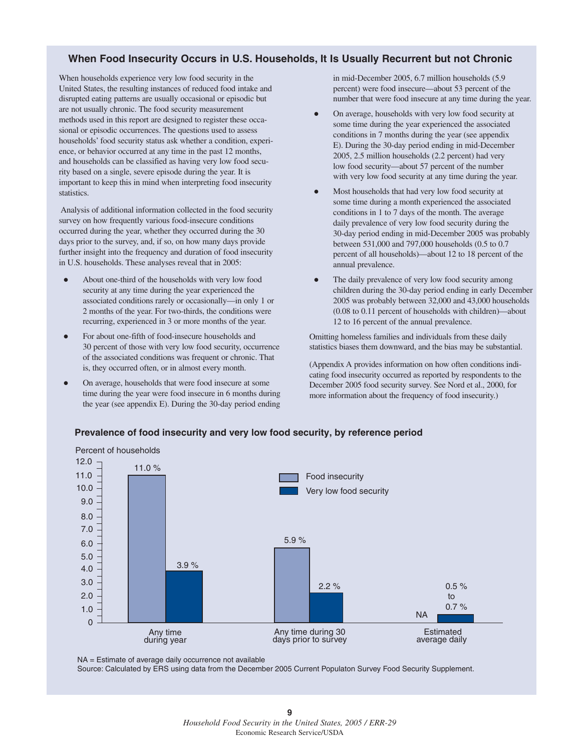## When Food Insecurity Occurs in U.S. Households, It Is Usually Recurrent but not Chronic

When households experience very low food security in the United States, the resulting instances of reduced food intake and disrupted eating patterns are usually occasional or episodic but are not usually chronic. The food security measurement methods used in this report are designed to register these occasional or episodic occurrences. The questions used to assess households' food security status ask whether a condition, experience, or behavior occurred at any time in the past 12 months, and households can be classified as having very low food security based on a single, severe episode during the year. It is important to keep this in mind when interpreting food insecurity statistics.

Analysis of additional information collected in the food security survey on how frequently various food-insecure conditions occurred during the year, whether they occurred during the 30 days prior to the survey, and, if so, on how many days provide further insight into the frequency and duration of food insecurity in U.S. households. These analyses reveal that in 2005:

- About one-third of the households with very low food security at any time during the year experienced the associated conditions rarely or occasionally—in only 1 or 2 months of the year. For two-thirds, the conditions were recurring, experienced in 3 or more months of the year.
- For about one-fifth of food-insecure households and 30 percent of those with very low food security, occurrence of the associated conditions was frequent or chronic. That is, they occurred often, or in almost every month.
- On average, households that were food insecure at some time during the year were food insecure in 6 months during the year (see appendix E). During the 30-day period ending in mid-December 2005, 6.7 million households (5.9 percent) were food insecure—about 53 percent of the number that were food insecure at any time during the year.
- On average, households with very low food security at some time during the year experienced the associated conditions in 7 months during the year (see appendix E). During the 30-day period ending in mid-December 2005, 2.5 million households (2.2 percent) had very low food security—about 57 percent of the number with very low food security at any time during the year.
- Most households that had very low food security at some time during a month experienced the associated conditions in 1 to 7 days of the month. The average daily prevalence of very low food security during the 30-day period ending in mid-December 2005 was probably between 531,000 and 797,000 households (0.5 to 0.7 percent of all households)—about 12 to 18 percent of the annual prevalence.
- The daily prevalence of very low food security among children during the 30-day period ending in early December 2005 was probably between 32,000 and 43,000 households (0.08 to 0.11 percent of households with children)—about 12 to 16 percent of the annual prevalence.

Omitting homeless families and individuals from these daily statistics biases them downward, and the bias may be substantial.

(Appendix A provides information on how often conditions indicating food insecurity occurred as reported by respondents to the December 2005 food security survey. See Nord et al., 2000, for more information about the frequency of food insecurity.)

### Prevalence of food insecurity and very low food security, by reference period

Percent of households

| Reference period | Food insecurity | Very low food security |
|---|---|---|
| Any time during year | 11.0 % | 3.9 % |
| Any time during 30 days prior to survey | 5.9 % | 2.2 % |
| Estimated average daily | NA | 0.5 % to 0.7 % |

NA = Estimate of average daily occurrence not available

Source: Calculated by ERS using data from the December 2005 Current Populaton Survey Food Security Supplement.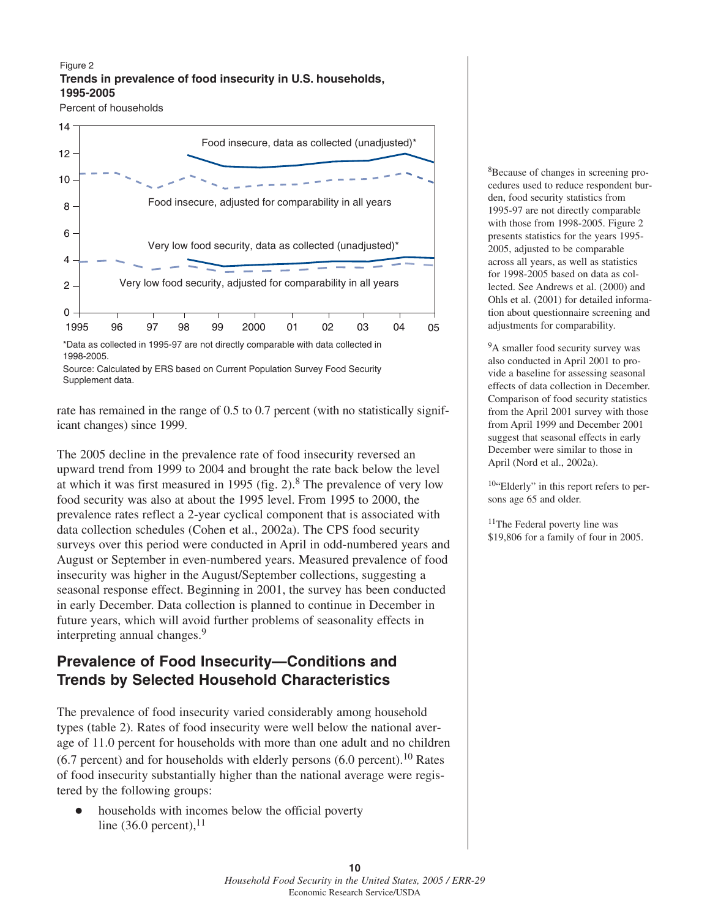Figure 2
**Trends in prevalence of food insecurity in U.S. households, 1995-2005**

Percent of households

Food insecure, data as collected (unadjusted)*

Food insecure, adjusted for comparability in all years

Very low food security, data as collected (unadjusted)*

Very low food security, adjusted for comparability in all years

*Data as collected in 1995-97 are not directly comparable with data collected in 1998-2005.

Source: Calculated by ERS based on Current Population Survey Food Security Supplement data.

rate has remained in the range of 0.5 to 0.7 percent (with no statistically significant changes) since 1999.

The 2005 decline in the prevalence rate of food insecurity reversed an upward trend from 1999 to 2004 and brought the rate back below the level at which it was first measured in 1995 (fig. 2).[8] The prevalence of very low food security was also at about the 1995 level. From 1995 to 2000, the prevalence rates reflect a 2-year cyclical component that is associated with data collection schedules (Cohen et al., 2002a). The CPS food security surveys over this period were conducted in April in odd-numbered years and August or September in even-numbered years. Measured prevalence of food insecurity was higher in the August/September collections, suggesting a seasonal response effect. Beginning in 2001, the survey has been conducted in early December. Data collection is planned to continue in December in future years, which will avoid further problems of seasonality effects in interpreting annual changes.[9]

## Prevalence of Food Insecurity—Conditions and Trends by Selected Household Characteristics

The prevalence of food insecurity varied considerably among household types (table 2). Rates of food insecurity were well below the national average of 11.0 percent for households with more than one adult and no children (6.7 percent) and for households with elderly persons (6.0 percent).[10] Rates of food insecurity substantially higher than the national average were registered by the following groups:

- households with incomes below the official poverty line (36.0 percent),[11]

[8]Because of changes in screening procedures used to reduce respondent burden, food security statistics from 1995-97 are not directly comparable with those from 1998-2005. Figure 2 presents statistics for the years 1995-2005, adjusted to be comparable across all years, as well as statistics for 1998-2005 based on data as collected. See Andrews et al. (2000) and Ohls et al. (2001) for detailed information about questionnaire screening and adjustments for comparability.

[9]A smaller food security survey was also conducted in April 2001 to provide a baseline for assessing seasonal effects of data collection in December. Comparison of food security statistics from the April 2001 survey with those from April 1999 and December 2001 suggest that seasonal effects in early December were similar to those in April (Nord et al., 2002a).

[10]"Elderly" in this report refers to persons age 65 and older.

[11]The Federal poverty line was $19,806 for a family of four in 2005.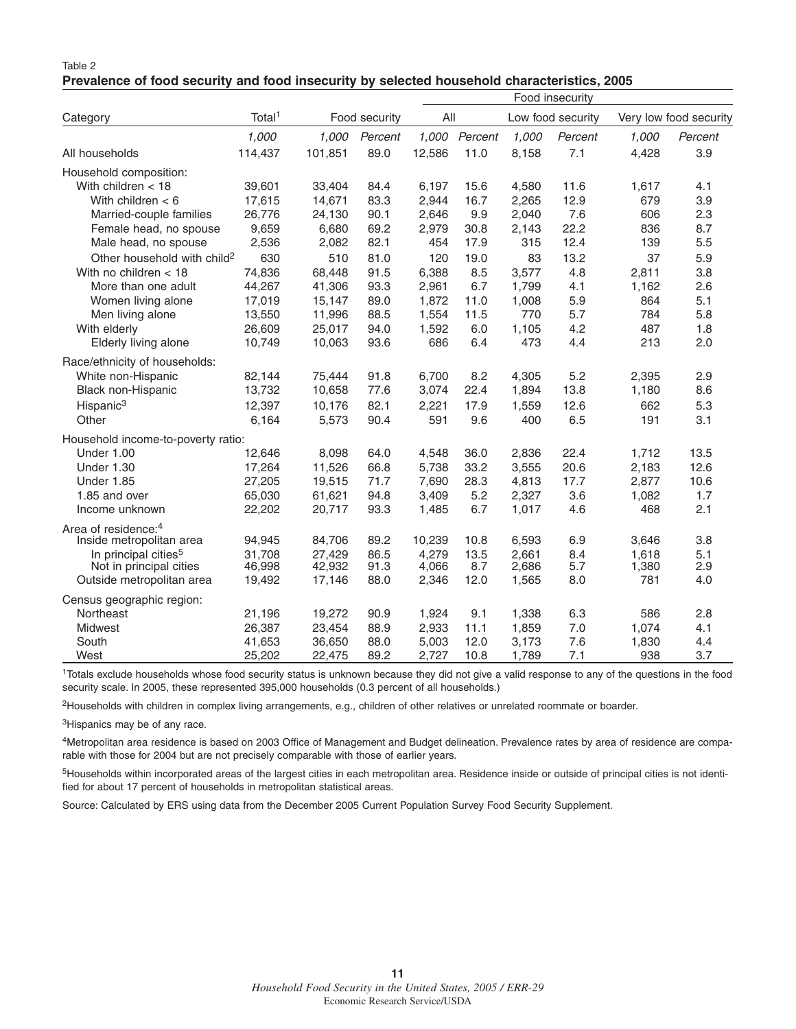Table 2

**Prevalence of food security and food insecurity by selected household characteristics, 2005**

| Category | Total[1] | Food security | | Food insecurity | | | | | |
|---|---|---|---|---|---|---|---|---|---|
| | | | | All | | Low food security | | Very low food security | |
| | *1,000* | *1,000* | *Percent* | *1,000* | *Percent* | *1,000* | *Percent* | *1,000* | *Percent* |
| All households | 114,437 | 101,851 | 89.0 | 12,586 | 11.0 | 8,158 | 7.1 | 4,428 | 3.9 |
| Household composition: | | | | | | | | | |
| With children < 18 | 39,601 | 33,404 | 84.4 | 6,197 | 15.6 | 4,580 | 11.6 | 1,617 | 4.1 |
| With children < 6 | 17,615 | 14,671 | 83.3 | 2,944 | 16.7 | 2,265 | 12.9 | 679 | 3.9 |
| Married-couple families | 26,776 | 24,130 | 90.1 | 2,646 | 9.9 | 2,040 | 7.6 | 606 | 2.3 |
| Female head, no spouse | 9,659 | 6,680 | 69.2 | 2,979 | 30.8 | 2,143 | 22.2 | 836 | 8.7 |
| Male head, no spouse | 2,536 | 2,082 | 82.1 | 454 | 17.9 | 315 | 12.4 | 139 | 5.5 |
| Other household with child[2] | 630 | 510 | 81.0 | 120 | 19.0 | 83 | 13.2 | 37 | 5.9 |
| With no children < 18 | 74,836 | 68,448 | 91.5 | 6,388 | 8.5 | 3,577 | 4.8 | 2,811 | 3.8 |
| More than one adult | 44,267 | 41,306 | 93.3 | 2,961 | 6.7 | 1,799 | 4.1 | 1,162 | 2.6 |
| Women living alone | 17,019 | 15,147 | 89.0 | 1,872 | 11.0 | 1,008 | 5.9 | 864 | 5.1 |
| Men living alone | 13,550 | 11,996 | 88.5 | 1,554 | 11.5 | 770 | 5.7 | 784 | 5.8 |
| With elderly | 26,609 | 25,017 | 94.0 | 1,592 | 6.0 | 1,105 | 4.2 | 487 | 1.8 |
| Elderly living alone | 10,749 | 10,063 | 93.6 | 686 | 6.4 | 473 | 4.4 | 213 | 2.0 |
| Race/ethnicity of households: | | | | | | | | | |
| White non-Hispanic | 82,144 | 75,444 | 91.8 | 6,700 | 8.2 | 4,305 | 5.2 | 2,395 | 2.9 |
| Black non-Hispanic | 13,732 | 10,658 | 77.6 | 3,074 | 22.4 | 1,894 | 13.8 | 1,180 | 8.6 |
| Hispanic[3] | 12,397 | 10,176 | 82.1 | 2,221 | 17.9 | 1,559 | 12.6 | 662 | 5.3 |
| Other | 6,164 | 5,573 | 90.4 | 591 | 9.6 | 400 | 6.5 | 191 | 3.1 |
| Household income-to-poverty ratio: | | | | | | | | | |
| Under 1.00 | 12,646 | 8,098 | 64.0 | 4,548 | 36.0 | 2,836 | 22.4 | 1,712 | 13.5 |
| Under 1.30 | 17,264 | 11,526 | 66.8 | 5,738 | 33.2 | 3,555 | 20.6 | 2,183 | 12.6 |
| Under 1.85 | 27,205 | 19,515 | 71.7 | 7,690 | 28.3 | 4,813 | 17.7 | 2,877 | 10.6 |
| 1.85 and over | 65,030 | 61,621 | 94.8 | 3,409 | 5.2 | 2,327 | 3.6 | 1,082 | 1.7 |
| Income unknown | 22,202 | 20,717 | 93.3 | 1,485 | 6.7 | 1,017 | 4.6 | 468 | 2.1 |
| Area of residence:[4] | | | | | | | | | |
| Inside metropolitan area | 94,945 | 84,706 | 89.2 | 10,239 | 10.8 | 6,593 | 6.9 | 3,646 | 3.8 |
| In principal cities[5] | 31,708 | 27,429 | 86.5 | 4,279 | 13.5 | 2,661 | 8.4 | 1,618 | 5.1 |
| Not in principal cities | 46,998 | 42,932 | 91.3 | 4,066 | 8.7 | 2,686 | 5.7 | 1,380 | 2.9 |
| Outside metropolitan area | 19,492 | 17,146 | 88.0 | 2,346 | 12.0 | 1,565 | 8.0 | 781 | 4.0 |
| Census geographic region: | | | | | | | | | |
| Northeast | 21,196 | 19,272 | 90.9 | 1,924 | 9.1 | 1,338 | 6.3 | 586 | 2.8 |
| Midwest | 26,387 | 23,454 | 88.9 | 2,933 | 11.1 | 1,859 | 7.0 | 1,074 | 4.1 |
| South | 41,653 | 36,650 | 88.0 | 5,003 | 12.0 | 3,173 | 7.6 | 1,830 | 4.4 |
| West | 25,202 | 22,475 | 89.2 | 2,727 | 10.8 | 1,789 | 7.1 | 938 | 3.7 |

[1]Totals exclude households whose food security status is unknown because they did not give a valid response to any of the questions in the food security scale. In 2005, these represented 395,000 households (0.3 percent of all households.)

[2]Households with children in complex living arrangements, e.g., children of other relatives or unrelated roommate or boarder.

[3]Hispanics may be of any race.

[4]Metropolitan area residence is based on 2003 Office of Management and Budget delineation. Prevalence rates by area of residence are comparable with those for 2004 but are not precisely comparable with those of earlier years.

[5]Households within incorporated areas of the largest cities in each metropolitan area. Residence inside or outside of principal cities is not identified for about 17 percent of households in metropolitan statistical areas.

Source: Calculated by ERS using data from the December 2005 Current Population Survey Food Security Supplement.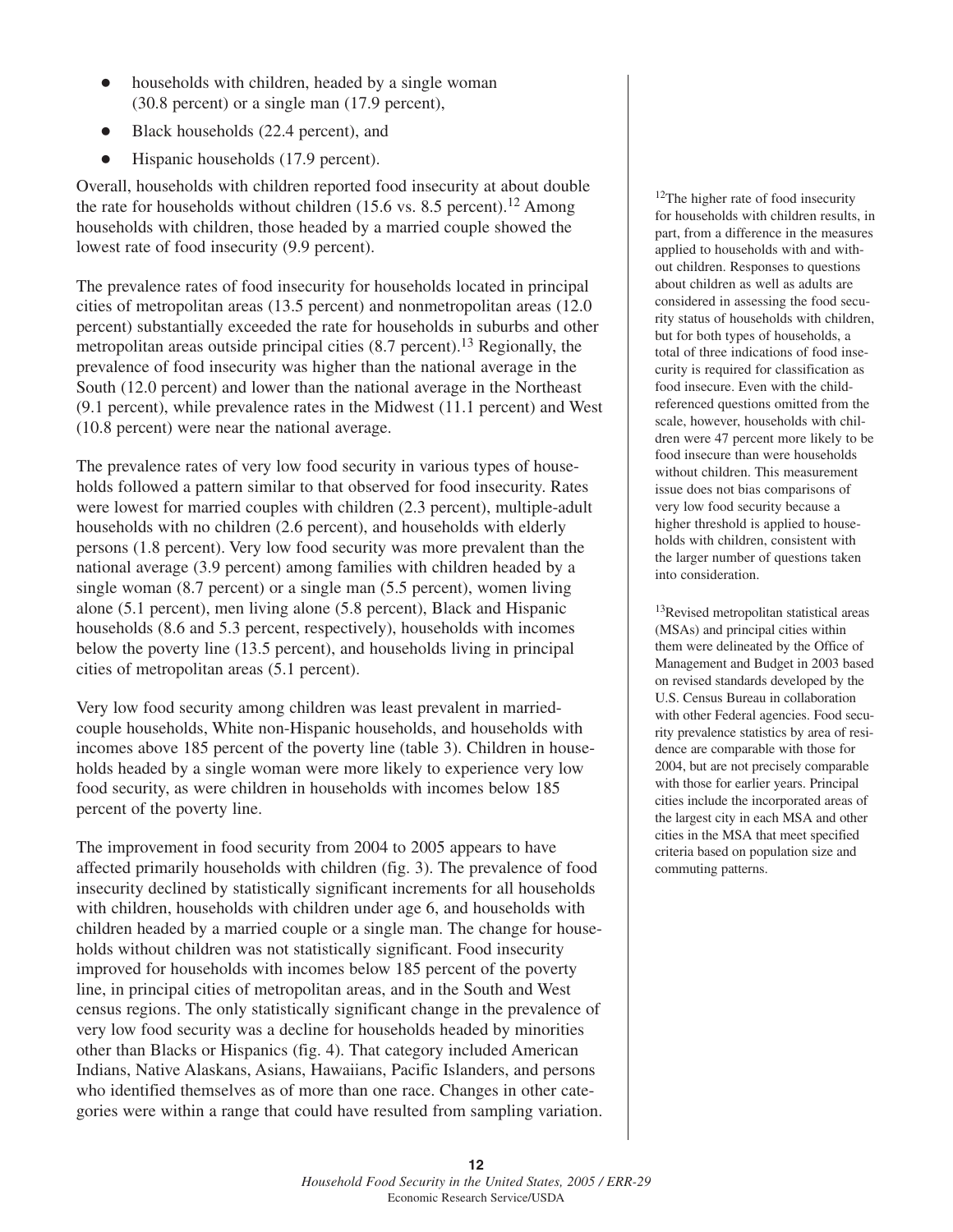- households with children, headed by a single woman (30.8 percent) or a single man (17.9 percent),
- Black households (22.4 percent), and
- Hispanic households (17.9 percent).

Overall, households with children reported food insecurity at about double the rate for households without children (15.6 vs. 8.5 percent).[12] Among households with children, those headed by a married couple showed the lowest rate of food insecurity (9.9 percent).

The prevalence rates of food insecurity for households located in principal cities of metropolitan areas (13.5 percent) and nonmetropolitan areas (12.0 percent) substantially exceeded the rate for households in suburbs and other metropolitan areas outside principal cities (8.7 percent).[13] Regionally, the prevalence of food insecurity was higher than the national average in the South (12.0 percent) and lower than the national average in the Northeast (9.1 percent), while prevalence rates in the Midwest (11.1 percent) and West (10.8 percent) were near the national average.

The prevalence rates of very low food security in various types of households followed a pattern similar to that observed for food insecurity. Rates were lowest for married couples with children (2.3 percent), multiple-adult households with no children (2.6 percent), and households with elderly persons (1.8 percent). Very low food security was more prevalent than the national average (3.9 percent) among families with children headed by a single woman (8.7 percent) or a single man (5.5 percent), women living alone (5.1 percent), men living alone (5.8 percent), Black and Hispanic households (8.6 and 5.3 percent, respectively), households with incomes below the poverty line (13.5 percent), and households living in principal cities of metropolitan areas (5.1 percent).

Very low food security among children was least prevalent in married-couple households, White non-Hispanic households, and households with incomes above 185 percent of the poverty line (table 3). Children in households headed by a single woman were more likely to experience very low food security, as were children in households with incomes below 185 percent of the poverty line.

The improvement in food security from 2004 to 2005 appears to have affected primarily households with children (fig. 3). The prevalence of food insecurity declined by statistically significant increments for all households with children, households with children under age 6, and households with children headed by a married couple or a single man. The change for households without children was not statistically significant. Food insecurity improved for households with incomes below 185 percent of the poverty line, in principal cities of metropolitan areas, and in the South and West census regions. The only statistically significant change in the prevalence of very low food security was a decline for households headed by minorities other than Blacks or Hispanics (fig. 4). That category included American Indians, Native Alaskans, Asians, Hawaiians, Pacific Islanders, and persons who identified themselves as of more than one race. Changes in other categories were within a range that could have resulted from sampling variation.

[12]The higher rate of food insecurity for households with children results, in part, from a difference in the measures applied to households with and without children. Responses to questions about children as well as adults are considered in assessing the food security status of households with children, but for both types of households, a total of three indications of food insecurity is required for classification as food insecure. Even with the child-referenced questions omitted from the scale, however, households with children were 47 percent more likely to be food insecure than were households without children. This measurement issue does not bias comparisons of very low food security because a higher threshold is applied to households with children, consistent with the larger number of questions taken into consideration.

[13]Revised metropolitan statistical areas (MSAs) and principal cities within them were delineated by the Office of Management and Budget in 2003 based on revised standards developed by the U.S. Census Bureau in collaboration with other Federal agencies. Food security prevalence statistics by area of residence are comparable with those for 2004, but are not precisely comparable with those for earlier years. Principal cities include the incorporated areas of the largest city in each MSA and other cities in the MSA that meet specified criteria based on population size and commuting patterns.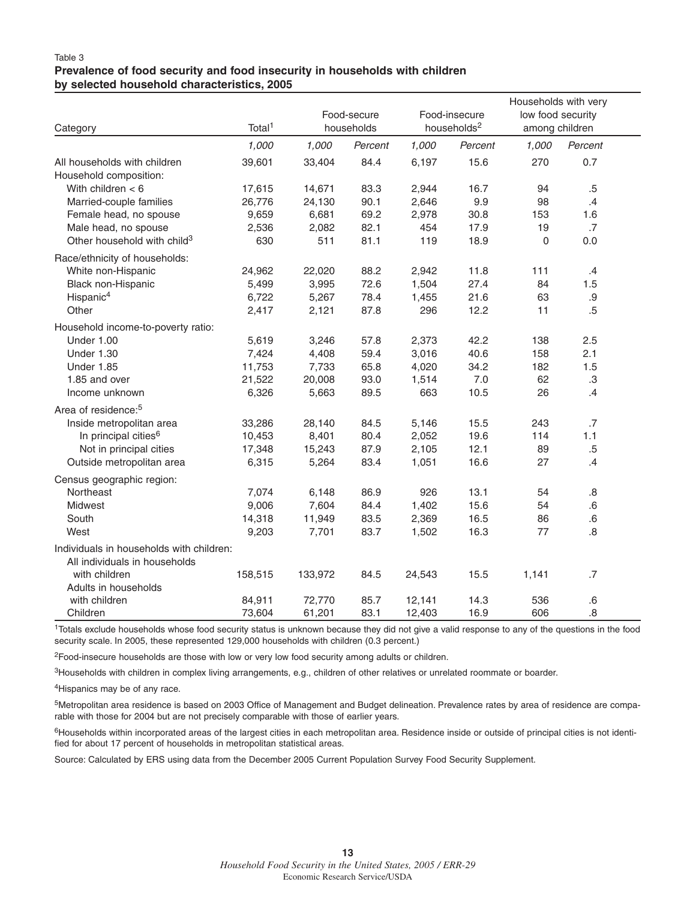Table 3

**Prevalence of food security and food insecurity in households with children by selected household characteristics, 2005**

| Category | Total[1] | Food-secure households | | Food-insecure households[2] | | Households with very low food security among children | |
|---|---|---|---|---|---|---|---|
| | *1,000* | *1,000* | *Percent* | *1,000* | *Percent* | *1,000* | *Percent* |
| All households with children | 39,601 | 33,404 | 84.4 | 6,197 | 15.6 | 270 | 0.7 |
| Household composition: | | | | | | | |
| With children < 6 | 17,615 | 14,671 | 83.3 | 2,944 | 16.7 | 94 | .5 |
| Married-couple families | 26,776 | 24,130 | 90.1 | 2,646 | 9.9 | 98 | .4 |
| Female head, no spouse | 9,659 | 6,681 | 69.2 | 2,978 | 30.8 | 153 | 1.6 |
| Male head, no spouse | 2,536 | 2,082 | 82.1 | 454 | 17.9 | 19 | .7 |
| Other household with child[3] | 630 | 511 | 81.1 | 119 | 18.9 | 0 | 0.0 |
| Race/ethnicity of households: | | | | | | | |
| White non-Hispanic | 24,962 | 22,020 | 88.2 | 2,942 | 11.8 | 111 | .4 |
| Black non-Hispanic | 5,499 | 3,995 | 72.6 | 1,504 | 27.4 | 84 | 1.5 |
| Hispanic[4] | 6,722 | 5,267 | 78.4 | 1,455 | 21.6 | 63 | .9 |
| Other | 2,417 | 2,121 | 87.8 | 296 | 12.2 | 11 | .5 |
| Household income-to-poverty ratio: | | | | | | | |
| Under 1.00 | 5,619 | 3,246 | 57.8 | 2,373 | 42.2 | 138 | 2.5 |
| Under 1.30 | 7,424 | 4,408 | 59.4 | 3,016 | 40.6 | 158 | 2.1 |
| Under 1.85 | 11,753 | 7,733 | 65.8 | 4,020 | 34.2 | 182 | 1.5 |
| 1.85 and over | 21,522 | 20,008 | 93.0 | 1,514 | 7.0 | 62 | .3 |
| Income unknown | 6,326 | 5,663 | 89.5 | 663 | 10.5 | 26 | .4 |
| Area of residence:[5] | | | | | | | |
| Inside metropolitan area | 33,286 | 28,140 | 84.5 | 5,146 | 15.5 | 243 | .7 |
| In principal cities[6] | 10,453 | 8,401 | 80.4 | 2,052 | 19.6 | 114 | 1.1 |
| Not in principal cities | 17,348 | 15,243 | 87.9 | 2,105 | 12.1 | 89 | .5 |
| Outside metropolitan area | 6,315 | 5,264 | 83.4 | 1,051 | 16.6 | 27 | .4 |
| Census geographic region: | | | | | | | |
| Northeast | 7,074 | 6,148 | 86.9 | 926 | 13.1 | 54 | .8 |
| Midwest | 9,006 | 7,604 | 84.4 | 1,402 | 15.6 | 54 | .6 |
| South | 14,318 | 11,949 | 83.5 | 2,369 | 16.5 | 86 | .6 |
| West | 9,203 | 7,701 | 83.7 | 1,502 | 16.3 | 77 | .8 |
| Individuals in households with children: | | | | | | | |
| All individuals in households with children | 158,515 | 133,972 | 84.5 | 24,543 | 15.5 | 1,141 | .7 |
| Adults in households with children | 84,911 | 72,770 | 85.7 | 12,141 | 14.3 | 536 | .6 |
| Children | 73,604 | 61,201 | 83.1 | 12,403 | 16.9 | 606 | .8 |

[1]Totals exclude households whose food security status is unknown because they did not give a valid response to any of the questions in the food security scale. In 2005, these represented 129,000 households with children (0.3 percent.)

[2]Food-insecure households are those with low or very low food security among adults or children.

[3]Households with children in complex living arrangements, e.g., children of other relatives or unrelated roommate or boarder.

[4]Hispanics may be of any race.

[5]Metropolitan area residence is based on 2003 Office of Management and Budget delineation. Prevalence rates by area of residence are comparable with those for 2004 but are not precisely comparable with those of earlier years.

[6]Households within incorporated areas of the largest cities in each metropolitan area. Residence inside or outside of principal cities is not identified for about 17 percent of households in metropolitan statistical areas.

Source: Calculated by ERS using data from the December 2005 Current Population Survey Food Security Supplement.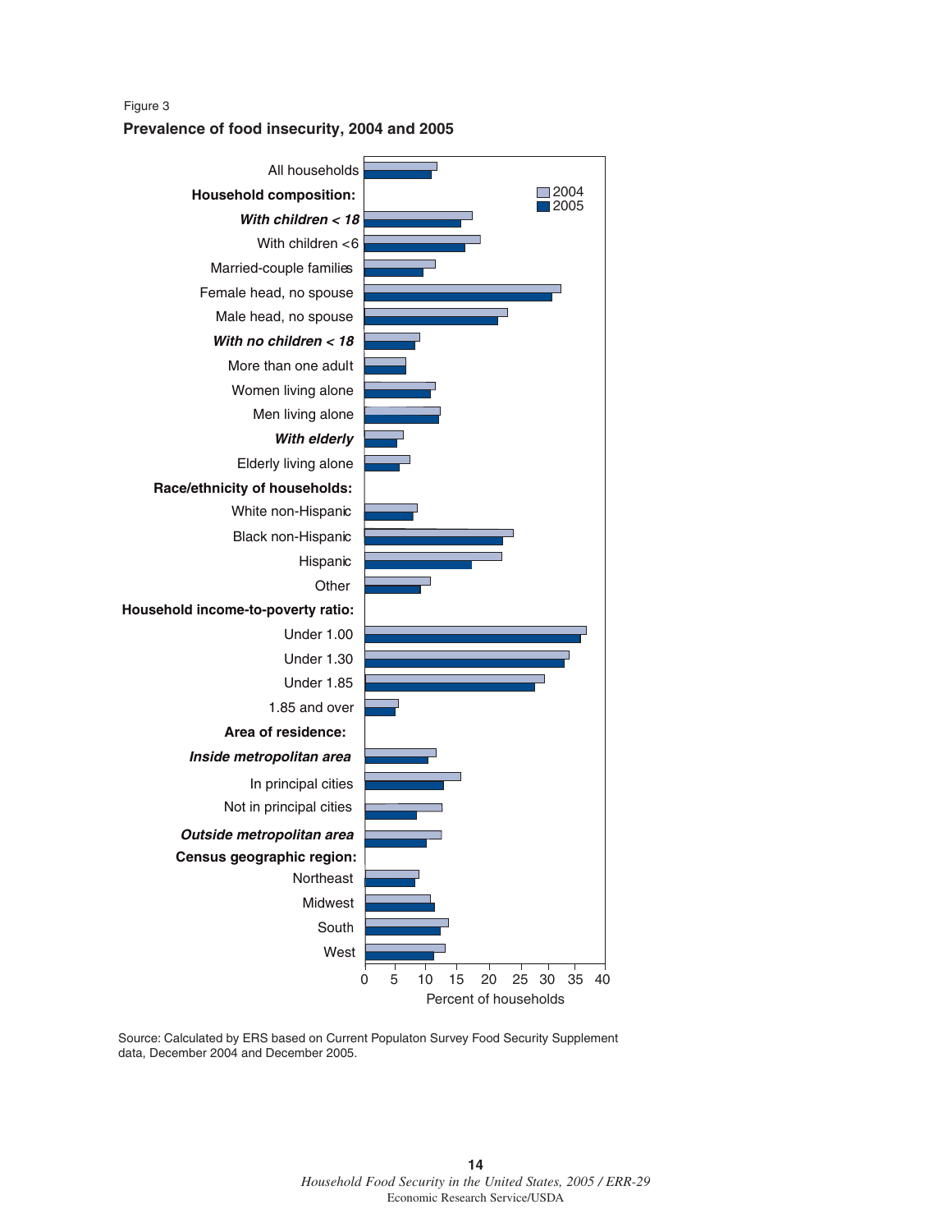Figure 3

**Prevalence of food insecurity, 2004 and 2005**

All households

**Household composition:**

***With children < 18***

With children <6

Married-couple families

Female head, no spouse

Male head, no spouse

***With no children < 18***

More than one adult

Women living alone

Men living alone

***With elderly***

Elderly living alone

**Race/ethnicity of households:**

White non-Hispanic

Black non-Hispanic

Hispanic

Other

**Household income-to-poverty ratio:**

Under 1.00

Under 1.30

Under 1.85

1.85 and over

**Area of residence:**

***Inside metropolitan area***

In principal cities

Not in principal cities

***Outside metropolitan area***

**Census geographic region:**

Northeast

Midwest

South

West

2004

2005

0 5 10 15 20 25 30 35 40

Percent of households

Source: Calculated by ERS based on Current Populaton Survey Food Security Supplement data, December 2004 and December 2005.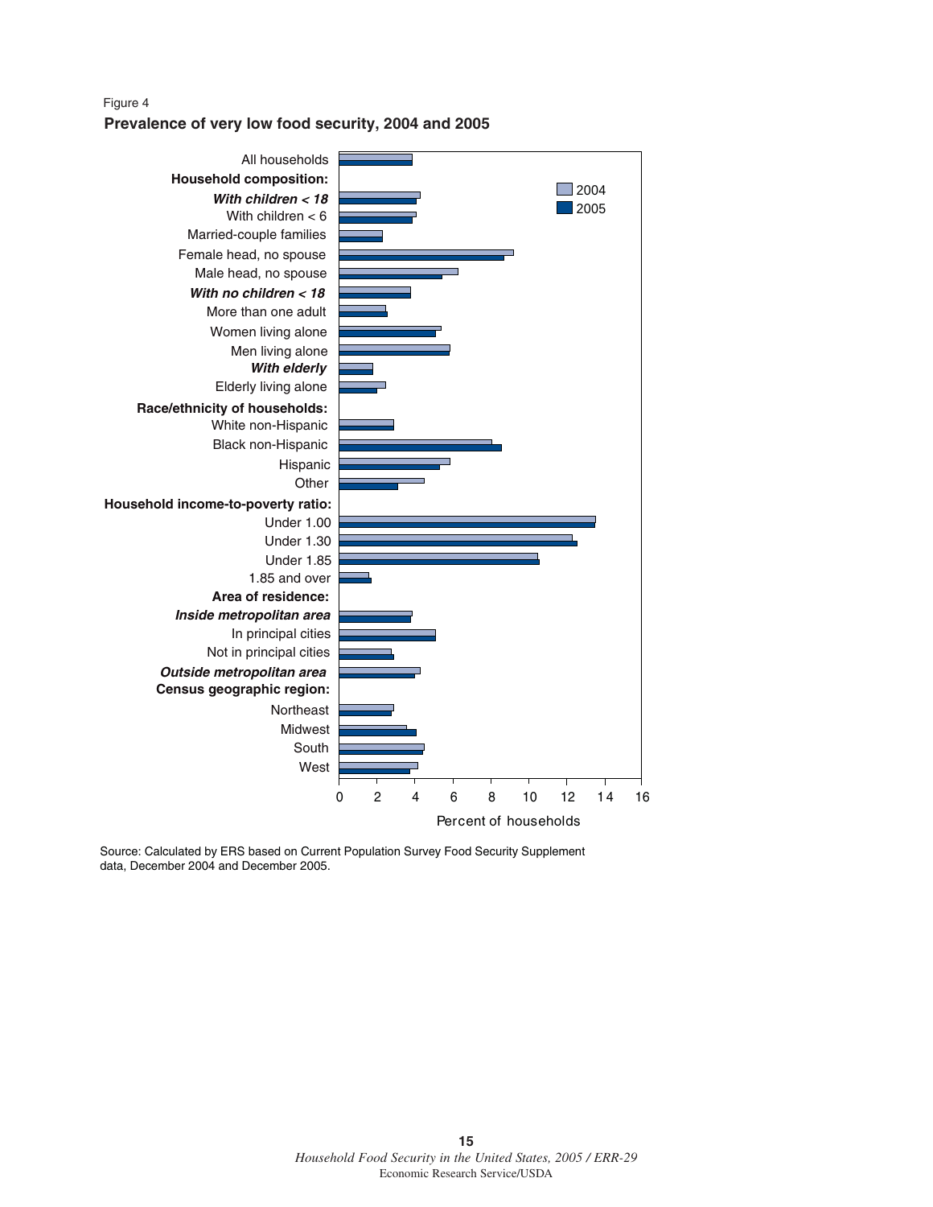Figure 4

**Prevalence of very low food security, 2004 and 2005**

| Category | 2004 | 2005 |
|---|---|---|
| All households | | |
| **Household composition:** | | |
| ***With children < 18*** | | |
| With children < 6 | | |
| Married-couple families | | |
| Female head, no spouse | | |
| Male head, no spouse | | |
| ***With no children < 18*** | | |
| More than one adult | | |
| Women living alone | | |
| Men living alone | | |
| ***With elderly*** | | |
| Elderly living alone | | |
| **Race/ethnicity of households:** | | |
| White non-Hispanic | | |
| Black non-Hispanic | | |
| Hispanic | | |
| Other | | |
| **Household income-to-poverty ratio:** | | |
| Under 1.00 | | |
| Under 1.30 | | |
| Under 1.85 | | |
| 1.85 and over | | |
| **Area of residence:** | | |
| ***Inside metropolitan area*** | | |
| In principal cities | | |
| Not in principal cities | | |
| ***Outside metropolitan area*** | | |
| **Census geographic region:** | | |
| Northeast | | |
| Midwest | | |
| South | | |
| West | | |

Percent of households (axis: 0, 2, 4, 6, 8, 10, 12, 14, 16)

Source: Calculated by ERS based on Current Population Survey Food Security Supplement data, December 2004 and December 2005.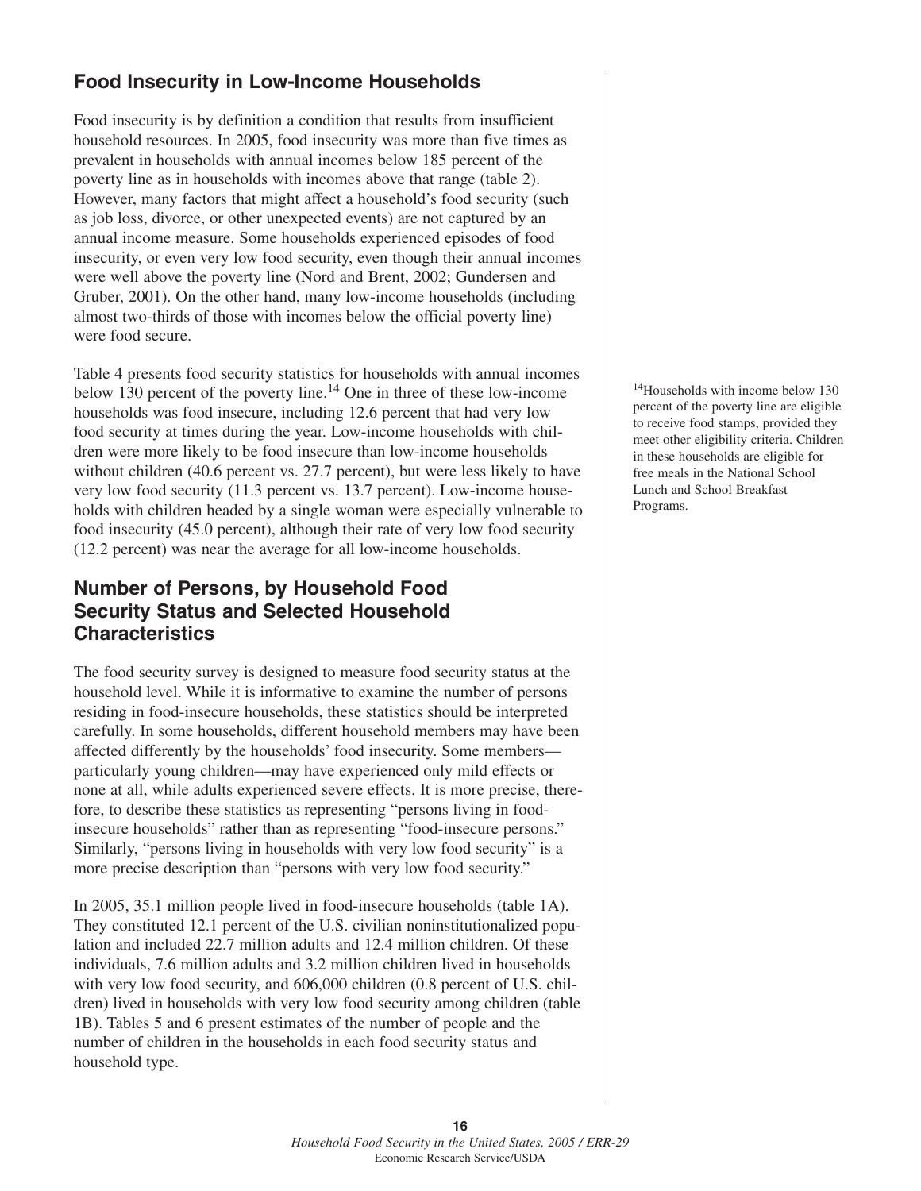## Food Insecurity in Low-Income Households

Food insecurity is by definition a condition that results from insufficient household resources. In 2005, food insecurity was more than five times as prevalent in households with annual incomes below 185 percent of the poverty line as in households with incomes above that range (table 2). However, many factors that might affect a household's food security (such as job loss, divorce, or other unexpected events) are not captured by an annual income measure. Some households experienced episodes of food insecurity, or even very low food security, even though their annual incomes were well above the poverty line (Nord and Brent, 2002; Gundersen and Gruber, 2001). On the other hand, many low-income households (including almost two-thirds of those with incomes below the official poverty line) were food secure.

Table 4 presents food security statistics for households with annual incomes below 130 percent of the poverty line.[14] One in three of these low-income households was food insecure, including 12.6 percent that had very low food security at times during the year. Low-income households with children were more likely to be food insecure than low-income households without children (40.6 percent vs. 27.7 percent), but were less likely to have very low food security (11.3 percent vs. 13.7 percent). Low-income households with children headed by a single woman were especially vulnerable to food insecurity (45.0 percent), although their rate of very low food security (12.2 percent) was near the average for all low-income households.

[14]Households with income below 130 percent of the poverty line are eligible to receive food stamps, provided they meet other eligibility criteria. Children in these households are eligible for free meals in the National School Lunch and School Breakfast Programs.

## Number of Persons, by Household Food Security Status and Selected Household Characteristics

The food security survey is designed to measure food security status at the household level. While it is informative to examine the number of persons residing in food-insecure households, these statistics should be interpreted carefully. In some households, different household members may have been affected differently by the households' food insecurity. Some members—particularly young children—may have experienced only mild effects or none at all, while adults experienced severe effects. It is more precise, therefore, to describe these statistics as representing "persons living in food-insecure households" rather than as representing "food-insecure persons." Similarly, "persons living in households with very low food security" is a more precise description than "persons with very low food security."

In 2005, 35.1 million people lived in food-insecure households (table 1A). They constituted 12.1 percent of the U.S. civilian noninstitutionalized population and included 22.7 million adults and 12.4 million children. Of these individuals, 7.6 million adults and 3.2 million children lived in households with very low food security, and 606,000 children (0.8 percent of U.S. children) lived in households with very low food security among children (table 1B). Tables 5 and 6 present estimates of the number of people and the number of children in the households in each food security status and household type.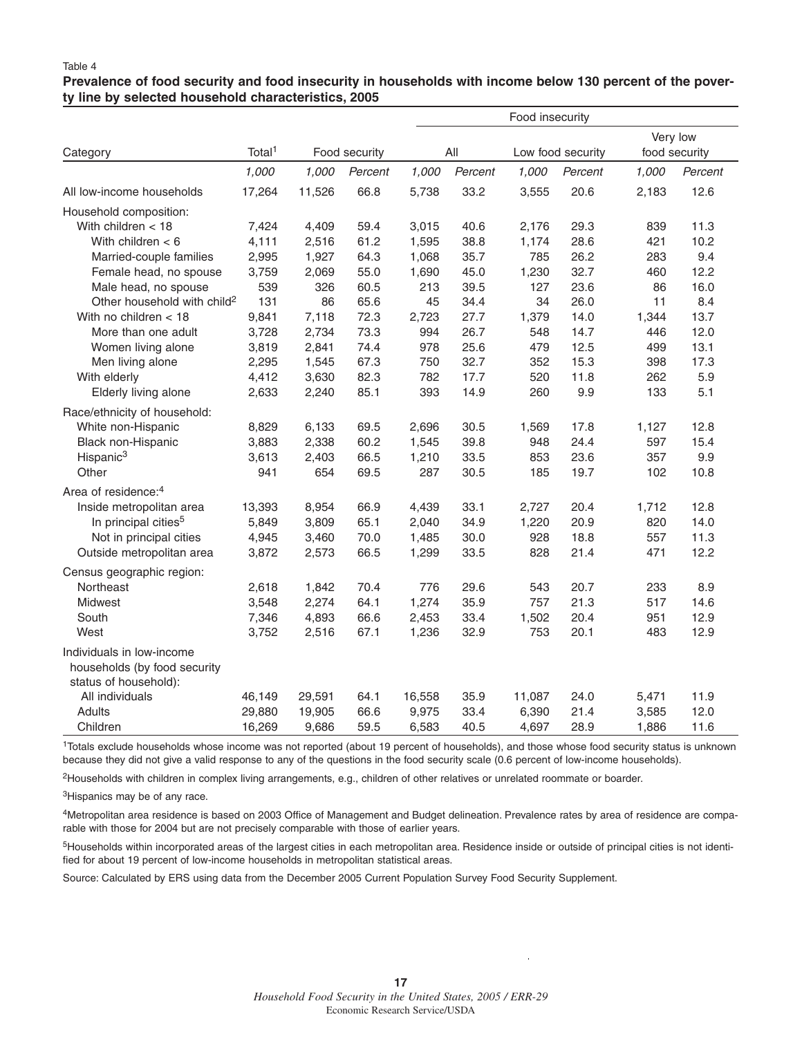Table 4

**Prevalence of food security and food insecurity in households with income below 130 percent of the poverty line by selected household characteristics, 2005**

| Category | Total[1] | Food security | | Food insecurity: All | | Food insecurity: Low food security | | Food insecurity: Very low food security | |
|---|---|---|---|---|---|---|---|---|---|
| | *1,000* | *1,000* | *Percent* | *1,000* | *Percent* | *1,000* | *Percent* | *1,000* | *Percent* |
| All low-income households | 17,264 | 11,526 | 66.8 | 5,738 | 33.2 | 3,555 | 20.6 | 2,183 | 12.6 |
| Household composition: | | | | | | | | | |
| With children < 18 | 7,424 | 4,409 | 59.4 | 3,015 | 40.6 | 2,176 | 29.3 | 839 | 11.3 |
| With children < 6 | 4,111 | 2,516 | 61.2 | 1,595 | 38.8 | 1,174 | 28.6 | 421 | 10.2 |
| Married-couple families | 2,995 | 1,927 | 64.3 | 1,068 | 35.7 | 785 | 26.2 | 283 | 9.4 |
| Female head, no spouse | 3,759 | 2,069 | 55.0 | 1,690 | 45.0 | 1,230 | 32.7 | 460 | 12.2 |
| Male head, no spouse | 539 | 326 | 60.5 | 213 | 39.5 | 127 | 23.6 | 86 | 16.0 |
| Other household with child[2] | 131 | 86 | 65.6 | 45 | 34.4 | 34 | 26.0 | 11 | 8.4 |
| With no children < 18 | 9,841 | 7,118 | 72.3 | 2,723 | 27.7 | 1,379 | 14.0 | 1,344 | 13.7 |
| More than one adult | 3,728 | 2,734 | 73.3 | 994 | 26.7 | 548 | 14.7 | 446 | 12.0 |
| Women living alone | 3,819 | 2,841 | 74.4 | 978 | 25.6 | 479 | 12.5 | 499 | 13.1 |
| Men living alone | 2,295 | 1,545 | 67.3 | 750 | 32.7 | 352 | 15.3 | 398 | 17.3 |
| With elderly | 4,412 | 3,630 | 82.3 | 782 | 17.7 | 520 | 11.8 | 262 | 5.9 |
| Elderly living alone | 2,633 | 2,240 | 85.1 | 393 | 14.9 | 260 | 9.9 | 133 | 5.1 |
| Race/ethnicity of household: | | | | | | | | | |
| White non-Hispanic | 8,829 | 6,133 | 69.5 | 2,696 | 30.5 | 1,569 | 17.8 | 1,127 | 12.8 |
| Black non-Hispanic | 3,883 | 2,338 | 60.2 | 1,545 | 39.8 | 948 | 24.4 | 597 | 15.4 |
| Hispanic[3] | 3,613 | 2,403 | 66.5 | 1,210 | 33.5 | 853 | 23.6 | 357 | 9.9 |
| Other | 941 | 654 | 69.5 | 287 | 30.5 | 185 | 19.7 | 102 | 10.8 |
| Area of residence:[4] | | | | | | | | | |
| Inside metropolitan area | 13,393 | 8,954 | 66.9 | 4,439 | 33.1 | 2,727 | 20.4 | 1,712 | 12.8 |
| In principal cities[5] | 5,849 | 3,809 | 65.1 | 2,040 | 34.9 | 1,220 | 20.9 | 820 | 14.0 |
| Not in principal cities | 4,945 | 3,460 | 70.0 | 1,485 | 30.0 | 928 | 18.8 | 557 | 11.3 |
| Outside metropolitan area | 3,872 | 2,573 | 66.5 | 1,299 | 33.5 | 828 | 21.4 | 471 | 12.2 |
| Census geographic region: | | | | | | | | | |
| Northeast | 2,618 | 1,842 | 70.4 | 776 | 29.6 | 543 | 20.7 | 233 | 8.9 |
| Midwest | 3,548 | 2,274 | 64.1 | 1,274 | 35.9 | 757 | 21.3 | 517 | 14.6 |
| South | 7,346 | 4,893 | 66.6 | 2,453 | 33.4 | 1,502 | 20.4 | 951 | 12.9 |
| West | 3,752 | 2,516 | 67.1 | 1,236 | 32.9 | 753 | 20.1 | 483 | 12.9 |
| Individuals in low-income households (by food security status of household): | | | | | | | | | |
| All individuals | 46,149 | 29,591 | 64.1 | 16,558 | 35.9 | 11,087 | 24.0 | 5,471 | 11.9 |
| Adults | 29,880 | 19,905 | 66.6 | 9,975 | 33.4 | 6,390 | 21.4 | 3,585 | 12.0 |
| Children | 16,269 | 9,686 | 59.5 | 6,583 | 40.5 | 4,697 | 28.9 | 1,886 | 11.6 |

[1]Totals exclude households whose income was not reported (about 19 percent of households), and those whose food security status is unknown because they did not give a valid response to any of the questions in the food security scale (0.6 percent of low-income households).

[2]Households with children in complex living arrangements, e.g., children of other relatives or unrelated roommate or boarder.

[3]Hispanics may be of any race.

[4]Metropolitan area residence is based on 2003 Office of Management and Budget delineation. Prevalence rates by area of residence are comparable with those for 2004 but are not precisely comparable with those of earlier years.

[5]Households within incorporated areas of the largest cities in each metropolitan area. Residence inside or outside of principal cities is not identified for about 19 percent of low-income households in metropolitan statistical areas.

Source: Calculated by ERS using data from the December 2005 Current Population Survey Food Security Supplement.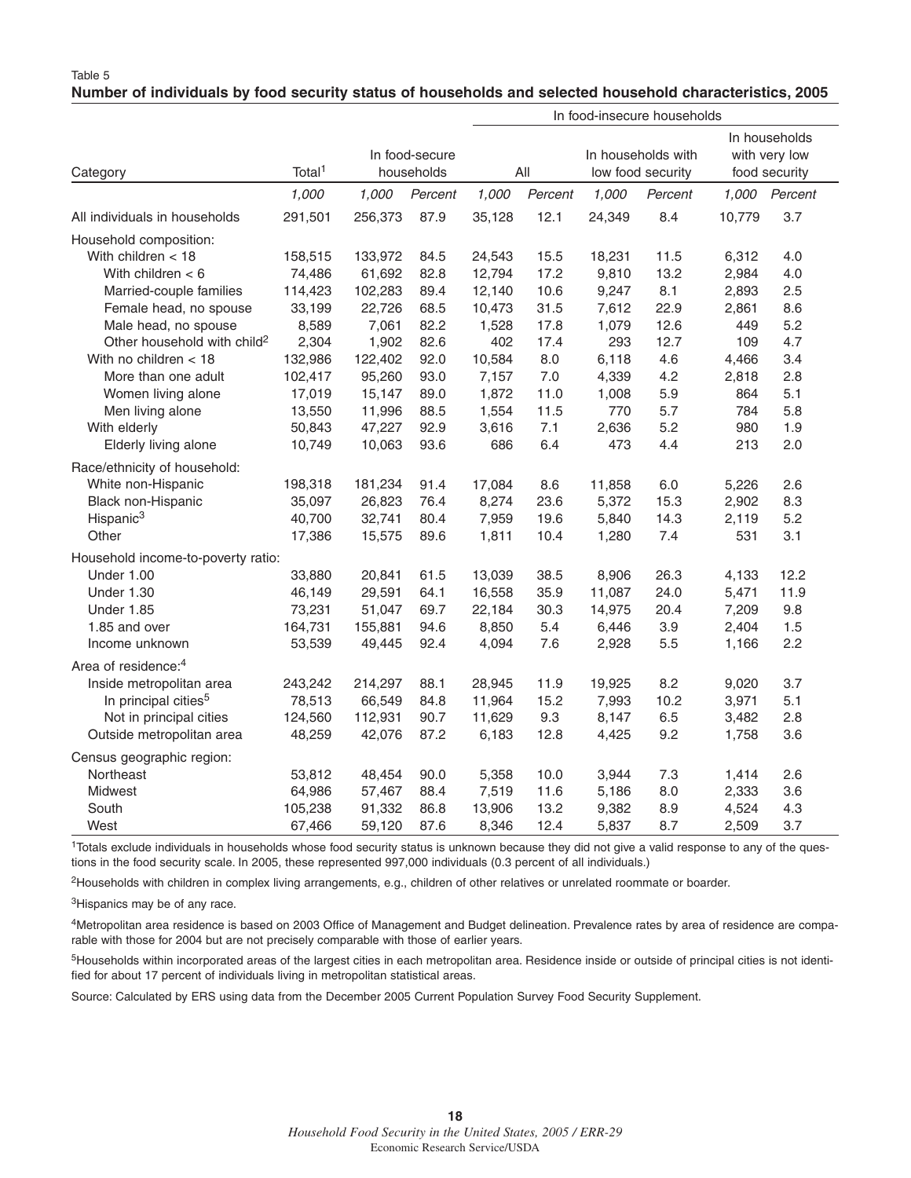Table 5

**Number of individuals by food security status of households and selected household characteristics, 2005**

| Category | Total[1] | In food-secure households | | In food-insecure households — All | | In households with low food security | | In households with very low food security | |
|---|---|---|---|---|---|---|---|---|---|
| | *1,000* | *1,000* | *Percent* | *1,000* | *Percent* | *1,000* | *Percent* | *1,000* | *Percent* |
| All individuals in households | 291,501 | 256,373 | 87.9 | 35,128 | 12.1 | 24,349 | 8.4 | 10,779 | 3.7 |
| Household composition: | | | | | | | | | |
| With children < 18 | 158,515 | 133,972 | 84.5 | 24,543 | 15.5 | 18,231 | 11.5 | 6,312 | 4.0 |
| With children < 6 | 74,486 | 61,692 | 82.8 | 12,794 | 17.2 | 9,810 | 13.2 | 2,984 | 4.0 |
| Married-couple families | 114,423 | 102,283 | 89.4 | 12,140 | 10.6 | 9,247 | 8.1 | 2,893 | 2.5 |
| Female head, no spouse | 33,199 | 22,726 | 68.5 | 10,473 | 31.5 | 7,612 | 22.9 | 2,861 | 8.6 |
| Male head, no spouse | 8,589 | 7,061 | 82.2 | 1,528 | 17.8 | 1,079 | 12.6 | 449 | 5.2 |
| Other household with child[2] | 2,304 | 1,902 | 82.6 | 402 | 17.4 | 293 | 12.7 | 109 | 4.7 |
| With no children < 18 | 132,986 | 122,402 | 92.0 | 10,584 | 8.0 | 6,118 | 4.6 | 4,466 | 3.4 |
| More than one adult | 102,417 | 95,260 | 93.0 | 7,157 | 7.0 | 4,339 | 4.2 | 2,818 | 2.8 |
| Women living alone | 17,019 | 15,147 | 89.0 | 1,872 | 11.0 | 1,008 | 5.9 | 864 | 5.1 |
| Men living alone | 13,550 | 11,996 | 88.5 | 1,554 | 11.5 | 770 | 5.7 | 784 | 5.8 |
| With elderly | 50,843 | 47,227 | 92.9 | 3,616 | 7.1 | 2,636 | 5.2 | 980 | 1.9 |
| Elderly living alone | 10,749 | 10,063 | 93.6 | 686 | 6.4 | 473 | 4.4 | 213 | 2.0 |
| Race/ethnicity of household: | | | | | | | | | |
| White non-Hispanic | 198,318 | 181,234 | 91.4 | 17,084 | 8.6 | 11,858 | 6.0 | 5,226 | 2.6 |
| Black non-Hispanic | 35,097 | 26,823 | 76.4 | 8,274 | 23.6 | 5,372 | 15.3 | 2,902 | 8.3 |
| Hispanic[3] | 40,700 | 32,741 | 80.4 | 7,959 | 19.6 | 5,840 | 14.3 | 2,119 | 5.2 |
| Other | 17,386 | 15,575 | 89.6 | 1,811 | 10.4 | 1,280 | 7.4 | 531 | 3.1 |
| Household income-to-poverty ratio: | | | | | | | | | |
| Under 1.00 | 33,880 | 20,841 | 61.5 | 13,039 | 38.5 | 8,906 | 26.3 | 4,133 | 12.2 |
| Under 1.30 | 46,149 | 29,591 | 64.1 | 16,558 | 35.9 | 11,087 | 24.0 | 5,471 | 11.9 |
| Under 1.85 | 73,231 | 51,047 | 69.7 | 22,184 | 30.3 | 14,975 | 20.4 | 7,209 | 9.8 |
| 1.85 and over | 164,731 | 155,881 | 94.6 | 8,850 | 5.4 | 6,446 | 3.9 | 2,404 | 1.5 |
| Income unknown | 53,539 | 49,445 | 92.4 | 4,094 | 7.6 | 2,928 | 5.5 | 1,166 | 2.2 |
| Area of residence:[4] | | | | | | | | | |
| Inside metropolitan area | 243,242 | 214,297 | 88.1 | 28,945 | 11.9 | 19,925 | 8.2 | 9,020 | 3.7 |
| In principal cities[5] | 78,513 | 66,549 | 84.8 | 11,964 | 15.2 | 7,993 | 10.2 | 3,971 | 5.1 |
| Not in principal cities | 124,560 | 112,931 | 90.7 | 11,629 | 9.3 | 8,147 | 6.5 | 3,482 | 2.8 |
| Outside metropolitan area | 48,259 | 42,076 | 87.2 | 6,183 | 12.8 | 4,425 | 9.2 | 1,758 | 3.6 |
| Census geographic region: | | | | | | | | | |
| Northeast | 53,812 | 48,454 | 90.0 | 5,358 | 10.0 | 3,944 | 7.3 | 1,414 | 2.6 |
| Midwest | 64,986 | 57,467 | 88.4 | 7,519 | 11.6 | 5,186 | 8.0 | 2,333 | 3.6 |
| South | 105,238 | 91,332 | 86.8 | 13,906 | 13.2 | 9,382 | 8.9 | 4,524 | 4.3 |
| West | 67,466 | 59,120 | 87.6 | 8,346 | 12.4 | 5,837 | 8.7 | 2,509 | 3.7 |

[1]Totals exclude individuals in households whose food security status is unknown because they did not give a valid response to any of the questions in the food security scale. In 2005, these represented 997,000 individuals (0.3 percent of all individuals.)

[2]Households with children in complex living arrangements, e.g., children of other relatives or unrelated roommate or boarder.

[3]Hispanics may be of any race.

[4]Metropolitan area residence is based on 2003 Office of Management and Budget delineation. Prevalence rates by area of residence are comparable with those for 2004 but are not precisely comparable with those of earlier years.

[5]Households within incorporated areas of the largest cities in each metropolitan area. Residence inside or outside of principal cities is not identified for about 17 percent of individuals living in metropolitan statistical areas.

Source: Calculated by ERS using data from the December 2005 Current Population Survey Food Security Supplement.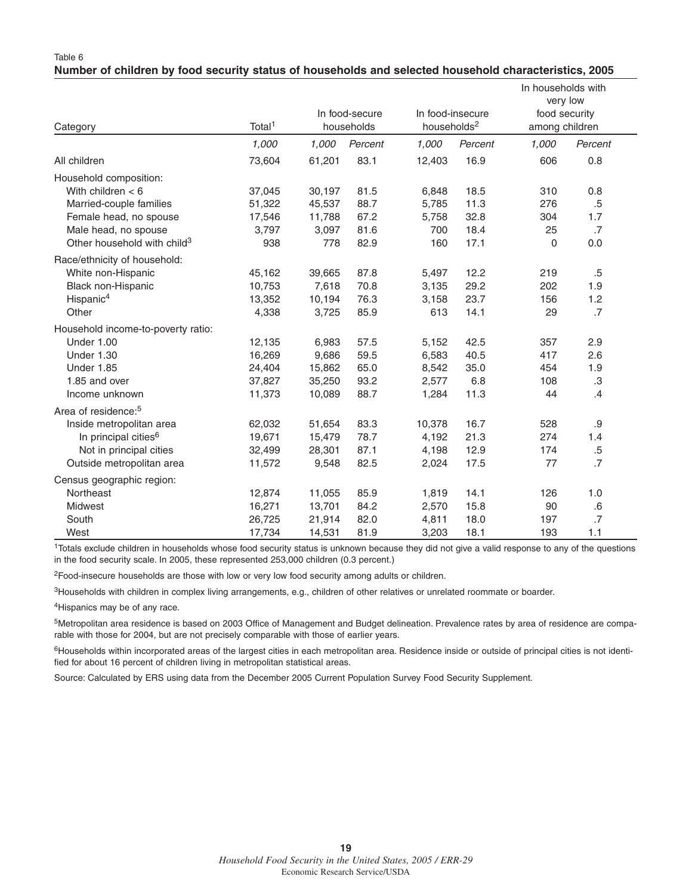Table 6

**Number of children by food security status of households and selected household characteristics, 2005**

| Category | Total[1] | In food-secure households | | In food-insecure households[2] | | In households with very low food security among children | |
|---|---|---|---|---|---|---|---|
| | *1,000* | *1,000* | *Percent* | *1,000* | *Percent* | *1,000* | *Percent* |
| All children | 73,604 | 61,201 | 83.1 | 12,403 | 16.9 | 606 | 0.8 |
| Household composition: | | | | | | | |
| With children < 6 | 37,045 | 30,197 | 81.5 | 6,848 | 18.5 | 310 | 0.8 |
| Married-couple families | 51,322 | 45,537 | 88.7 | 5,785 | 11.3 | 276 | .5 |
| Female head, no spouse | 17,546 | 11,788 | 67.2 | 5,758 | 32.8 | 304 | 1.7 |
| Male head, no spouse | 3,797 | 3,097 | 81.6 | 700 | 18.4 | 25 | .7 |
| Other household with child[3] | 938 | 778 | 82.9 | 160 | 17.1 | 0 | 0.0 |
| Race/ethnicity of household: | | | | | | | |
| White non-Hispanic | 45,162 | 39,665 | 87.8 | 5,497 | 12.2 | 219 | .5 |
| Black non-Hispanic | 10,753 | 7,618 | 70.8 | 3,135 | 29.2 | 202 | 1.9 |
| Hispanic[4] | 13,352 | 10,194 | 76.3 | 3,158 | 23.7 | 156 | 1.2 |
| Other | 4,338 | 3,725 | 85.9 | 613 | 14.1 | 29 | .7 |
| Household income-to-poverty ratio: | | | | | | | |
| Under 1.00 | 12,135 | 6,983 | 57.5 | 5,152 | 42.5 | 357 | 2.9 |
| Under 1.30 | 16,269 | 9,686 | 59.5 | 6,583 | 40.5 | 417 | 2.6 |
| Under 1.85 | 24,404 | 15,862 | 65.0 | 8,542 | 35.0 | 454 | 1.9 |
| 1.85 and over | 37,827 | 35,250 | 93.2 | 2,577 | 6.8 | 108 | .3 |
| Income unknown | 11,373 | 10,089 | 88.7 | 1,284 | 11.3 | 44 | .4 |
| Area of residence:[5] | | | | | | | |
| Inside metropolitan area | 62,032 | 51,654 | 83.3 | 10,378 | 16.7 | 528 | .9 |
| In principal cities[6] | 19,671 | 15,479 | 78.7 | 4,192 | 21.3 | 274 | 1.4 |
| Not in principal cities | 32,499 | 28,301 | 87.1 | 4,198 | 12.9 | 174 | .5 |
| Outside metropolitan area | 11,572 | 9,548 | 82.5 | 2,024 | 17.5 | 77 | .7 |
| Census geographic region: | | | | | | | |
| Northeast | 12,874 | 11,055 | 85.9 | 1,819 | 14.1 | 126 | 1.0 |
| Midwest | 16,271 | 13,701 | 84.2 | 2,570 | 15.8 | 90 | .6 |
| South | 26,725 | 21,914 | 82.0 | 4,811 | 18.0 | 197 | .7 |
| West | 17,734 | 14,531 | 81.9 | 3,203 | 18.1 | 193 | 1.1 |

[1]Totals exclude children in households whose food security status is unknown because they did not give a valid response to any of the questions in the food security scale. In 2005, these represented 253,000 children (0.3 percent.)

[2]Food-insecure households are those with low or very low food security among adults or children.

[3]Households with children in complex living arrangements, e.g., children of other relatives or unrelated roommate or boarder.

[4]Hispanics may be of any race.

[5]Metropolitan area residence is based on 2003 Office of Management and Budget delineation. Prevalence rates by area of residence are comparable with those for 2004, but are not precisely comparable with those of earlier years.

[6]Households within incorporated areas of the largest cities in each metropolitan area. Residence inside or outside of principal cities is not identified for about 16 percent of children living in metropolitan statistical areas.

Source: Calculated by ERS using data from the December 2005 Current Population Survey Food Security Supplement.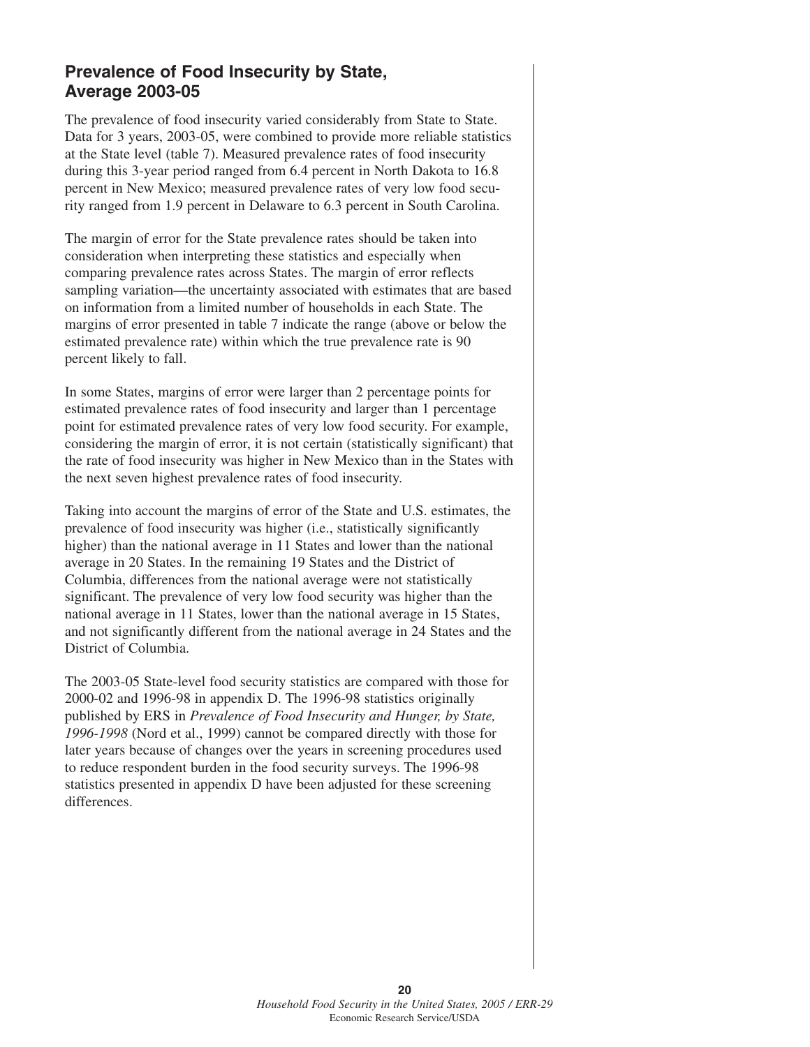## Prevalence of Food Insecurity by State, Average 2003-05

The prevalence of food insecurity varied considerably from State to State. Data for 3 years, 2003-05, were combined to provide more reliable statistics at the State level (table 7). Measured prevalence rates of food insecurity during this 3-year period ranged from 6.4 percent in North Dakota to 16.8 percent in New Mexico; measured prevalence rates of very low food security ranged from 1.9 percent in Delaware to 6.3 percent in South Carolina.

The margin of error for the State prevalence rates should be taken into consideration when interpreting these statistics and especially when comparing prevalence rates across States. The margin of error reflects sampling variation—the uncertainty associated with estimates that are based on information from a limited number of households in each State. The margins of error presented in table 7 indicate the range (above or below the estimated prevalence rate) within which the true prevalence rate is 90 percent likely to fall.

In some States, margins of error were larger than 2 percentage points for estimated prevalence rates of food insecurity and larger than 1 percentage point for estimated prevalence rates of very low food security. For example, considering the margin of error, it is not certain (statistically significant) that the rate of food insecurity was higher in New Mexico than in the States with the next seven highest prevalence rates of food insecurity.

Taking into account the margins of error of the State and U.S. estimates, the prevalence of food insecurity was higher (i.e., statistically significantly higher) than the national average in 11 States and lower than the national average in 20 States. In the remaining 19 States and the District of Columbia, differences from the national average were not statistically significant. The prevalence of very low food security was higher than the national average in 11 States, lower than the national average in 15 States, and not significantly different from the national average in 24 States and the District of Columbia.

The 2003-05 State-level food security statistics are compared with those for 2000-02 and 1996-98 in appendix D. The 1996-98 statistics originally published by ERS in *Prevalence of Food Insecurity and Hunger, by State, 1996-1998* (Nord et al., 1999) cannot be compared directly with those for later years because of changes over the years in screening procedures used to reduce respondent burden in the food security surveys. The 1996-98 statistics presented in appendix D have been adjusted for these screening differences.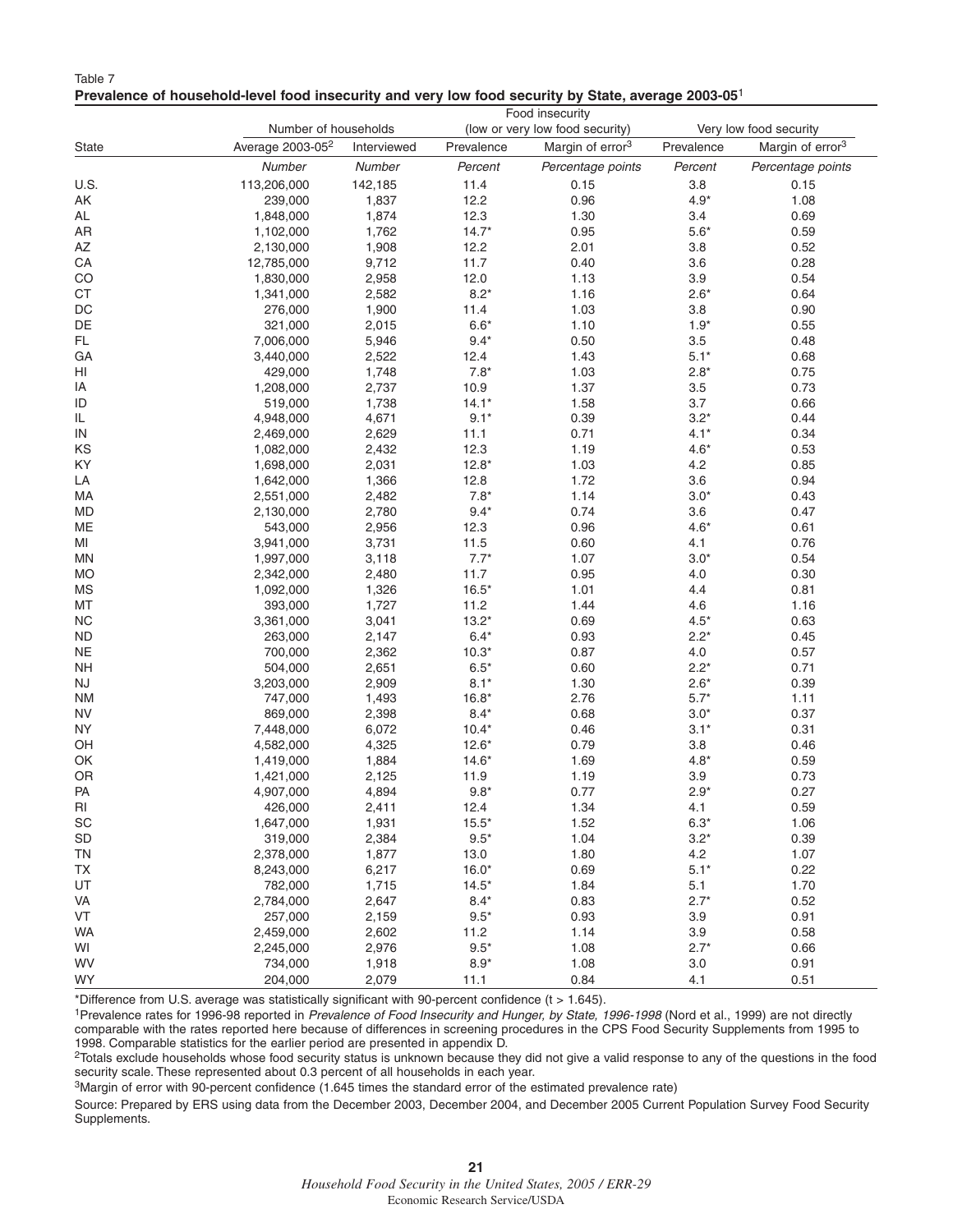Table 7
**Prevalence of household-level food insecurity and very low food security by State, average 2003-05**[1]

| State | Number of households | | Food insecurity (low or very low food security) | | Very low food security | |
|---|---|---|---|---|---|---|
| | Average 2003-05[2] | Interviewed | Prevalence | Margin of error[3] | Prevalence | Margin of error[3] |
| | *Number* | *Number* | *Percent* | *Percentage points* | *Percent* | *Percentage points* |
| U.S. | 113,206,000 | 142,185 | 11.4 | 0.15 | 3.8 | 0.15 |
| AK | 239,000 | 1,837 | 12.2 | 0.96 | 4.9* | 1.08 |
| AL | 1,848,000 | 1,874 | 12.3 | 1.30 | 3.4 | 0.69 |
| AR | 1,102,000 | 1,762 | 14.7* | 0.95 | 5.6* | 0.59 |
| AZ | 2,130,000 | 1,908 | 12.2 | 2.01 | 3.8 | 0.52 |
| CA | 12,785,000 | 9,712 | 11.7 | 0.40 | 3.6 | 0.28 |
| CO | 1,830,000 | 2,958 | 12.0 | 1.13 | 3.9 | 0.54 |
| CT | 1,341,000 | 2,582 | 8.2* | 1.16 | 2.6* | 0.64 |
| DC | 276,000 | 1,900 | 11.4 | 1.03 | 3.8 | 0.90 |
| DE | 321,000 | 2,015 | 6.6* | 1.10 | 1.9* | 0.55 |
| FL | 7,006,000 | 5,946 | 9.4* | 0.50 | 3.5 | 0.48 |
| GA | 3,440,000 | 2,522 | 12.4 | 1.43 | 5.1* | 0.68 |
| HI | 429,000 | 1,748 | 7.8* | 1.03 | 2.8* | 0.75 |
| IA | 1,208,000 | 2,737 | 10.9 | 1.37 | 3.5 | 0.73 |
| ID | 519,000 | 1,738 | 14.1* | 1.58 | 3.7 | 0.66 |
| IL | 4,948,000 | 4,671 | 9.1* | 0.39 | 3.2* | 0.44 |
| IN | 2,469,000 | 2,629 | 11.1 | 0.71 | 4.1* | 0.34 |
| KS | 1,082,000 | 2,432 | 12.3 | 1.19 | 4.6* | 0.53 |
| KY | 1,698,000 | 2,031 | 12.8* | 1.03 | 4.2 | 0.85 |
| LA | 1,642,000 | 1,366 | 12.8 | 1.72 | 3.6 | 0.94 |
| MA | 2,551,000 | 2,482 | 7.8* | 1.14 | 3.0* | 0.43 |
| MD | 2,130,000 | 2,780 | 9.4* | 0.74 | 3.6 | 0.47 |
| ME | 543,000 | 2,956 | 12.3 | 0.96 | 4.6* | 0.61 |
| MI | 3,941,000 | 3,731 | 11.5 | 0.60 | 4.1 | 0.76 |
| MN | 1,997,000 | 3,118 | 7.7* | 1.07 | 3.0* | 0.54 |
| MO | 2,342,000 | 2,480 | 11.7 | 0.95 | 4.0 | 0.30 |
| MS | 1,092,000 | 1,326 | 16.5* | 1.01 | 4.4 | 0.81 |
| MT | 393,000 | 1,727 | 11.2 | 1.44 | 4.6 | 1.16 |
| NC | 3,361,000 | 3,041 | 13.2* | 0.69 | 4.5* | 0.63 |
| ND | 263,000 | 2,147 | 6.4* | 0.93 | 2.2* | 0.45 |
| NE | 700,000 | 2,362 | 10.3* | 0.87 | 4.0 | 0.57 |
| NH | 504,000 | 2,651 | 6.5* | 0.60 | 2.2* | 0.71 |
| NJ | 3,203,000 | 2,909 | 8.1* | 1.30 | 2.6* | 0.39 |
| NM | 747,000 | 1,493 | 16.8* | 2.76 | 5.7* | 1.11 |
| NV | 869,000 | 2,398 | 8.4* | 0.68 | 3.0* | 0.37 |
| NY | 7,448,000 | 6,072 | 10.4* | 0.46 | 3.1* | 0.31 |
| OH | 4,582,000 | 4,325 | 12.6* | 0.79 | 3.8 | 0.46 |
| OK | 1,419,000 | 1,884 | 14.6* | 1.69 | 4.8* | 0.59 |
| OR | 1,421,000 | 2,125 | 11.9 | 1.19 | 3.9 | 0.73 |
| PA | 4,907,000 | 4,894 | 9.8* | 0.77 | 2.9* | 0.27 |
| RI | 426,000 | 2,411 | 12.4 | 1.34 | 4.1 | 0.59 |
| SC | 1,647,000 | 1,931 | 15.5* | 1.52 | 6.3* | 1.06 |
| SD | 319,000 | 2,384 | 9.5* | 1.04 | 3.2* | 0.39 |
| TN | 2,378,000 | 1,877 | 13.0 | 1.80 | 4.2 | 1.07 |
| TX | 8,243,000 | 6,217 | 16.0* | 0.69 | 5.1* | 0.22 |
| UT | 782,000 | 1,715 | 14.5* | 1.84 | 5.1 | 1.70 |
| VA | 2,784,000 | 2,647 | 8.4* | 0.83 | 2.7* | 0.52 |
| VT | 257,000 | 2,159 | 9.5* | 0.93 | 3.9 | 0.91 |
| WA | 2,459,000 | 2,602 | 11.2 | 1.14 | 3.9 | 0.58 |
| WI | 2,245,000 | 2,976 | 9.5* | 1.08 | 2.7* | 0.66 |
| WV | 734,000 | 1,918 | 8.9* | 1.08 | 3.0 | 0.91 |
| WY | 204,000 | 2,079 | 11.1 | 0.84 | 4.1 | 0.51 |

*Difference from U.S. average was statistically significant with 90-percent confidence ($t > 1.645$).

[1]Prevalence rates for 1996-98 reported in *Prevalence of Food Insecurity and Hunger, by State, 1996-1998* (Nord et al., 1999) are not directly comparable with the rates reported here because of differences in screening procedures in the CPS Food Security Supplements from 1995 to 1998. Comparable statistics for the earlier period are presented in appendix D.

[2]Totals exclude households whose food security status is unknown because they did not give a valid response to any of the questions in the food security scale. These represented about 0.3 percent of all households in each year.

[3]Margin of error with 90-percent confidence (1.645 times the standard error of the estimated prevalence rate)

Source: Prepared by ERS using data from the December 2003, December 2004, and December 2005 Current Population Survey Food Security Supplements.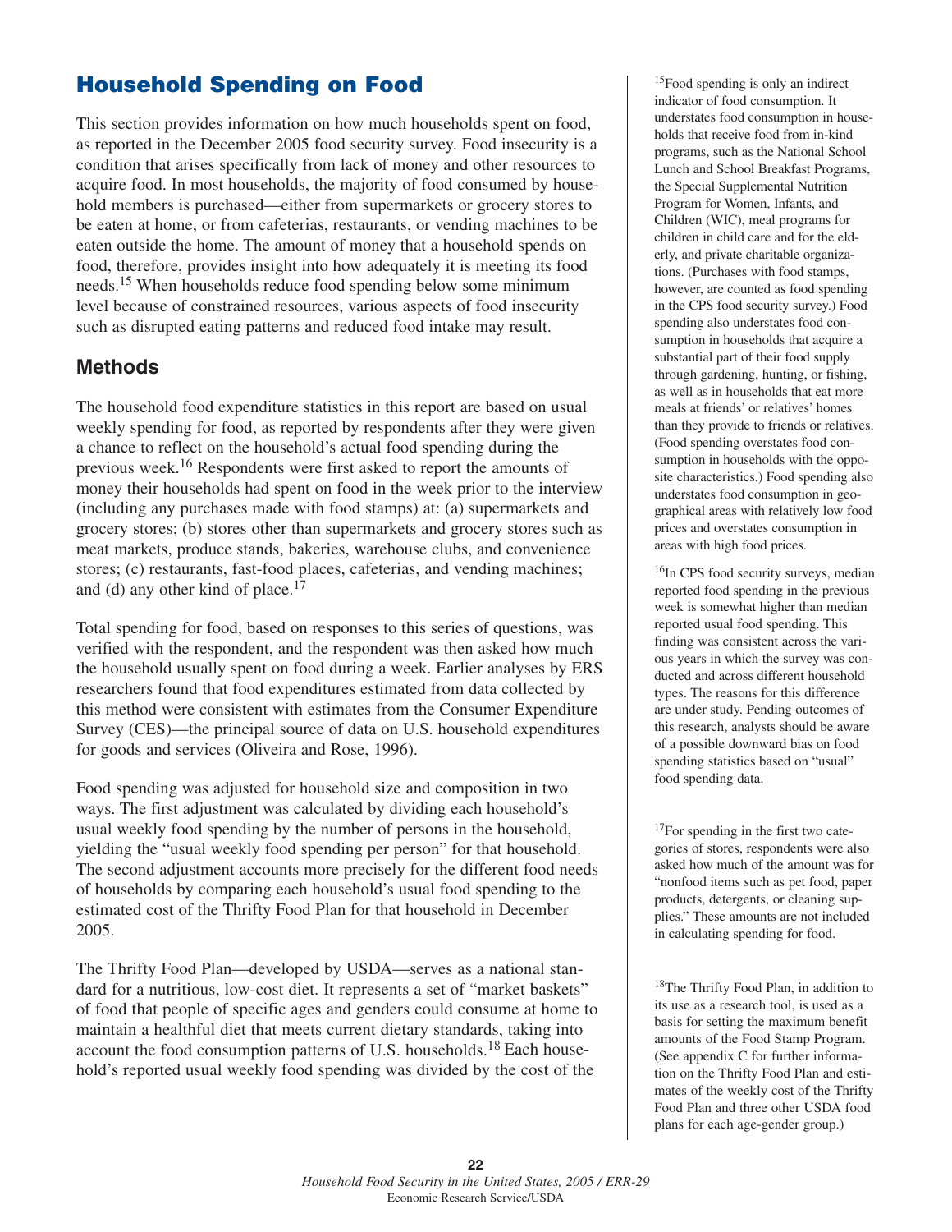# Household Spending on Food

This section provides information on how much households spent on food, as reported in the December 2005 food security survey. Food insecurity is a condition that arises specifically from lack of money and other resources to acquire food. In most households, the majority of food consumed by household members is purchased—either from supermarkets or grocery stores to be eaten at home, or from cafeterias, restaurants, or vending machines to be eaten outside the home. The amount of money that a household spends on food, therefore, provides insight into how adequately it is meeting its food needs.[15] When households reduce food spending below some minimum level because of constrained resources, various aspects of food insecurity such as disrupted eating patterns and reduced food intake may result.

## Methods

The household food expenditure statistics in this report are based on usual weekly spending for food, as reported by respondents after they were given a chance to reflect on the household's actual food spending during the previous week.[16] Respondents were first asked to report the amounts of money their households had spent on food in the week prior to the interview (including any purchases made with food stamps) at: (a) supermarkets and grocery stores; (b) stores other than supermarkets and grocery stores such as meat markets, produce stands, bakeries, warehouse clubs, and convenience stores; (c) restaurants, fast-food places, cafeterias, and vending machines; and (d) any other kind of place.[17]

Total spending for food, based on responses to this series of questions, was verified with the respondent, and the respondent was then asked how much the household usually spent on food during a week. Earlier analyses by ERS researchers found that food expenditures estimated from data collected by this method were consistent with estimates from the Consumer Expenditure Survey (CES)—the principal source of data on U.S. household expenditures for goods and services (Oliveira and Rose, 1996).

Food spending was adjusted for household size and composition in two ways. The first adjustment was calculated by dividing each household's usual weekly food spending by the number of persons in the household, yielding the "usual weekly food spending per person" for that household. The second adjustment accounts more precisely for the different food needs of households by comparing each household's usual food spending to the estimated cost of the Thrifty Food Plan for that household in December 2005.

The Thrifty Food Plan—developed by USDA—serves as a national standard for a nutritious, low-cost diet. It represents a set of "market baskets" of food that people of specific ages and genders could consume at home to maintain a healthful diet that meets current dietary standards, taking into account the food consumption patterns of U.S. households.[18] Each household's reported usual weekly food spending was divided by the cost of the

[15]Food spending is only an indirect indicator of food consumption. It understates food consumption in households that receive food from in-kind programs, such as the National School Lunch and School Breakfast Programs, the Special Supplemental Nutrition Program for Women, Infants, and Children (WIC), meal programs for children in child care and for the elderly, and private charitable organizations. (Purchases with food stamps, however, are counted as food spending in the CPS food security survey.) Food spending also understates food consumption in households that acquire a substantial part of their food supply through gardening, hunting, or fishing, as well as in households that eat more meals at friends' or relatives' homes than they provide to friends or relatives. (Food spending overstates food consumption in households with the opposite characteristics.) Food spending also understates food consumption in geographical areas with relatively low food prices and overstates consumption in areas with high food prices.

[16]In CPS food security surveys, median reported food spending in the previous week is somewhat higher than median reported usual food spending. This finding was consistent across the various years in which the survey was conducted and across different household types. The reasons for this difference are under study. Pending outcomes of this research, analysts should be aware of a possible downward bias on food spending statistics based on "usual" food spending data.

[17]For spending in the first two categories of stores, respondents were also asked how much of the amount was for "nonfood items such as pet food, paper products, detergents, or cleaning supplies." These amounts are not included in calculating spending for food.

[18]The Thrifty Food Plan, in addition to its use as a research tool, is used as a basis for setting the maximum benefit amounts of the Food Stamp Program. (See appendix C for further information on the Thrifty Food Plan and estimates of the weekly cost of the Thrifty Food Plan and three other USDA food plans for each age-gender group.)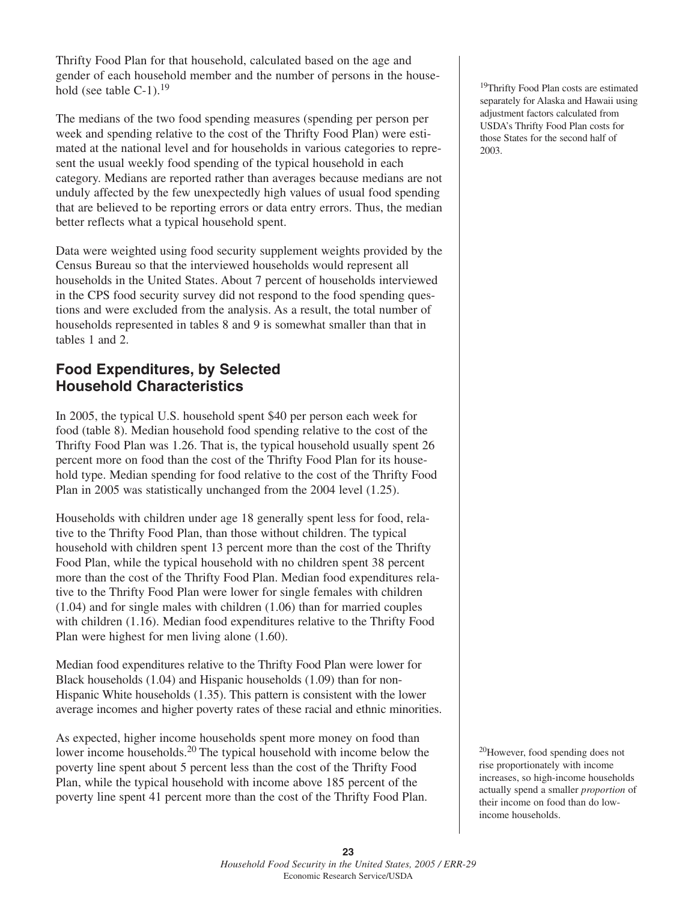Thrifty Food Plan for that household, calculated based on the age and gender of each household member and the number of persons in the household (see table C-1).[19]

The medians of the two food spending measures (spending per person per week and spending relative to the cost of the Thrifty Food Plan) were estimated at the national level and for households in various categories to represent the usual weekly food spending of the typical household in each category. Medians are reported rather than averages because medians are not unduly affected by the few unexpectedly high values of usual food spending that are believed to be reporting errors or data entry errors. Thus, the median better reflects what a typical household spent.

Data were weighted using food security supplement weights provided by the Census Bureau so that the interviewed households would represent all households in the United States. About 7 percent of households interviewed in the CPS food security survey did not respond to the food spending questions and were excluded from the analysis. As a result, the total number of households represented in tables 8 and 9 is somewhat smaller than that in tables 1 and 2.

## Food Expenditures, by Selected Household Characteristics

In 2005, the typical U.S. household spent $40 per person each week for food (table 8). Median household food spending relative to the cost of the Thrifty Food Plan was 1.26. That is, the typical household usually spent 26 percent more on food than the cost of the Thrifty Food Plan for its household type. Median spending for food relative to the cost of the Thrifty Food Plan in 2005 was statistically unchanged from the 2004 level (1.25).

Households with children under age 18 generally spent less for food, relative to the Thrifty Food Plan, than those without children. The typical household with children spent 13 percent more than the cost of the Thrifty Food Plan, while the typical household with no children spent 38 percent more than the cost of the Thrifty Food Plan. Median food expenditures relative to the Thrifty Food Plan were lower for single females with children (1.04) and for single males with children (1.06) than for married couples with children (1.16). Median food expenditures relative to the Thrifty Food Plan were highest for men living alone (1.60).

Median food expenditures relative to the Thrifty Food Plan were lower for Black households (1.04) and Hispanic households (1.09) than for non-Hispanic White households (1.35). This pattern is consistent with the lower average incomes and higher poverty rates of these racial and ethnic minorities.

As expected, higher income households spent more money on food than lower income households.[20] The typical household with income below the poverty line spent about 5 percent less than the cost of the Thrifty Food Plan, while the typical household with income above 185 percent of the poverty line spent 41 percent more than the cost of the Thrifty Food Plan.

[19]Thrifty Food Plan costs are estimated separately for Alaska and Hawaii using adjustment factors calculated from USDA's Thrifty Food Plan costs for those States for the second half of 2003.

[20]However, food spending does not rise proportionately with income increases, so high-income households actually spend a smaller *proportion* of their income on food than do low-income households.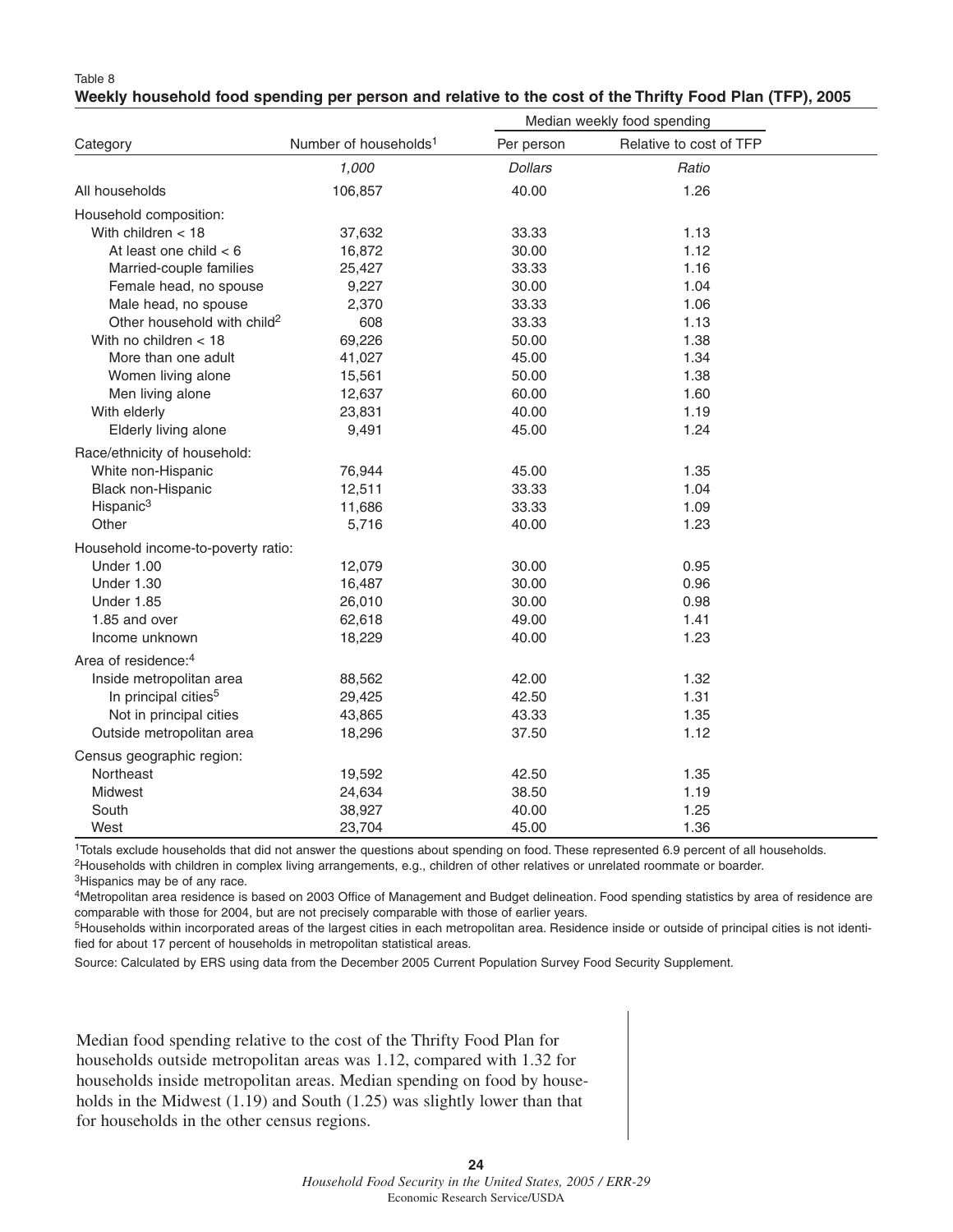Table 8

**Weekly household food spending per person and relative to the cost of the Thrifty Food Plan (TFP), 2005**

| Category | Number of households[1] | Median weekly food spending | |
|---|---|---|---|
| | | Per person | Relative to cost of TFP |
| | *1,000* | *Dollars* | *Ratio* |
| All households | 106,857 | 40.00 | 1.26 |
| Household composition: | | | |
| With children < 18 | 37,632 | 33.33 | 1.13 |
| At least one child < 6 | 16,872 | 30.00 | 1.12 |
| Married-couple families | 25,427 | 33.33 | 1.16 |
| Female head, no spouse | 9,227 | 30.00 | 1.04 |
| Male head, no spouse | 2,370 | 33.33 | 1.06 |
| Other household with child[2] | 608 | 33.33 | 1.13 |
| With no children < 18 | 69,226 | 50.00 | 1.38 |
| More than one adult | 41,027 | 45.00 | 1.34 |
| Women living alone | 15,561 | 50.00 | 1.38 |
| Men living alone | 12,637 | 60.00 | 1.60 |
| With elderly | 23,831 | 40.00 | 1.19 |
| Elderly living alone | 9,491 | 45.00 | 1.24 |
| Race/ethnicity of household: | | | |
| White non-Hispanic | 76,944 | 45.00 | 1.35 |
| Black non-Hispanic | 12,511 | 33.33 | 1.04 |
| Hispanic[3] | 11,686 | 33.33 | 1.09 |
| Other | 5,716 | 40.00 | 1.23 |
| Household income-to-poverty ratio: | | | |
| Under 1.00 | 12,079 | 30.00 | 0.95 |
| Under 1.30 | 16,487 | 30.00 | 0.96 |
| Under 1.85 | 26,010 | 30.00 | 0.98 |
| 1.85 and over | 62,618 | 49.00 | 1.41 |
| Income unknown | 18,229 | 40.00 | 1.23 |
| Area of residence:[4] | | | |
| Inside metropolitan area | 88,562 | 42.00 | 1.32 |
| In principal cities[5] | 29,425 | 42.50 | 1.31 |
| Not in principal cities | 43,865 | 43.33 | 1.35 |
| Outside metropolitan area | 18,296 | 37.50 | 1.12 |
| Census geographic region: | | | |
| Northeast | 19,592 | 42.50 | 1.35 |
| Midwest | 24,634 | 38.50 | 1.19 |
| South | 38,927 | 40.00 | 1.25 |
| West | 23,704 | 45.00 | 1.36 |

[1]Totals exclude households that did not answer the questions about spending on food. These represented 6.9 percent of all households.

[2]Households with children in complex living arrangements, e.g., children of other relatives or unrelated roommate or boarder.

[3]Hispanics may be of any race.

[4]Metropolitan area residence is based on 2003 Office of Management and Budget delineation. Food spending statistics by area of residence are comparable with those for 2004, but are not precisely comparable with those of earlier years.

[5]Households within incorporated areas of the largest cities in each metropolitan area. Residence inside or outside of principal cities is not identified for about 17 percent of households in metropolitan statistical areas.

Source: Calculated by ERS using data from the December 2005 Current Population Survey Food Security Supplement.

Median food spending relative to the cost of the Thrifty Food Plan for households outside metropolitan areas was 1.12, compared with 1.32 for households inside metropolitan areas. Median spending on food by households in the Midwest (1.19) and South (1.25) was slightly lower than that for households in the other census regions.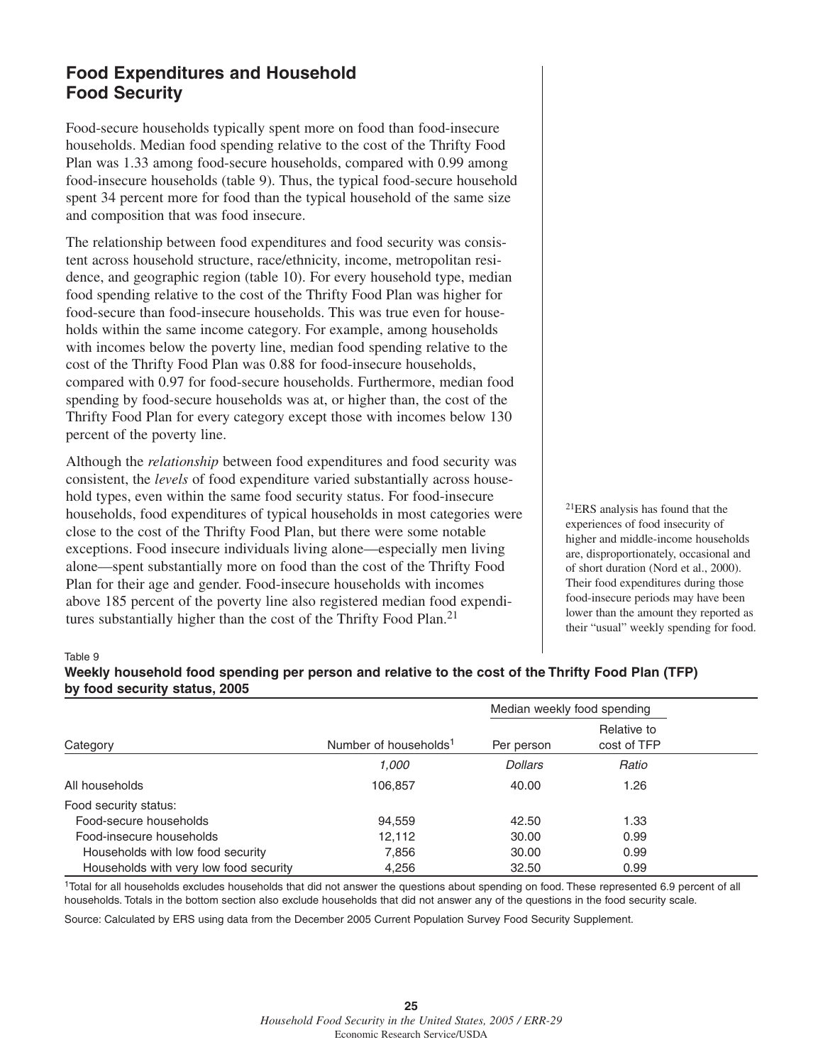## Food Expenditures and Household Food Security

Food-secure households typically spent more on food than food-insecure households. Median food spending relative to the cost of the Thrifty Food Plan was 1.33 among food-secure households, compared with 0.99 among food-insecure households (table 9). Thus, the typical food-secure household spent 34 percent more for food than the typical household of the same size and composition that was food insecure.

The relationship between food expenditures and food security was consistent across household structure, race/ethnicity, income, metropolitan residence, and geographic region (table 10). For every household type, median food spending relative to the cost of the Thrifty Food Plan was higher for food-secure than food-insecure households. This was true even for households within the same income category. For example, among households with incomes below the poverty line, median food spending relative to the cost of the Thrifty Food Plan was 0.88 for food-insecure households, compared with 0.97 for food-secure households. Furthermore, median food spending by food-secure households was at, or higher than, the cost of the Thrifty Food Plan for every category except those with incomes below 130 percent of the poverty line.

Although the *relationship* between food expenditures and food security was consistent, the *levels* of food expenditure varied substantially across household types, even within the same food security status. For food-insecure households, food expenditures of typical households in most categories were close to the cost of the Thrifty Food Plan, but there were some notable exceptions. Food insecure individuals living alone—especially men living alone—spent substantially more on food than the cost of the Thrifty Food Plan for their age and gender. Food-insecure households with incomes above 185 percent of the poverty line also registered median food expenditures substantially higher than the cost of the Thrifty Food Plan.[21]

[21]ERS analysis has found that the experiences of food insecurity of higher and middle-income households are, disproportionately, occasional and of short duration (Nord et al., 2000). Their food expenditures during those food-insecure periods may have been lower than the amount they reported as their "usual" weekly spending for food.

Table 9

**Weekly household food spending per person and relative to the cost of the Thrifty Food Plan (TFP) by food security status, 2005**

| Category | Number of households[1] | Median weekly food spending: Per person | Median weekly food spending: Relative to cost of TFP |
|---|---|---|---|
| | *1,000* | *Dollars* | *Ratio* |
| All households | 106,857 | 40.00 | 1.26 |
| Food security status: | | | |
| Food-secure households | 94,559 | 42.50 | 1.33 |
| Food-insecure households | 12,112 | 30.00 | 0.99 |
| Households with low food security | 7,856 | 30.00 | 0.99 |
| Households with very low food security | 4,256 | 32.50 | 0.99 |

[1]Total for all households excludes households that did not answer the questions about spending on food. These represented 6.9 percent of all households. Totals in the bottom section also exclude households that did not answer any of the questions in the food security scale.

Source: Calculated by ERS using data from the December 2005 Current Population Survey Food Security Supplement.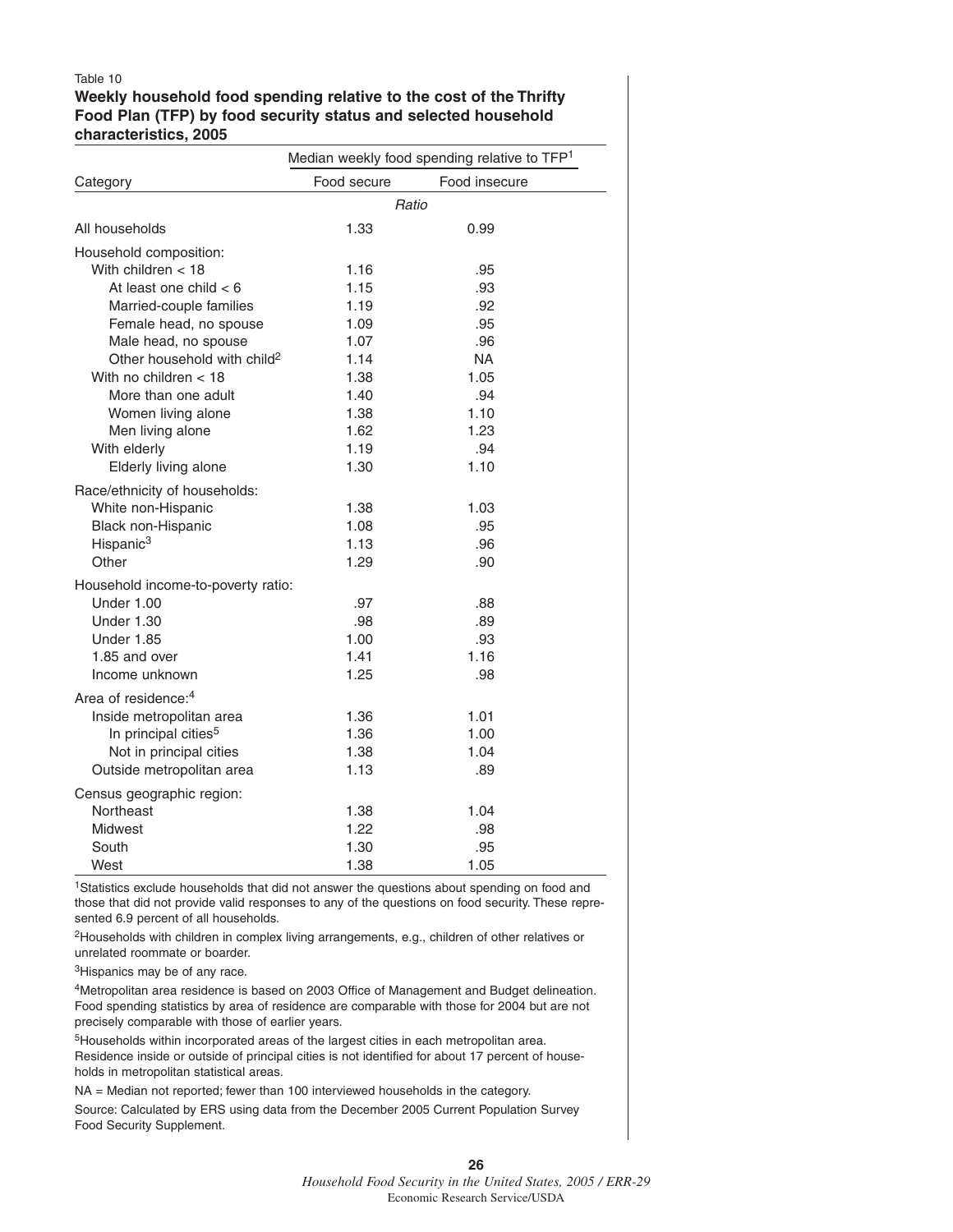Table 10

**Weekly household food spending relative to the cost of the Thrifty Food Plan (TFP) by food security status and selected household characteristics, 2005**

| Category | Median weekly food spending relative to TFP[1] | |
|---|---|---|
| | Food secure | Food insecure |
| | *Ratio* | |
| All households | 1.33 | 0.99 |
| Household composition: | | |
| With children < 18 | 1.16 | .95 |
| At least one child < 6 | 1.15 | .93 |
| Married-couple families | 1.19 | .92 |
| Female head, no spouse | 1.09 | .95 |
| Male head, no spouse | 1.07 | .96 |
| Other household with child[2] | 1.14 | NA |
| With no children < 18 | 1.38 | 1.05 |
| More than one adult | 1.40 | .94 |
| Women living alone | 1.38 | 1.10 |
| Men living alone | 1.62 | 1.23 |
| With elderly | 1.19 | .94 |
| Elderly living alone | 1.30 | 1.10 |
| Race/ethnicity of households: | | |
| White non-Hispanic | 1.38 | 1.03 |
| Black non-Hispanic | 1.08 | .95 |
| Hispanic[3] | 1.13 | .96 |
| Other | 1.29 | .90 |
| Household income-to-poverty ratio: | | |
| Under 1.00 | .97 | .88 |
| Under 1.30 | .98 | .89 |
| Under 1.85 | 1.00 | .93 |
| 1.85 and over | 1.41 | 1.16 |
| Income unknown | 1.25 | .98 |
| Area of residence:[4] | | |
| Inside metropolitan area | 1.36 | 1.01 |
| In principal cities[5] | 1.36 | 1.00 |
| Not in principal cities | 1.38 | 1.04 |
| Outside metropolitan area | 1.13 | .89 |
| Census geographic region: | | |
| Northeast | 1.38 | 1.04 |
| Midwest | 1.22 | .98 |
| South | 1.30 | .95 |
| West | 1.38 | 1.05 |

[1]Statistics exclude households that did not answer the questions about spending on food and those that did not provide valid responses to any of the questions on food security. These represented 6.9 percent of all households.

[2]Households with children in complex living arrangements, e.g., children of other relatives or unrelated roommate or boarder.

[3]Hispanics may be of any race.

[4]Metropolitan area residence is based on 2003 Office of Management and Budget delineation. Food spending statistics by area of residence are comparable with those for 2004 but are not precisely comparable with those of earlier years.

[5]Households within incorporated areas of the largest cities in each metropolitan area. Residence inside or outside of principal cities is not identified for about 17 percent of households in metropolitan statistical areas.

NA = Median not reported; fewer than 100 interviewed households in the category.

Source: Calculated by ERS using data from the December 2005 Current Population Survey Food Security Supplement.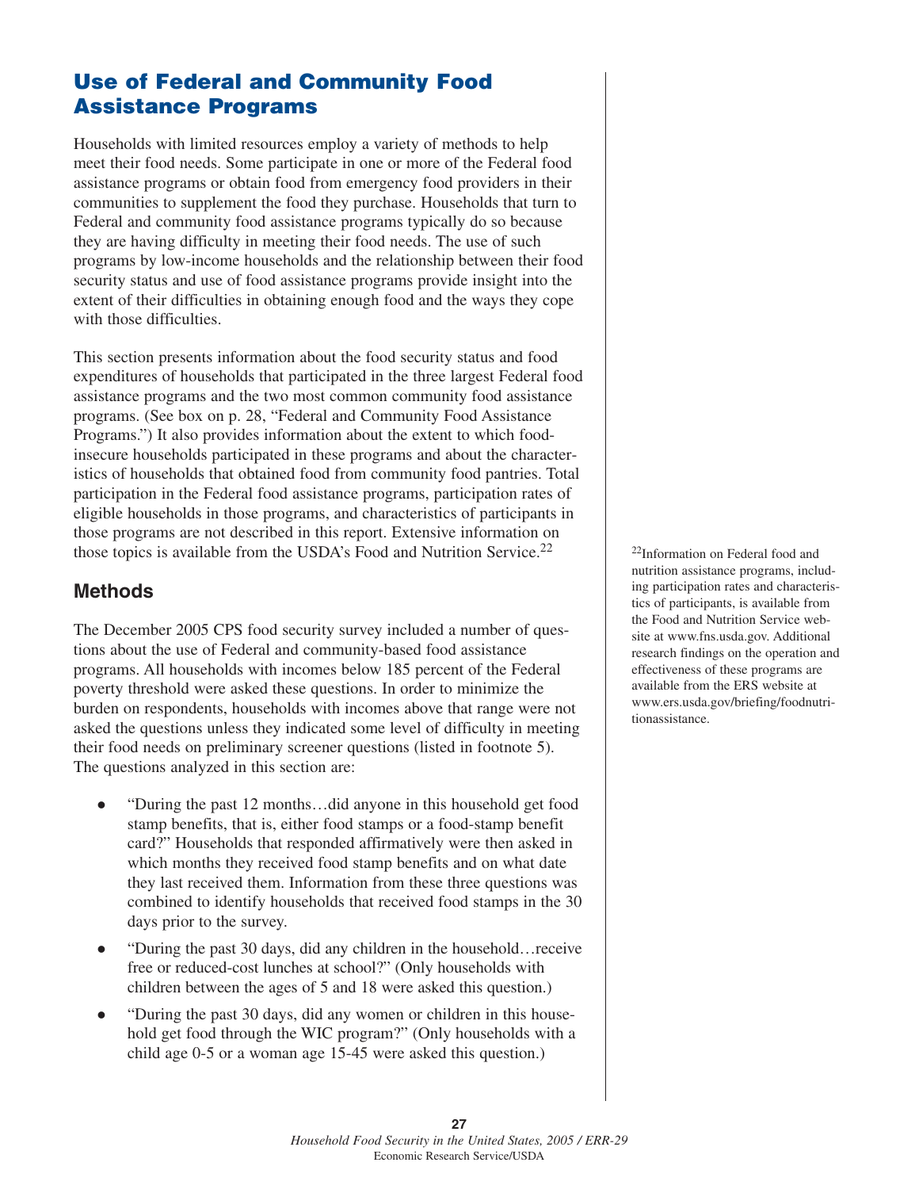## Use of Federal and Community Food Assistance Programs

Households with limited resources employ a variety of methods to help meet their food needs. Some participate in one or more of the Federal food assistance programs or obtain food from emergency food providers in their communities to supplement the food they purchase. Households that turn to Federal and community food assistance programs typically do so because they are having difficulty in meeting their food needs. The use of such programs by low-income households and the relationship between their food security status and use of food assistance programs provide insight into the extent of their difficulties in obtaining enough food and the ways they cope with those difficulties.

This section presents information about the food security status and food expenditures of households that participated in the three largest Federal food assistance programs and the two most common community food assistance programs. (See box on p. 28, "Federal and Community Food Assistance Programs.") It also provides information about the extent to which food-insecure households participated in these programs and about the characteristics of households that obtained food from community food pantries. Total participation in the Federal food assistance programs, participation rates of eligible households in those programs, and characteristics of participants in those programs are not described in this report. Extensive information on those topics is available from the USDA's Food and Nutrition Service.[22]

[22]Information on Federal food and nutrition assistance programs, including participation rates and characteristics of participants, is available from the Food and Nutrition Service website at www.fns.usda.gov. Additional research findings on the operation and effectiveness of these programs are available from the ERS website at www.ers.usda.gov/briefing/foodnutritionassistance.

### Methods

The December 2005 CPS food security survey included a number of questions about the use of Federal and community-based food assistance programs. All households with incomes below 185 percent of the Federal poverty threshold were asked these questions. In order to minimize the burden on respondents, households with incomes above that range were not asked the questions unless they indicated some level of difficulty in meeting their food needs on preliminary screener questions (listed in footnote 5). The questions analyzed in this section are:

- "During the past 12 months…did anyone in this household get food stamp benefits, that is, either food stamps or a food-stamp benefit card?" Households that responded affirmatively were then asked in which months they received food stamp benefits and on what date they last received them. Information from these three questions was combined to identify households that received food stamps in the 30 days prior to the survey.
- "During the past 30 days, did any children in the household…receive free or reduced-cost lunches at school?" (Only households with children between the ages of 5 and 18 were asked this question.)
- "During the past 30 days, did any women or children in this household get food through the WIC program?" (Only households with a child age 0-5 or a woman age 15-45 were asked this question.)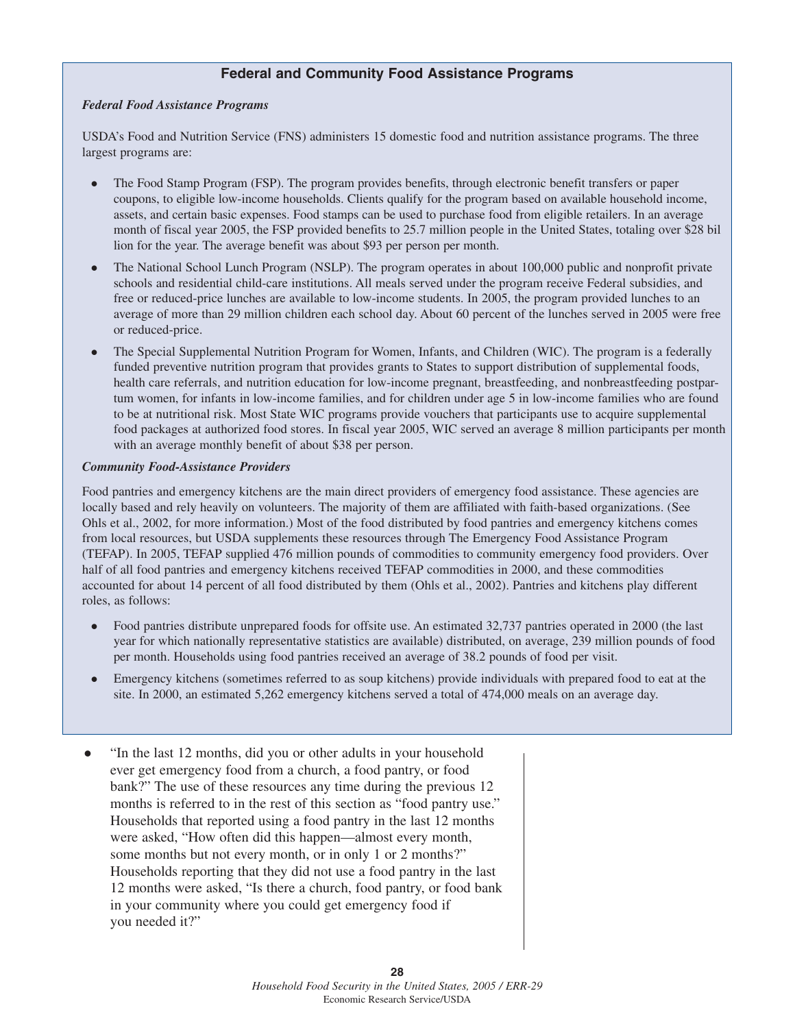## Federal and Community Food Assistance Programs

***Federal Food Assistance Programs***

USDA's Food and Nutrition Service (FNS) administers 15 domestic food and nutrition assistance programs. The three largest programs are:

- The Food Stamp Program (FSP). The program provides benefits, through electronic benefit transfers or paper coupons, to eligible low-income households. Clients qualify for the program based on available household income, assets, and certain basic expenses. Food stamps can be used to purchase food from eligible retailers. In an average month of fiscal year 2005, the FSP provided benefits to 25.7 million people in the United States, totaling over $28 billion for the year. The average benefit was about $93 per person per month.
- The National School Lunch Program (NSLP). The program operates in about 100,000 public and nonprofit private schools and residential child-care institutions. All meals served under the program receive Federal subsidies, and free or reduced-price lunches are available to low-income students. In 2005, the program provided lunches to an average of more than 29 million children each school day. About 60 percent of the lunches served in 2005 were free or reduced-price.
- The Special Supplemental Nutrition Program for Women, Infants, and Children (WIC). The program is a federally funded preventive nutrition program that provides grants to States to support distribution of supplemental foods, health care referrals, and nutrition education for low-income pregnant, breastfeeding, and nonbreastfeeding postpartum women, for infants in low-income families, and for children under age 5 in low-income families who are found to be at nutritional risk. Most State WIC programs provide vouchers that participants use to acquire supplemental food packages at authorized food stores. In fiscal year 2005, WIC served an average 8 million participants per month with an average monthly benefit of about $38 per person.

***Community Food-Assistance Providers***

Food pantries and emergency kitchens are the main direct providers of emergency food assistance. These agencies are locally based and rely heavily on volunteers. The majority of them are affiliated with faith-based organizations. (See Ohls et al., 2002, for more information.) Most of the food distributed by food pantries and emergency kitchens comes from local resources, but USDA supplements these resources through The Emergency Food Assistance Program (TEFAP). In 2005, TEFAP supplied 476 million pounds of commodities to community emergency food providers. Over half of all food pantries and emergency kitchens received TEFAP commodities in 2000, and these commodities accounted for about 14 percent of all food distributed by them (Ohls et al., 2002). Pantries and kitchens play different roles, as follows:

- Food pantries distribute unprepared foods for offsite use. An estimated 32,737 pantries operated in 2000 (the last year for which nationally representative statistics are available) distributed, on average, 239 million pounds of food per month. Households using food pantries received an average of 38.2 pounds of food per visit.
- Emergency kitchens (sometimes referred to as soup kitchens) provide individuals with prepared food to eat at the site. In 2000, an estimated 5,262 emergency kitchens served a total of 474,000 meals on an average day.

- "In the last 12 months, did you or other adults in your household ever get emergency food from a church, a food pantry, or food bank?" The use of these resources any time during the previous 12 months is referred to in the rest of this section as "food pantry use." Households that reported using a food pantry in the last 12 months were asked, "How often did this happen—almost every month, some months but not every month, or in only 1 or 2 months?" Households reporting that they did not use a food pantry in the last 12 months were asked, "Is there a church, food pantry, or food bank in your community where you could get emergency food if you needed it?"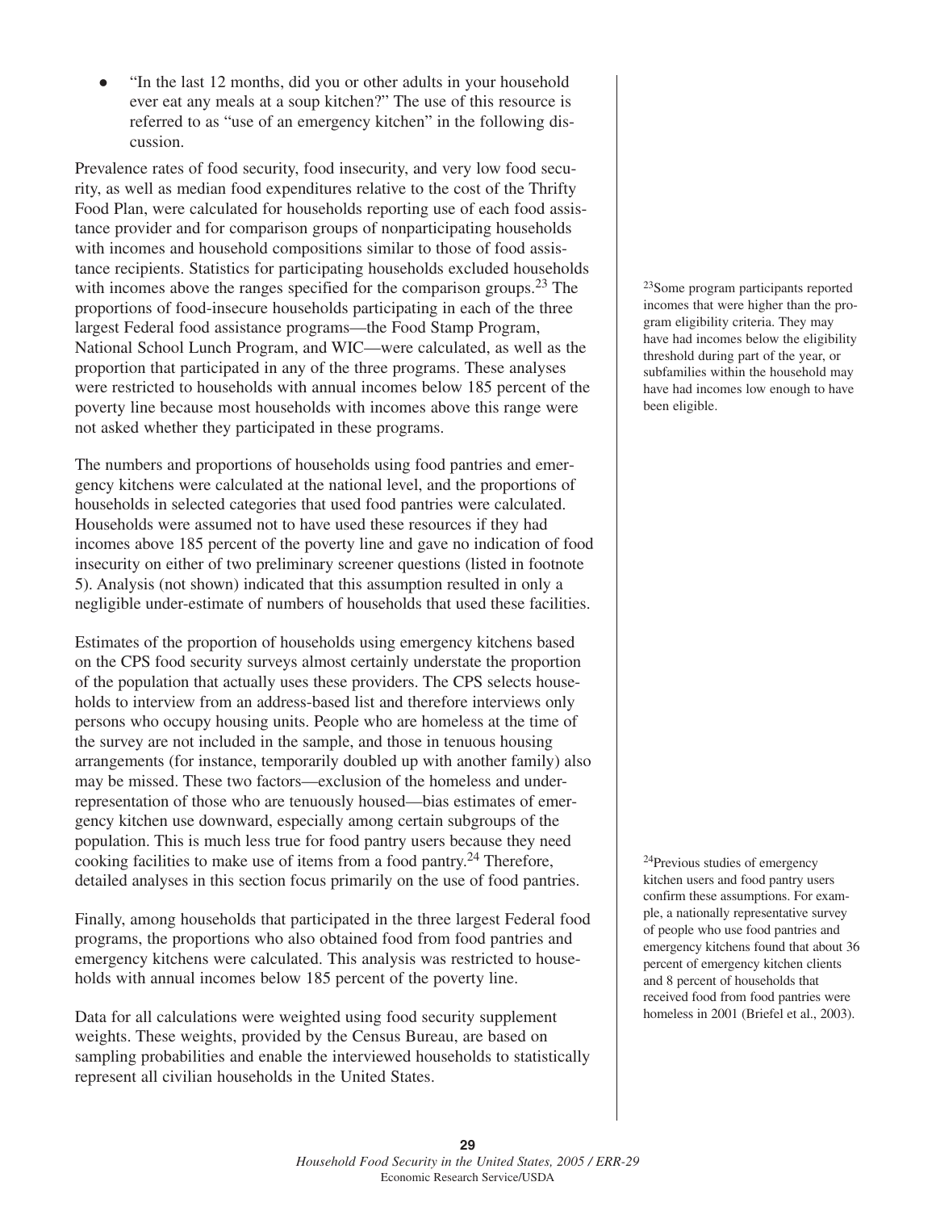- "In the last 12 months, did you or other adults in your household ever eat any meals at a soup kitchen?" The use of this resource is referred to as "use of an emergency kitchen" in the following discussion.

Prevalence rates of food security, food insecurity, and very low food security, as well as median food expenditures relative to the cost of the Thrifty Food Plan, were calculated for households reporting use of each food assistance provider and for comparison groups of nonparticipating households with incomes and household compositions similar to those of food assistance recipients. Statistics for participating households excluded households with incomes above the ranges specified for the comparison groups.[23] The proportions of food-insecure households participating in each of the three largest Federal food assistance programs—the Food Stamp Program, National School Lunch Program, and WIC—were calculated, as well as the proportion that participated in any of the three programs. These analyses were restricted to households with annual incomes below 185 percent of the poverty line because most households with incomes above this range were not asked whether they participated in these programs.

The numbers and proportions of households using food pantries and emergency kitchens were calculated at the national level, and the proportions of households in selected categories that used food pantries were calculated. Households were assumed not to have used these resources if they had incomes above 185 percent of the poverty line and gave no indication of food insecurity on either of two preliminary screener questions (listed in footnote 5). Analysis (not shown) indicated that this assumption resulted in only a negligible under-estimate of numbers of households that used these facilities.

Estimates of the proportion of households using emergency kitchens based on the CPS food security surveys almost certainly understate the proportion of the population that actually uses these providers. The CPS selects households to interview from an address-based list and therefore interviews only persons who occupy housing units. People who are homeless at the time of the survey are not included in the sample, and those in tenuous housing arrangements (for instance, temporarily doubled up with another family) also may be missed. These two factors—exclusion of the homeless and underrepresentation of those who are tenuously housed—bias estimates of emergency kitchen use downward, especially among certain subgroups of the population. This is much less true for food pantry users because they need cooking facilities to make use of items from a food pantry.[24] Therefore, detailed analyses in this section focus primarily on the use of food pantries.

Finally, among households that participated in the three largest Federal food programs, the proportions who also obtained food from food pantries and emergency kitchens were calculated. This analysis was restricted to households with annual incomes below 185 percent of the poverty line.

Data for all calculations were weighted using food security supplement weights. These weights, provided by the Census Bureau, are based on sampling probabilities and enable the interviewed households to statistically represent all civilian households in the United States.

[23]Some program participants reported incomes that were higher than the program eligibility criteria. They may have had incomes below the eligibility threshold during part of the year, or subfamilies within the household may have had incomes low enough to have been eligible.

[24]Previous studies of emergency kitchen users and food pantry users confirm these assumptions. For example, a nationally representative survey of people who use food pantries and emergency kitchens found that about 36 percent of emergency kitchen clients and 8 percent of households that received food from food pantries were homeless in 2001 (Briefel et al., 2003).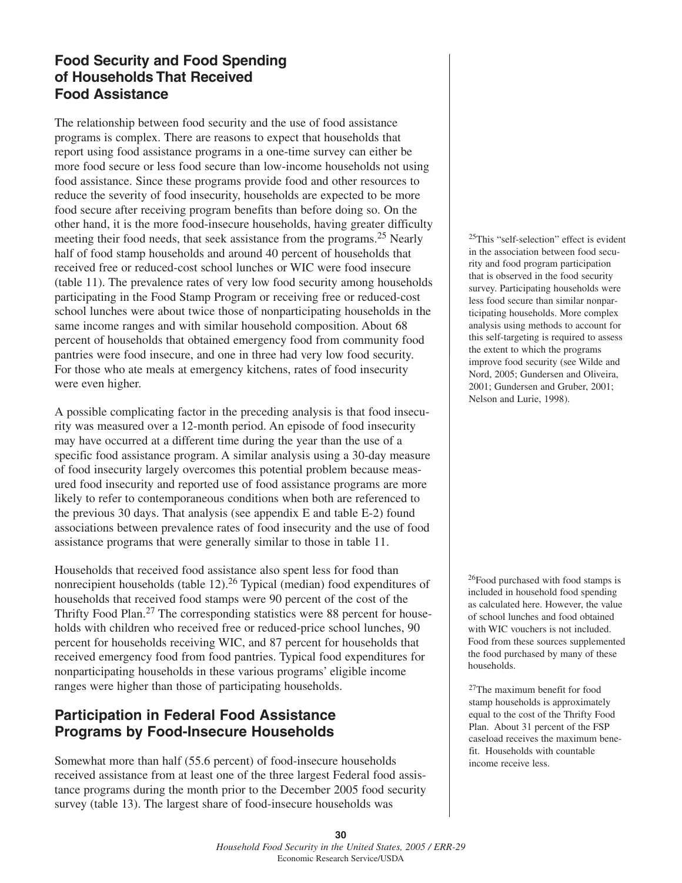## Food Security and Food Spending of Households That Received Food Assistance

The relationship between food security and the use of food assistance programs is complex. There are reasons to expect that households that report using food assistance programs in a one-time survey can either be more food secure or less food secure than low-income households not using food assistance. Since these programs provide food and other resources to reduce the severity of food insecurity, households are expected to be more food secure after receiving program benefits than before doing so. On the other hand, it is the more food-insecure households, having greater difficulty meeting their food needs, that seek assistance from the programs.[25] Nearly half of food stamp households and around 40 percent of households that received free or reduced-cost school lunches or WIC were food insecure (table 11). The prevalence rates of very low food security among households participating in the Food Stamp Program or receiving free or reduced-cost school lunches were about twice those of nonparticipating households in the same income ranges and with similar household composition. About 68 percent of households that obtained emergency food from community food pantries were food insecure, and one in three had very low food security. For those who ate meals at emergency kitchens, rates of food insecurity were even higher.

A possible complicating factor in the preceding analysis is that food insecurity was measured over a 12-month period. An episode of food insecurity may have occurred at a different time during the year than the use of a specific food assistance program. A similar analysis using a 30-day measure of food insecurity largely overcomes this potential problem because measured food insecurity and reported use of food assistance programs are more likely to refer to contemporaneous conditions when both are referenced to the previous 30 days. That analysis (see appendix E and table E-2) found associations between prevalence rates of food insecurity and the use of food assistance programs that were generally similar to those in table 11.

Households that received food assistance also spent less for food than nonrecipient households (table 12).[26] Typical (median) food expenditures of households that received food stamps were 90 percent of the cost of the Thrifty Food Plan.[27] The corresponding statistics were 88 percent for households with children who received free or reduced-price school lunches, 90 percent for households receiving WIC, and 87 percent for households that received emergency food from food pantries. Typical food expenditures for nonparticipating households in these various programs' eligible income ranges were higher than those of participating households.

## Participation in Federal Food Assistance Programs by Food-Insecure Households

Somewhat more than half (55.6 percent) of food-insecure households received assistance from at least one of the three largest Federal food assistance programs during the month prior to the December 2005 food security survey (table 13). The largest share of food-insecure households was

[25]This "self-selection" effect is evident in the association between food security and food program participation that is observed in the food security survey. Participating households were less food secure than similar nonparticipating households. More complex analysis using methods to account for this self-targeting is required to assess the extent to which the programs improve food security (see Wilde and Nord, 2005; Gundersen and Oliveira, 2001; Gundersen and Gruber, 2001; Nelson and Lurie, 1998).

[26]Food purchased with food stamps is included in household food spending as calculated here. However, the value of school lunches and food obtained with WIC vouchers is not included. Food from these sources supplemented the food purchased by many of these households.

[27]The maximum benefit for food stamp households is approximately equal to the cost of the Thrifty Food Plan. About 31 percent of the FSP caseload receives the maximum benefit. Households with countable income receive less.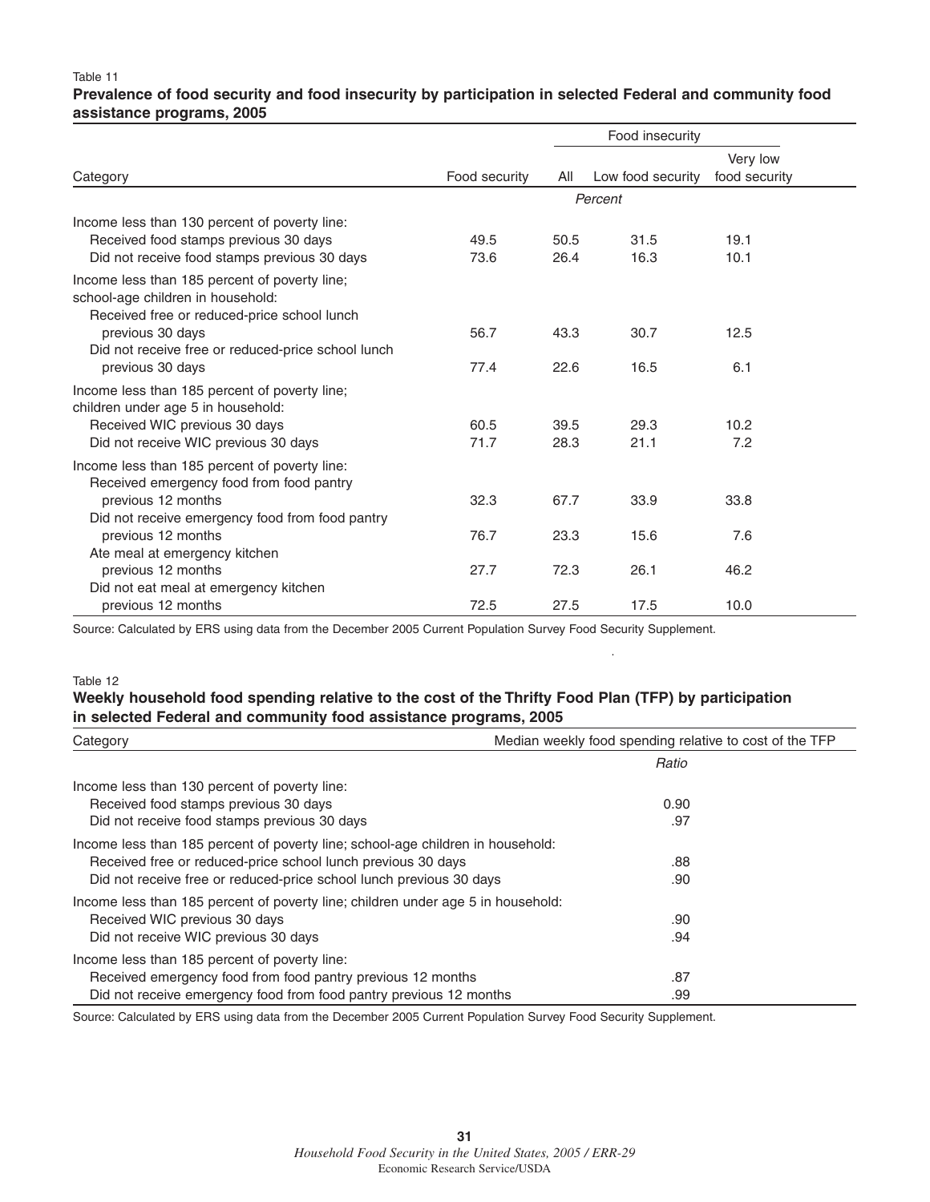Table 11

**Prevalence of food security and food insecurity by participation in selected Federal and community food assistance programs, 2005**

| Category | Food security | Food insecurity | | |
|---|---|---|---|---|
| | | All | Low food security | Very low food security |
| | *Percent* | | | |
| Income less than 130 percent of poverty line: | | | | |
| Received food stamps previous 30 days | 49.5 | 50.5 | 31.5 | 19.1 |
| Did not receive food stamps previous 30 days | 73.6 | 26.4 | 16.3 | 10.1 |
| Income less than 185 percent of poverty line; school-age children in household: | | | | |
| Received free or reduced-price school lunch previous 30 days | 56.7 | 43.3 | 30.7 | 12.5 |
| Did not receive free or reduced-price school lunch previous 30 days | 77.4 | 22.6 | 16.5 | 6.1 |
| Income less than 185 percent of poverty line; children under age 5 in household: | | | | |
| Received WIC previous 30 days | 60.5 | 39.5 | 29.3 | 10.2 |
| Did not receive WIC previous 30 days | 71.7 | 28.3 | 21.1 | 7.2 |
| Income less than 185 percent of poverty line: | | | | |
| Received emergency food from food pantry previous 12 months | 32.3 | 67.7 | 33.9 | 33.8 |
| Did not receive emergency food from food pantry previous 12 months | 76.7 | 23.3 | 15.6 | 7.6 |
| Ate meal at emergency kitchen previous 12 months | 27.7 | 72.3 | 26.1 | 46.2 |
| Did not eat meal at emergency kitchen previous 12 months | 72.5 | 27.5 | 17.5 | 10.0 |

Source: Calculated by ERS using data from the December 2005 Current Population Survey Food Security Supplement.

Table 12

**Weekly household food spending relative to the cost of the Thrifty Food Plan (TFP) by participation in selected Federal and community food assistance programs, 2005**

| Category | Median weekly food spending relative to cost of the TFP |
|---|---|
| | *Ratio* |
| Income less than 130 percent of poverty line: | |
| Received food stamps previous 30 days | 0.90 |
| Did not receive food stamps previous 30 days | .97 |
| Income less than 185 percent of poverty line; school-age children in household: | |
| Received free or reduced-price school lunch previous 30 days | .88 |
| Did not receive free or reduced-price school lunch previous 30 days | .90 |
| Income less than 185 percent of poverty line; children under age 5 in household: | |
| Received WIC previous 30 days | .90 |
| Did not receive WIC previous 30 days | .94 |
| Income less than 185 percent of poverty line: | |
| Received emergency food from food pantry previous 12 months | .87 |
| Did not receive emergency food from food pantry previous 12 months | .99 |

Source: Calculated by ERS using data from the December 2005 Current Population Survey Food Security Supplement.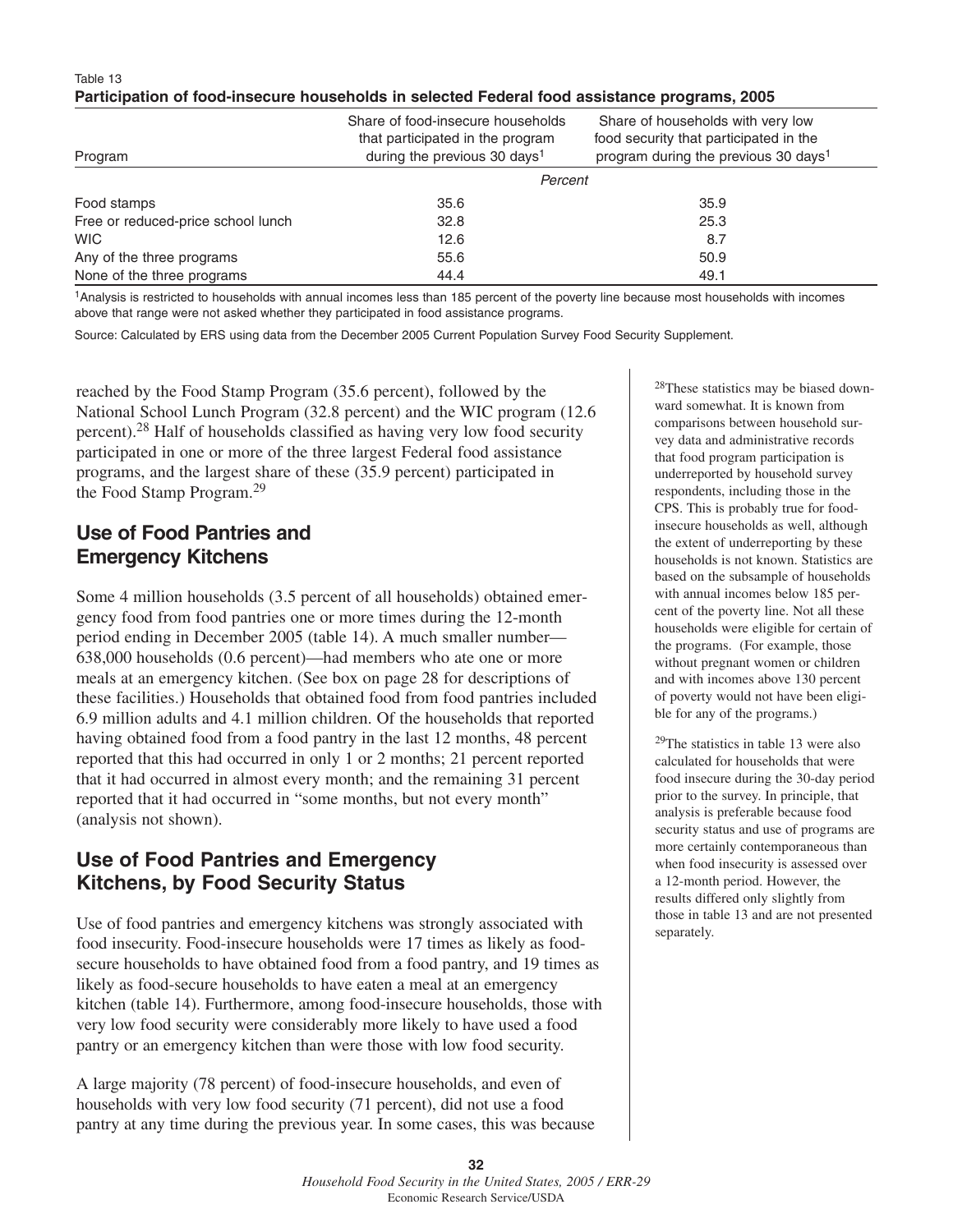Table 13
**Participation of food-insecure households in selected Federal food assistance programs, 2005**

| Program | Share of food-insecure households that participated in the program during the previous 30 days[1] | Share of households with very low food security that participated in the program during the previous 30 days[1] |
|---|---|---|
| | *Percent* | |
| Food stamps | 35.6 | 35.9 |
| Free or reduced-price school lunch | 32.8 | 25.3 |
| WIC | 12.6 | 8.7 |
| Any of the three programs | 55.6 | 50.9 |
| None of the three programs | 44.4 | 49.1 |

[1]Analysis is restricted to households with annual incomes less than 185 percent of the poverty line because most households with incomes above that range were not asked whether they participated in food assistance programs.

Source: Calculated by ERS using data from the December 2005 Current Population Survey Food Security Supplement.

reached by the Food Stamp Program (35.6 percent), followed by the National School Lunch Program (32.8 percent) and the WIC program (12.6 percent).[28] Half of households classified as having very low food security participated in one or more of the three largest Federal food assistance programs, and the largest share of these (35.9 percent) participated in the Food Stamp Program.[29]

## Use of Food Pantries and Emergency Kitchens

Some 4 million households (3.5 percent of all households) obtained emergency food from food pantries one or more times during the 12-month period ending in December 2005 (table 14). A much smaller number—638,000 households (0.6 percent)—had members who ate one or more meals at an emergency kitchen. (See box on page 28 for descriptions of these facilities.) Households that obtained food from food pantries included 6.9 million adults and 4.1 million children. Of the households that reported having obtained food from a food pantry in the last 12 months, 48 percent reported that this had occurred in only 1 or 2 months; 21 percent reported that it had occurred in almost every month; and the remaining 31 percent reported that it had occurred in "some months, but not every month" (analysis not shown).

## Use of Food Pantries and Emergency Kitchens, by Food Security Status

Use of food pantries and emergency kitchens was strongly associated with food insecurity. Food-insecure households were 17 times as likely as food-secure households to have obtained food from a food pantry, and 19 times as likely as food-secure households to have eaten a meal at an emergency kitchen (table 14). Furthermore, among food-insecure households, those with very low food security were considerably more likely to have used a food pantry or an emergency kitchen than were those with low food security.

A large majority (78 percent) of food-insecure households, and even of households with very low food security (71 percent), did not use a food pantry at any time during the previous year. In some cases, this was because

[28]These statistics may be biased downward somewhat. It is known from comparisons between household survey data and administrative records that food program participation is underreported by household survey respondents, including those in the CPS. This is probably true for food-insecure households as well, although the extent of underreporting by these households is not known. Statistics are based on the subsample of households with annual incomes below 185 percent of the poverty line. Not all these households were eligible for certain of the programs. (For example, those without pregnant women or children and with incomes above 130 percent of poverty would not have been eligible for any of the programs.)

[29]The statistics in table 13 were also calculated for households that were food insecure during the 30-day period prior to the survey. In principle, that analysis is preferable because food security status and use of programs are more certainly contemporaneous than when food insecurity is assessed over a 12-month period. However, the results differed only slightly from those in table 13 and are not presented separately.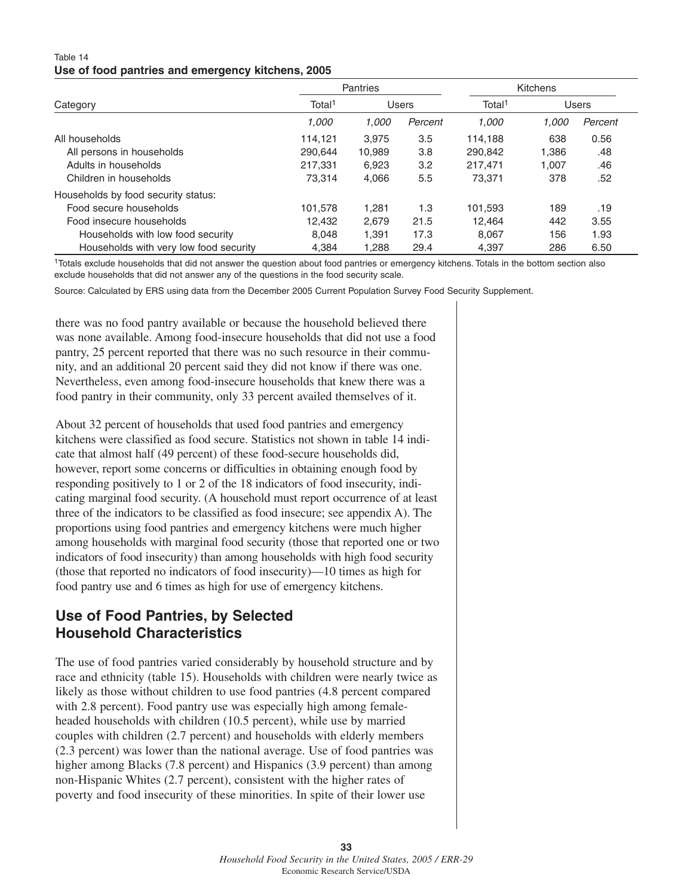Table 14
**Use of food pantries and emergency kitchens, 2005**

| Category | Pantries | | | Kitchens | | |
|---|---|---|---|---|---|---|
| | Total[1] | Users | | Total[1] | Users | |
| | *1,000* | *1,000* | *Percent* | *1,000* | *1,000* | *Percent* |
| All households | 114,121 | 3,975 | 3.5 | 114,188 | 638 | 0.56 |
| All persons in households | 290,644 | 10,989 | 3.8 | 290,842 | 1,386 | .48 |
| Adults in households | 217,331 | 6,923 | 3.2 | 217,471 | 1,007 | .46 |
| Children in households | 73,314 | 4,066 | 5.5 | 73,371 | 378 | .52 |
| Households by food security status: | | | | | | |
| Food secure households | 101,578 | 1,281 | 1.3 | 101,593 | 189 | .19 |
| Food insecure households | 12,432 | 2,679 | 21.5 | 12,464 | 442 | 3.55 |
| Households with low food security | 8,048 | 1,391 | 17.3 | 8,067 | 156 | 1.93 |
| Households with very low food security | 4,384 | 1,288 | 29.4 | 4,397 | 286 | 6.50 |

[1]Totals exclude households that did not answer the question about food pantries or emergency kitchens. Totals in the bottom section also exclude households that did not answer any of the questions in the food security scale.

Source: Calculated by ERS using data from the December 2005 Current Population Survey Food Security Supplement.

there was no food pantry available or because the household believed there was none available. Among food-insecure households that did not use a food pantry, 25 percent reported that there was no such resource in their community, and an additional 20 percent said they did not know if there was one. Nevertheless, even among food-insecure households that knew there was a food pantry in their community, only 33 percent availed themselves of it.

About 32 percent of households that used food pantries and emergency kitchens were classified as food secure. Statistics not shown in table 14 indicate that almost half (49 percent) of these food-secure households did, however, report some concerns or difficulties in obtaining enough food by responding positively to 1 or 2 of the 18 indicators of food insecurity, indicating marginal food security. (A household must report occurrence of at least three of the indicators to be classified as food insecure; see appendix A). The proportions using food pantries and emergency kitchens were much higher among households with marginal food security (those that reported one or two indicators of food insecurity) than among households with high food security (those that reported no indicators of food insecurity)—10 times as high for food pantry use and 6 times as high for use of emergency kitchens.

## Use of Food Pantries, by Selected Household Characteristics

The use of food pantries varied considerably by household structure and by race and ethnicity (table 15). Households with children were nearly twice as likely as those without children to use food pantries (4.8 percent compared with 2.8 percent). Food pantry use was especially high among female-headed households with children (10.5 percent), while use by married couples with children (2.7 percent) and households with elderly members (2.3 percent) was lower than the national average. Use of food pantries was higher among Blacks (7.8 percent) and Hispanics (3.9 percent) than among non-Hispanic Whites (2.7 percent), consistent with the higher rates of poverty and food insecurity of these minorities. In spite of their lower use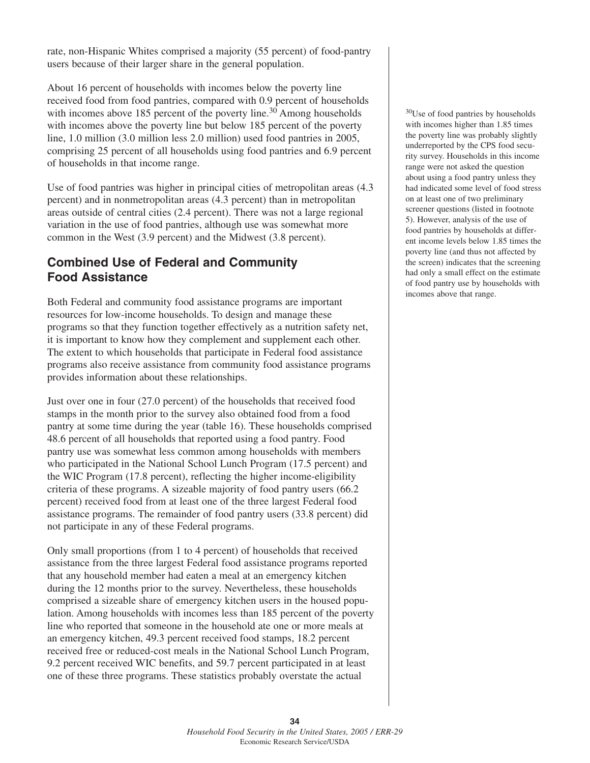rate, non-Hispanic Whites comprised a majority (55 percent) of food-pantry users because of their larger share in the general population.

About 16 percent of households with incomes below the poverty line received food from food pantries, compared with 0.9 percent of households with incomes above 185 percent of the poverty line.[30] Among households with incomes above the poverty line but below 185 percent of the poverty line, 1.0 million (3.0 million less 2.0 million) used food pantries in 2005, comprising 25 percent of all households using food pantries and 6.9 percent of households in that income range.

Use of food pantries was higher in principal cities of metropolitan areas (4.3 percent) and in nonmetropolitan areas (4.3 percent) than in metropolitan areas outside of central cities (2.4 percent). There was not a large regional variation in the use of food pantries, although use was somewhat more common in the West (3.9 percent) and the Midwest (3.8 percent).

## Combined Use of Federal and Community Food Assistance

Both Federal and community food assistance programs are important resources for low-income households. To design and manage these programs so that they function together effectively as a nutrition safety net, it is important to know how they complement and supplement each other. The extent to which households that participate in Federal food assistance programs also receive assistance from community food assistance programs provides information about these relationships.

Just over one in four (27.0 percent) of the households that received food stamps in the month prior to the survey also obtained food from a food pantry at some time during the year (table 16). These households comprised 48.6 percent of all households that reported using a food pantry. Food pantry use was somewhat less common among households with members who participated in the National School Lunch Program (17.5 percent) and the WIC Program (17.8 percent), reflecting the higher income-eligibility criteria of these programs. A sizeable majority of food pantry users (66.2 percent) received food from at least one of the three largest Federal food assistance programs. The remainder of food pantry users (33.8 percent) did not participate in any of these Federal programs.

Only small proportions (from 1 to 4 percent) of households that received assistance from the three largest Federal food assistance programs reported that any household member had eaten a meal at an emergency kitchen during the 12 months prior to the survey. Nevertheless, these households comprised a sizeable share of emergency kitchen users in the housed population. Among households with incomes less than 185 percent of the poverty line who reported that someone in the household ate one or more meals at an emergency kitchen, 49.3 percent received food stamps, 18.2 percent received free or reduced-cost meals in the National School Lunch Program, 9.2 percent received WIC benefits, and 59.7 percent participated in at least one of these three programs. These statistics probably overstate the actual

[30]Use of food pantries by households with incomes higher than 1.85 times the poverty line was probably slightly underreported by the CPS food security survey. Households in this income range were not asked the question about using a food pantry unless they had indicated some level of food stress on at least one of two preliminary screener questions (listed in footnote 5). However, analysis of the use of food pantries by households at different income levels below 1.85 times the poverty line (and thus not affected by the screen) indicates that the screening had only a small effect on the estimate of food pantry use by households with incomes above that range.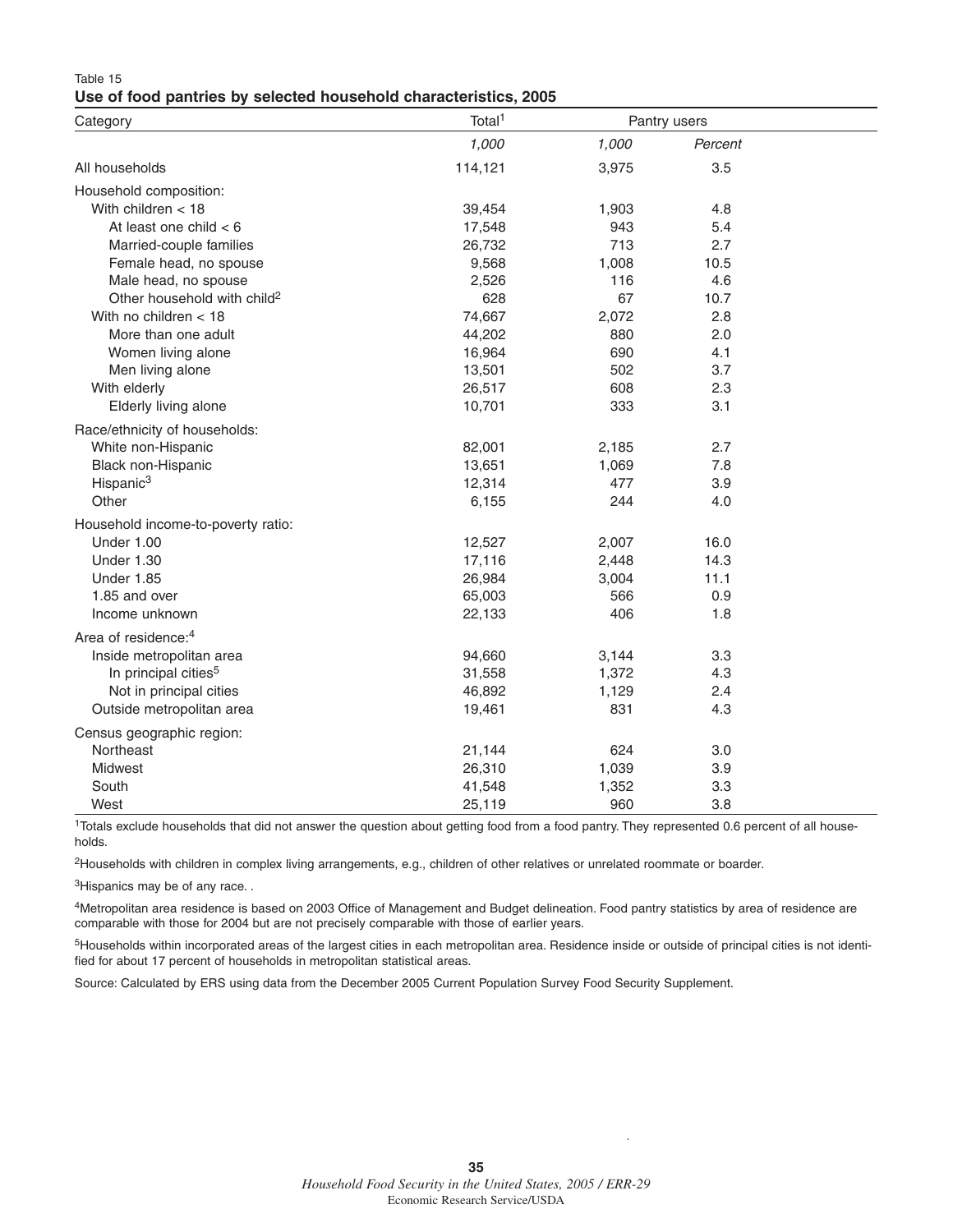Table 15

**Use of food pantries by selected household characteristics, 2005**

| Category | Total[1] | Pantry users | |
|---|---|---|---|
| | *1,000* | *1,000* | *Percent* |
| All households | 114,121 | 3,975 | 3.5 |
| Household composition: | | | |
| With children < 18 | 39,454 | 1,903 | 4.8 |
| At least one child < 6 | 17,548 | 943 | 5.4 |
| Married-couple families | 26,732 | 713 | 2.7 |
| Female head, no spouse | 9,568 | 1,008 | 10.5 |
| Male head, no spouse | 2,526 | 116 | 4.6 |
| Other household with child[2] | 628 | 67 | 10.7 |
| With no children < 18 | 74,667 | 2,072 | 2.8 |
| More than one adult | 44,202 | 880 | 2.0 |
| Women living alone | 16,964 | 690 | 4.1 |
| Men living alone | 13,501 | 502 | 3.7 |
| With elderly | 26,517 | 608 | 2.3 |
| Elderly living alone | 10,701 | 333 | 3.1 |
| Race/ethnicity of households: | | | |
| White non-Hispanic | 82,001 | 2,185 | 2.7 |
| Black non-Hispanic | 13,651 | 1,069 | 7.8 |
| Hispanic[3] | 12,314 | 477 | 3.9 |
| Other | 6,155 | 244 | 4.0 |
| Household income-to-poverty ratio: | | | |
| Under 1.00 | 12,527 | 2,007 | 16.0 |
| Under 1.30 | 17,116 | 2,448 | 14.3 |
| Under 1.85 | 26,984 | 3,004 | 11.1 |
| 1.85 and over | 65,003 | 566 | 0.9 |
| Income unknown | 22,133 | 406 | 1.8 |
| Area of residence:[4] | | | |
| Inside metropolitan area | 94,660 | 3,144 | 3.3 |
| In principal cities[5] | 31,558 | 1,372 | 4.3 |
| Not in principal cities | 46,892 | 1,129 | 2.4 |
| Outside metropolitan area | 19,461 | 831 | 4.3 |
| Census geographic region: | | | |
| Northeast | 21,144 | 624 | 3.0 |
| Midwest | 26,310 | 1,039 | 3.9 |
| South | 41,548 | 1,352 | 3.3 |
| West | 25,119 | 960 | 3.8 |

[1]Totals exclude households that did not answer the question about getting food from a food pantry. They represented 0.6 percent of all households.

[2]Households with children in complex living arrangements, e.g., children of other relatives or unrelated roommate or boarder.

[3]Hispanics may be of any race. .

[4]Metropolitan area residence is based on 2003 Office of Management and Budget delineation. Food pantry statistics by area of residence are comparable with those for 2004 but are not precisely comparable with those of earlier years.

[5]Households within incorporated areas of the largest cities in each metropolitan area. Residence inside or outside of principal cities is not identified for about 17 percent of households in metropolitan statistical areas.

Source: Calculated by ERS using data from the December 2005 Current Population Survey Food Security Supplement.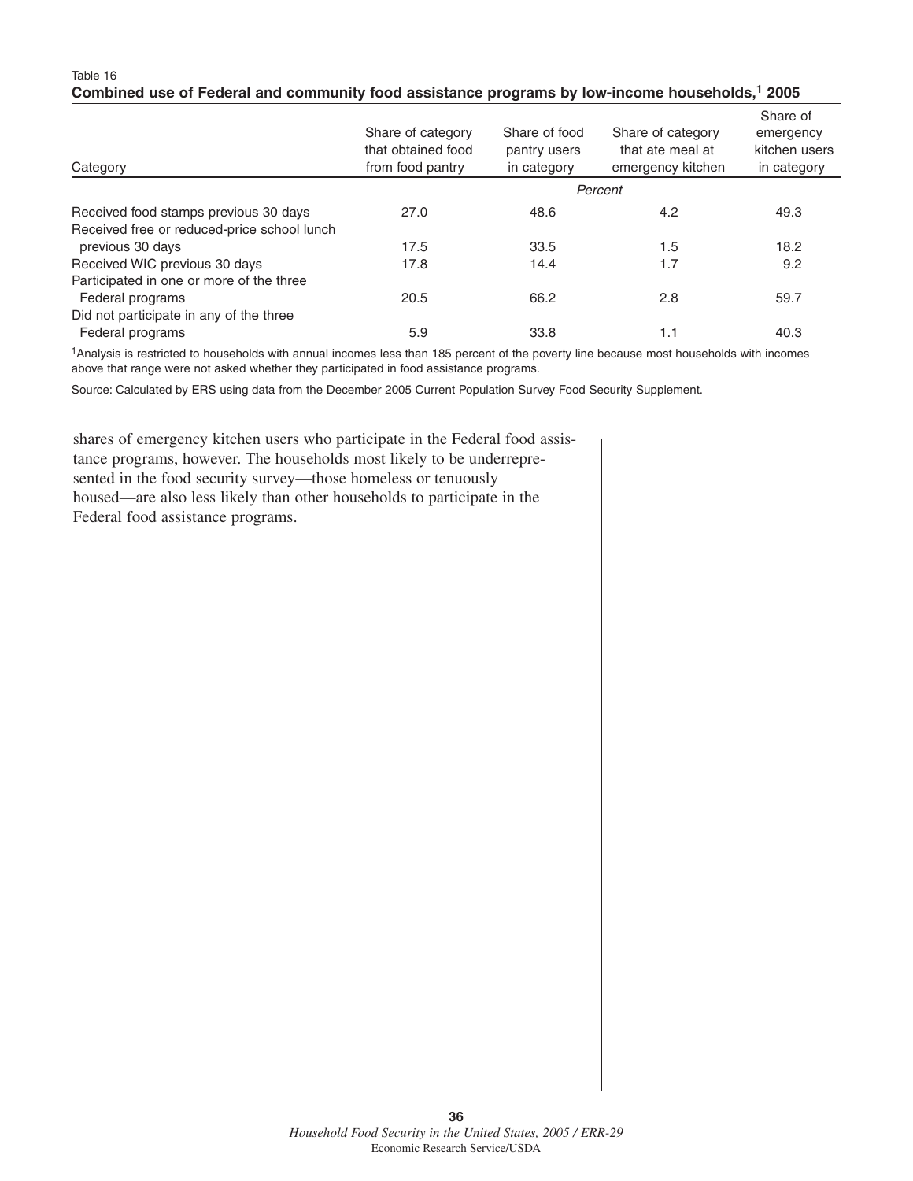Table 16

**Combined use of Federal and community food assistance programs by low-income households,[1] 2005**

| Category | Share of category that obtained food from food pantry | Share of food pantry users in category | Share of category that ate meal at emergency kitchen | Share of emergency kitchen users in category |
|---|---|---|---|---|
| | *Percent* | | | |
| Received food stamps previous 30 days | 27.0 | 48.6 | 4.2 | 49.3 |
| Received free or reduced-price school lunch previous 30 days | 17.5 | 33.5 | 1.5 | 18.2 |
| Received WIC previous 30 days | 17.8 | 14.4 | 1.7 | 9.2 |
| Participated in one or more of the three Federal programs | 20.5 | 66.2 | 2.8 | 59.7 |
| Did not participate in any of the three Federal programs | 5.9 | 33.8 | 1.1 | 40.3 |

[1]Analysis is restricted to households with annual incomes less than 185 percent of the poverty line because most households with incomes above that range were not asked whether they participated in food assistance programs.

Source: Calculated by ERS using data from the December 2005 Current Population Survey Food Security Supplement.

shares of emergency kitchen users who participate in the Federal food assistance programs, however. The households most likely to be underrepresented in the food security survey—those homeless or tenuously housed—are also less likely than other households to participate in the Federal food assistance programs.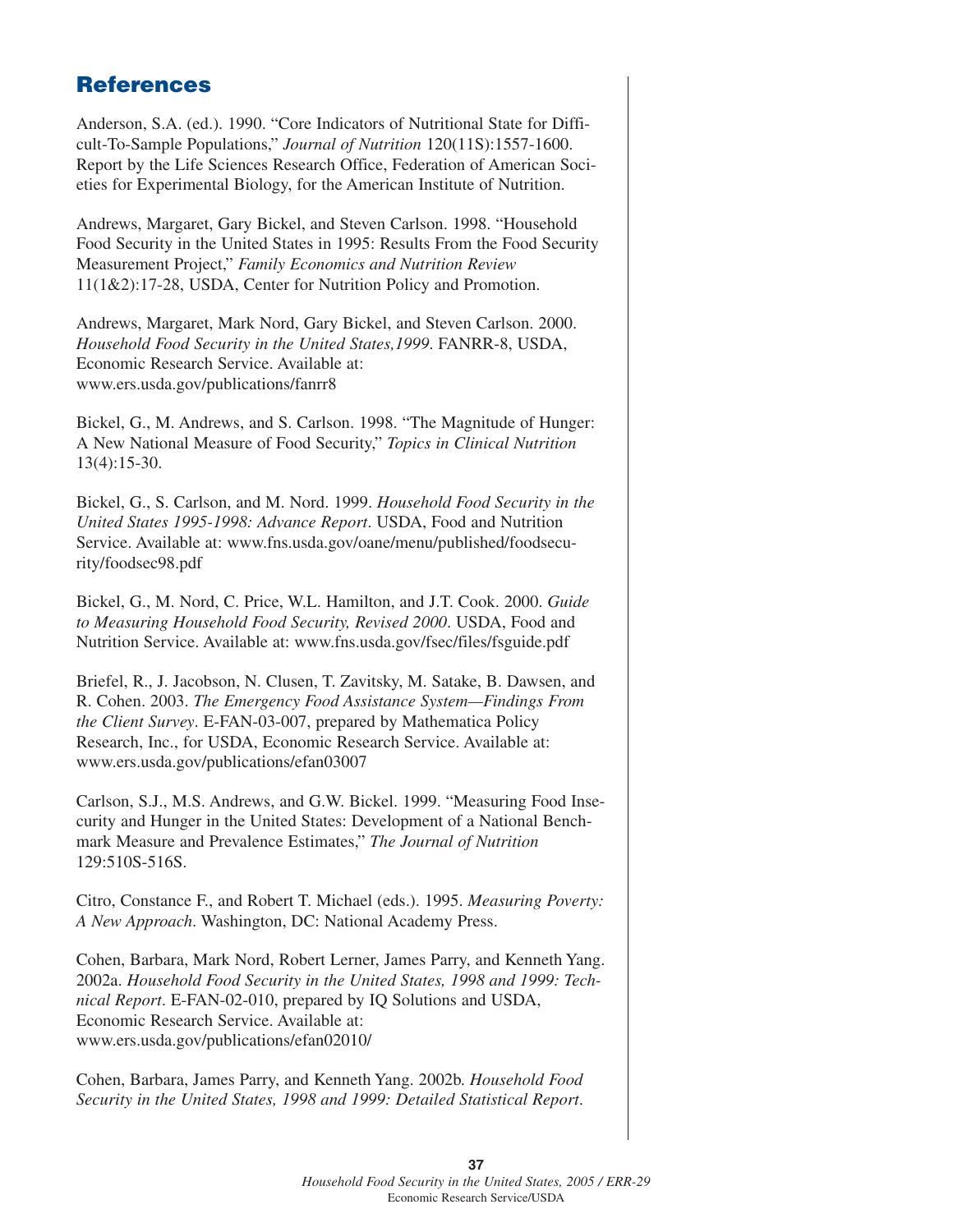## References

Anderson, S.A. (ed.). 1990. "Core Indicators of Nutritional State for Difficult-To-Sample Populations," *Journal of Nutrition* 120(11S):1557-1600. Report by the Life Sciences Research Office, Federation of American Societies for Experimental Biology, for the American Institute of Nutrition.

Andrews, Margaret, Gary Bickel, and Steven Carlson. 1998. "Household Food Security in the United States in 1995: Results From the Food Security Measurement Project," *Family Economics and Nutrition Review* 11(1&2):17-28, USDA, Center for Nutrition Policy and Promotion.

Andrews, Margaret, Mark Nord, Gary Bickel, and Steven Carlson. 2000. *Household Food Security in the United States,1999*. FANRR-8, USDA, Economic Research Service. Available at: www.ers.usda.gov/publications/fanrr8

Bickel, G., M. Andrews, and S. Carlson. 1998. "The Magnitude of Hunger: A New National Measure of Food Security," *Topics in Clinical Nutrition* 13(4):15-30.

Bickel, G., S. Carlson, and M. Nord. 1999. *Household Food Security in the United States 1995-1998: Advance Report*. USDA, Food and Nutrition Service. Available at: www.fns.usda.gov/oane/menu/published/foodsecurity/foodsec98.pdf

Bickel, G., M. Nord, C. Price, W.L. Hamilton, and J.T. Cook. 2000. *Guide to Measuring Household Food Security, Revised 2000*. USDA, Food and Nutrition Service. Available at: www.fns.usda.gov/fsec/files/fsguide.pdf

Briefel, R., J. Jacobson, N. Clusen, T. Zavitsky, M. Satake, B. Dawsen, and R. Cohen. 2003. *The Emergency Food Assistance System—Findings From the Client Survey*. E-FAN-03-007, prepared by Mathematica Policy Research, Inc., for USDA, Economic Research Service. Available at: www.ers.usda.gov/publications/efan03007

Carlson, S.J., M.S. Andrews, and G.W. Bickel. 1999. "Measuring Food Insecurity and Hunger in the United States: Development of a National Benchmark Measure and Prevalence Estimates," *The Journal of Nutrition* 129:510S-516S.

Citro, Constance F., and Robert T. Michael (eds.). 1995. *Measuring Poverty: A New Approach*. Washington, DC: National Academy Press.

Cohen, Barbara, Mark Nord, Robert Lerner, James Parry, and Kenneth Yang. 2002a. *Household Food Security in the United States, 1998 and 1999: Technical Report*. E-FAN-02-010, prepared by IQ Solutions and USDA, Economic Research Service. Available at: www.ers.usda.gov/publications/efan02010/

Cohen, Barbara, James Parry, and Kenneth Yang. 2002b. *Household Food Security in the United States, 1998 and 1999: Detailed Statistical Report*.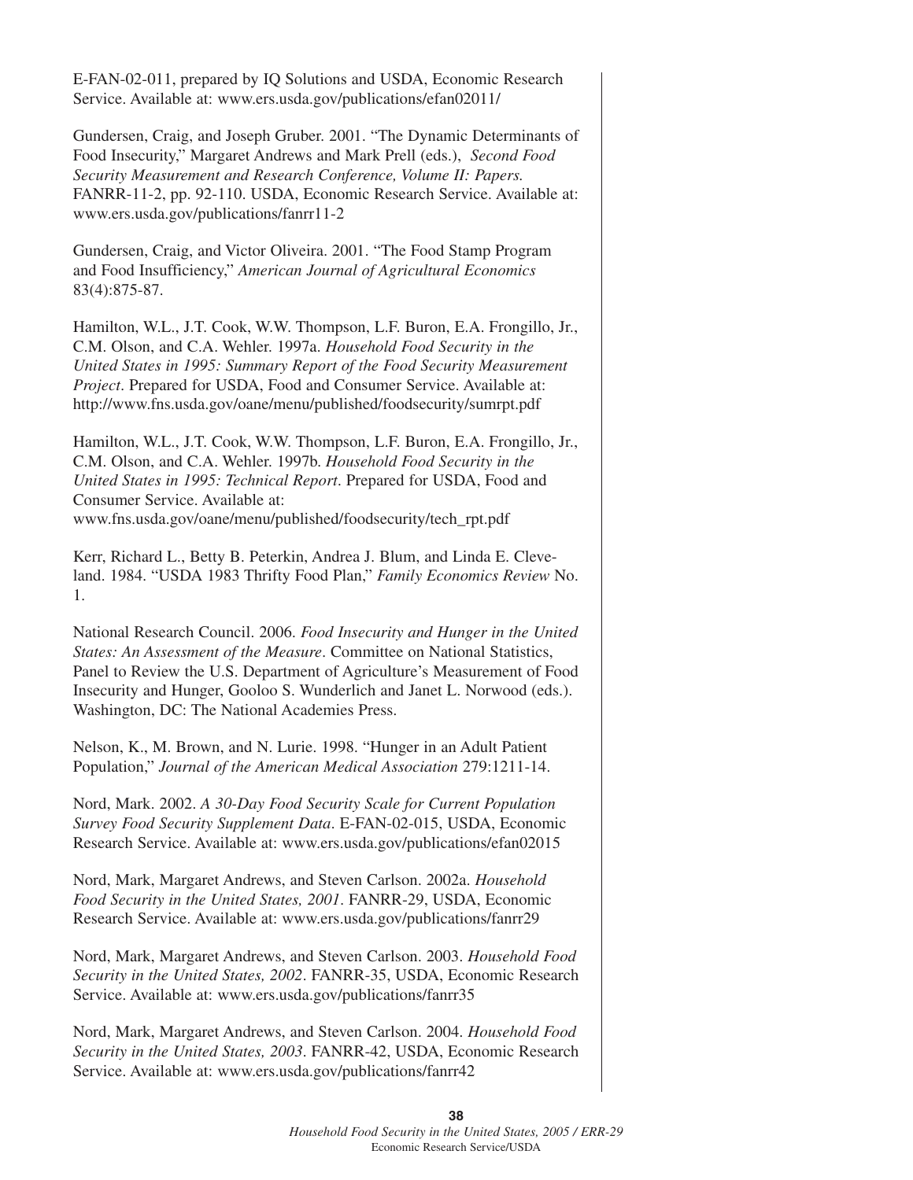E-FAN-02-011, prepared by IQ Solutions and USDA, Economic Research Service. Available at: www.ers.usda.gov/publications/efan02011/

Gundersen, Craig, and Joseph Gruber. 2001. "The Dynamic Determinants of Food Insecurity," Margaret Andrews and Mark Prell (eds.), *Second Food Security Measurement and Research Conference, Volume II: Papers.* FANRR-11-2, pp. 92-110. USDA, Economic Research Service. Available at: www.ers.usda.gov/publications/fanrr11-2

Gundersen, Craig, and Victor Oliveira. 2001. "The Food Stamp Program and Food Insufficiency," *American Journal of Agricultural Economics* 83(4):875-87.

Hamilton, W.L., J.T. Cook, W.W. Thompson, L.F. Buron, E.A. Frongillo, Jr., C.M. Olson, and C.A. Wehler. 1997a. *Household Food Security in the United States in 1995: Summary Report of the Food Security Measurement Project*. Prepared for USDA, Food and Consumer Service. Available at: http://www.fns.usda.gov/oane/menu/published/foodsecurity/sumrpt.pdf

Hamilton, W.L., J.T. Cook, W.W. Thompson, L.F. Buron, E.A. Frongillo, Jr., C.M. Olson, and C.A. Wehler. 1997b. *Household Food Security in the United States in 1995: Technical Report*. Prepared for USDA, Food and Consumer Service. Available at: www.fns.usda.gov/oane/menu/published/foodsecurity/tech_rpt.pdf

Kerr, Richard L., Betty B. Peterkin, Andrea J. Blum, and Linda E. Cleveland. 1984. "USDA 1983 Thrifty Food Plan," *Family Economics Review* No. 1.

National Research Council. 2006. *Food Insecurity and Hunger in the United States: An Assessment of the Measure*. Committee on National Statistics, Panel to Review the U.S. Department of Agriculture's Measurement of Food Insecurity and Hunger, Gooloo S. Wunderlich and Janet L. Norwood (eds.). Washington, DC: The National Academies Press.

Nelson, K., M. Brown, and N. Lurie. 1998. "Hunger in an Adult Patient Population," *Journal of the American Medical Association* 279:1211-14.

Nord, Mark. 2002. *A 30-Day Food Security Scale for Current Population Survey Food Security Supplement Data*. E-FAN-02-015, USDA, Economic Research Service. Available at: www.ers.usda.gov/publications/efan02015

Nord, Mark, Margaret Andrews, and Steven Carlson. 2002a. *Household Food Security in the United States, 2001*. FANRR-29, USDA, Economic Research Service. Available at: www.ers.usda.gov/publications/fanrr29

Nord, Mark, Margaret Andrews, and Steven Carlson. 2003. *Household Food Security in the United States, 2002*. FANRR-35, USDA, Economic Research Service. Available at: www.ers.usda.gov/publications/fanrr35

Nord, Mark, Margaret Andrews, and Steven Carlson. 2004. *Household Food Security in the United States, 2003*. FANRR-42, USDA, Economic Research Service. Available at: www.ers.usda.gov/publications/fanrr42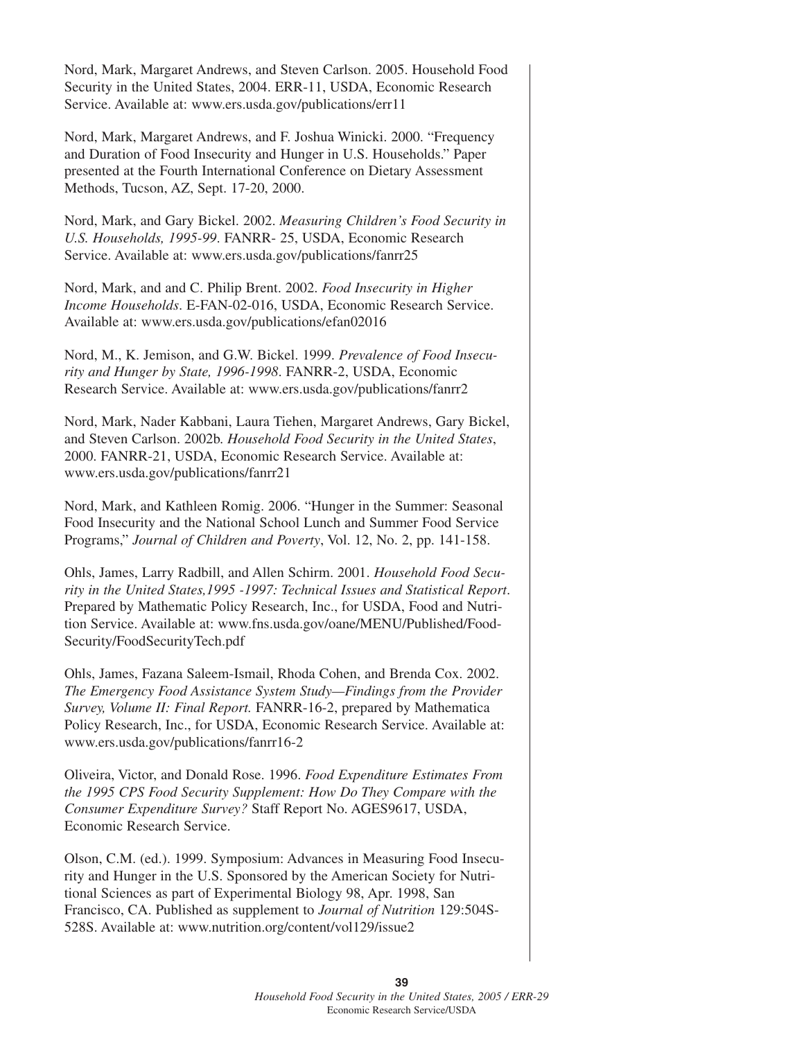Nord, Mark, Margaret Andrews, and Steven Carlson. 2005. Household Food Security in the United States, 2004. ERR-11, USDA, Economic Research Service. Available at: www.ers.usda.gov/publications/err11

Nord, Mark, Margaret Andrews, and F. Joshua Winicki. 2000. "Frequency and Duration of Food Insecurity and Hunger in U.S. Households." Paper presented at the Fourth International Conference on Dietary Assessment Methods, Tucson, AZ, Sept. 17-20, 2000.

Nord, Mark, and Gary Bickel. 2002. *Measuring Children's Food Security in U.S. Households, 1995-99*. FANRR- 25, USDA, Economic Research Service. Available at: www.ers.usda.gov/publications/fanrr25

Nord, Mark, and and C. Philip Brent. 2002. *Food Insecurity in Higher Income Households*. E-FAN-02-016, USDA, Economic Research Service. Available at: www.ers.usda.gov/publications/efan02016

Nord, M., K. Jemison, and G.W. Bickel. 1999. *Prevalence of Food Insecurity and Hunger by State, 1996-1998*. FANRR-2, USDA, Economic Research Service. Available at: www.ers.usda.gov/publications/fanrr2

Nord, Mark, Nader Kabbani, Laura Tiehen, Margaret Andrews, Gary Bickel, and Steven Carlson. 2002b. *Household Food Security in the United States*, 2000. FANRR-21, USDA, Economic Research Service. Available at: www.ers.usda.gov/publications/fanrr21

Nord, Mark, and Kathleen Romig. 2006. "Hunger in the Summer: Seasonal Food Insecurity and the National School Lunch and Summer Food Service Programs," *Journal of Children and Poverty*, Vol. 12, No. 2, pp. 141-158.

Ohls, James, Larry Radbill, and Allen Schirm. 2001. *Household Food Security in the United States,1995 -1997: Technical Issues and Statistical Report*. Prepared by Mathematic Policy Research, Inc., for USDA, Food and Nutrition Service. Available at: www.fns.usda.gov/oane/MENU/Published/Food-Security/FoodSecurityTech.pdf

Ohls, James, Fazana Saleem-Ismail, Rhoda Cohen, and Brenda Cox. 2002. *The Emergency Food Assistance System Study—Findings from the Provider Survey, Volume II: Final Report.* FANRR-16-2, prepared by Mathematica Policy Research, Inc., for USDA, Economic Research Service. Available at: www.ers.usda.gov/publications/fanrr16-2

Oliveira, Victor, and Donald Rose. 1996. *Food Expenditure Estimates From the 1995 CPS Food Security Supplement: How Do They Compare with the Consumer Expenditure Survey?* Staff Report No. AGES9617, USDA, Economic Research Service.

Olson, C.M. (ed.). 1999. Symposium: Advances in Measuring Food Insecurity and Hunger in the U.S. Sponsored by the American Society for Nutritional Sciences as part of Experimental Biology 98, Apr. 1998, San Francisco, CA. Published as supplement to *Journal of Nutrition* 129:504S-528S. Available at: www.nutrition.org/content/vol129/issue2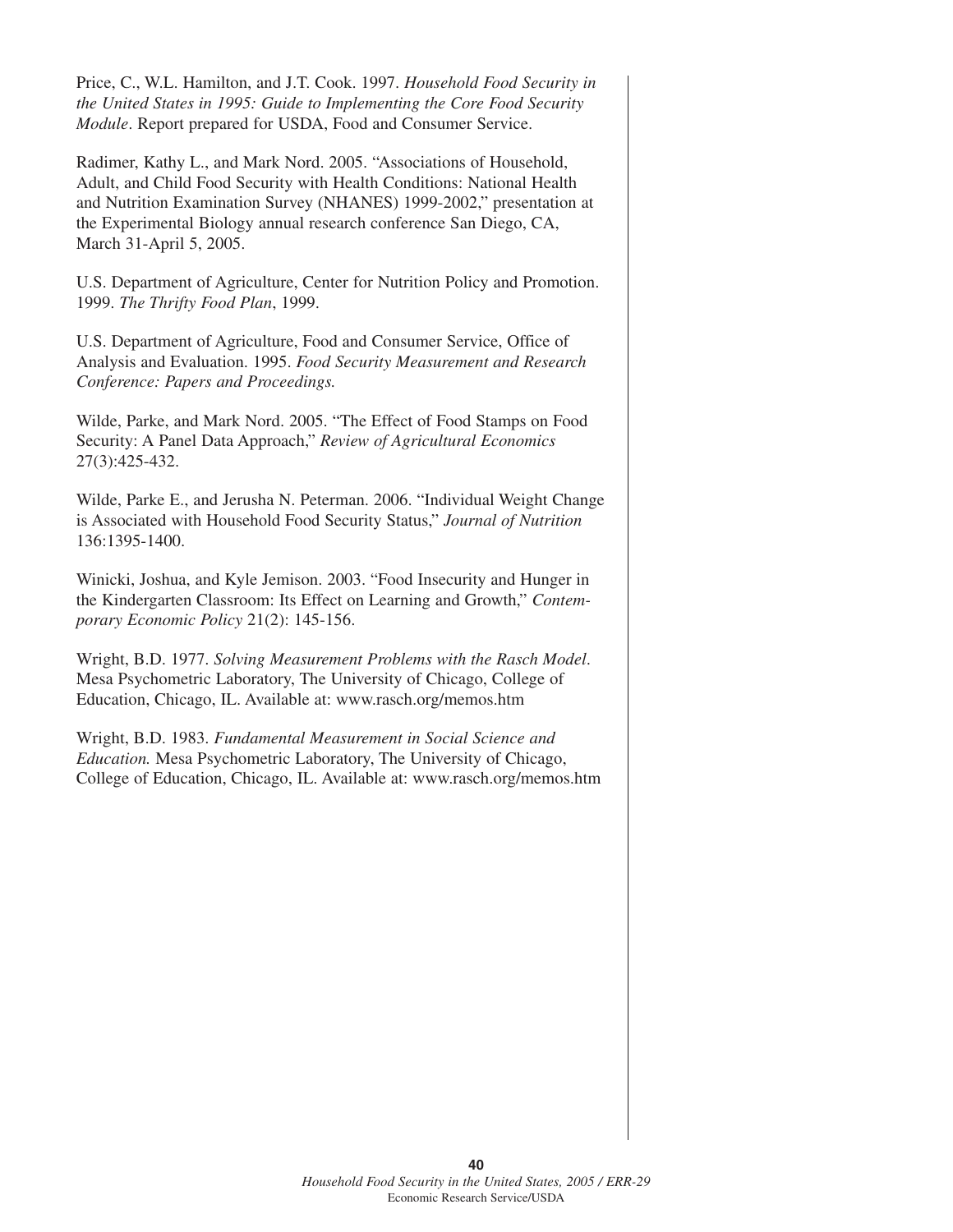Price, C., W.L. Hamilton, and J.T. Cook. 1997. *Household Food Security in the United States in 1995: Guide to Implementing the Core Food Security Module*. Report prepared for USDA, Food and Consumer Service.

Radimer, Kathy L., and Mark Nord. 2005. "Associations of Household, Adult, and Child Food Security with Health Conditions: National Health and Nutrition Examination Survey (NHANES) 1999-2002," presentation at the Experimental Biology annual research conference San Diego, CA, March 31-April 5, 2005.

U.S. Department of Agriculture, Center for Nutrition Policy and Promotion. 1999. *The Thrifty Food Plan*, 1999.

U.S. Department of Agriculture, Food and Consumer Service, Office of Analysis and Evaluation. 1995. *Food Security Measurement and Research Conference: Papers and Proceedings.*

Wilde, Parke, and Mark Nord. 2005. "The Effect of Food Stamps on Food Security: A Panel Data Approach," *Review of Agricultural Economics* 27(3):425-432.

Wilde, Parke E., and Jerusha N. Peterman. 2006. "Individual Weight Change is Associated with Household Food Security Status," *Journal of Nutrition* 136:1395-1400.

Winicki, Joshua, and Kyle Jemison. 2003. "Food Insecurity and Hunger in the Kindergarten Classroom: Its Effect on Learning and Growth," *Contemporary Economic Policy* 21(2): 145-156.

Wright, B.D. 1977. *Solving Measurement Problems with the Rasch Model*. Mesa Psychometric Laboratory, The University of Chicago, College of Education, Chicago, IL. Available at: www.rasch.org/memos.htm

Wright, B.D. 1983. *Fundamental Measurement in Social Science and Education.* Mesa Psychometric Laboratory, The University of Chicago, College of Education, Chicago, IL. Available at: www.rasch.org/memos.htm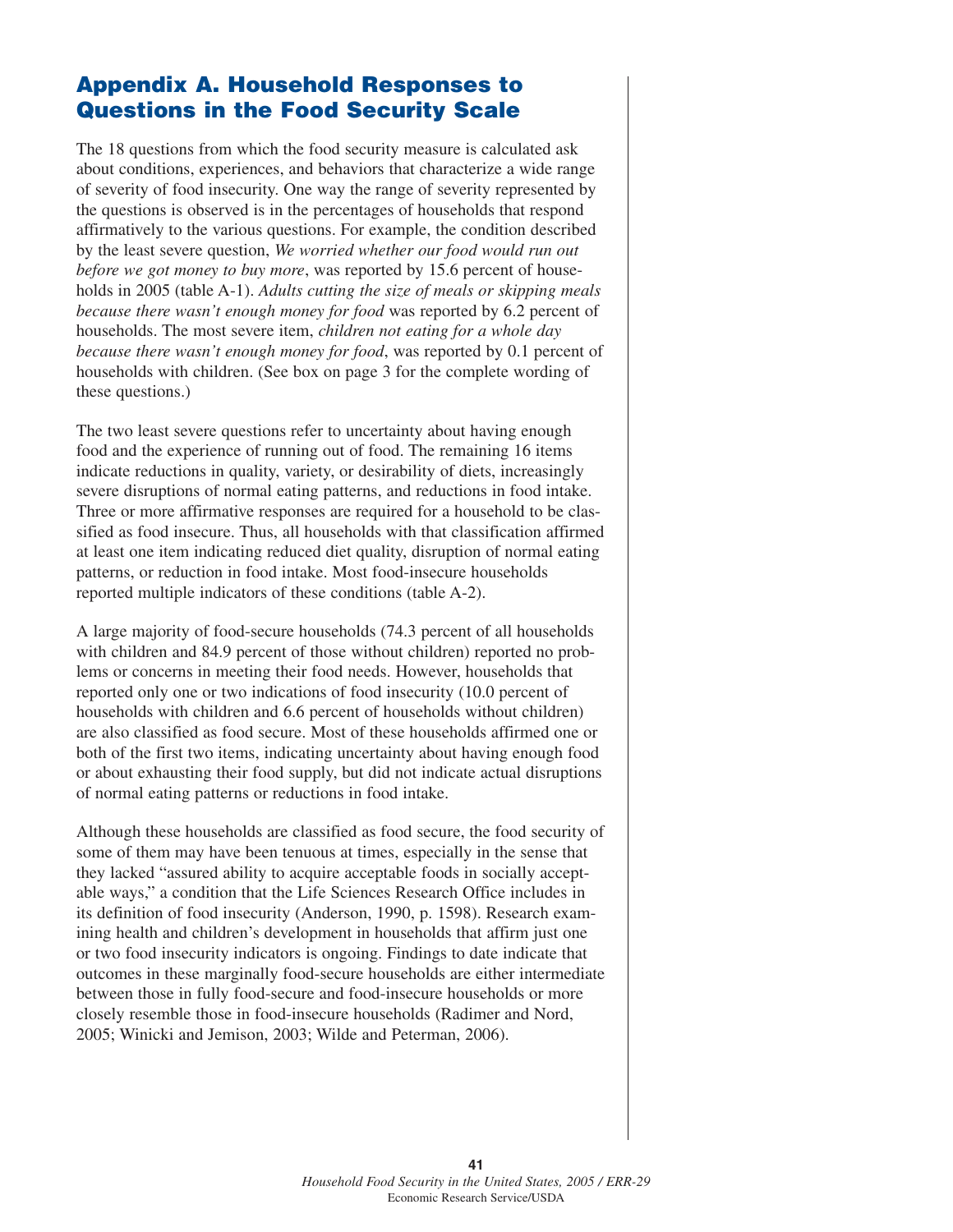# Appendix A. Household Responses to Questions in the Food Security Scale

The 18 questions from which the food security measure is calculated ask about conditions, experiences, and behaviors that characterize a wide range of severity of food insecurity. One way the range of severity represented by the questions is observed is in the percentages of households that respond affirmatively to the various questions. For example, the condition described by the least severe question, *We worried whether our food would run out before we got money to buy more*, was reported by 15.6 percent of households in 2005 (table A-1). *Adults cutting the size of meals or skipping meals because there wasn't enough money for food* was reported by 6.2 percent of households. The most severe item, *children not eating for a whole day because there wasn't enough money for food*, was reported by 0.1 percent of households with children. (See box on page 3 for the complete wording of these questions.)

The two least severe questions refer to uncertainty about having enough food and the experience of running out of food. The remaining 16 items indicate reductions in quality, variety, or desirability of diets, increasingly severe disruptions of normal eating patterns, and reductions in food intake. Three or more affirmative responses are required for a household to be classified as food insecure. Thus, all households with that classification affirmed at least one item indicating reduced diet quality, disruption of normal eating patterns, or reduction in food intake. Most food-insecure households reported multiple indicators of these conditions (table A-2).

A large majority of food-secure households (74.3 percent of all households with children and 84.9 percent of those without children) reported no problems or concerns in meeting their food needs. However, households that reported only one or two indications of food insecurity (10.0 percent of households with children and 6.6 percent of households without children) are also classified as food secure. Most of these households affirmed one or both of the first two items, indicating uncertainty about having enough food or about exhausting their food supply, but did not indicate actual disruptions of normal eating patterns or reductions in food intake.

Although these households are classified as food secure, the food security of some of them may have been tenuous at times, especially in the sense that they lacked "assured ability to acquire acceptable foods in socially acceptable ways," a condition that the Life Sciences Research Office includes in its definition of food insecurity (Anderson, 1990, p. 1598). Research examining health and children's development in households that affirm just one or two food insecurity indicators is ongoing. Findings to date indicate that outcomes in these marginally food-secure households are either intermediate between those in fully food-secure and food-insecure households or more closely resemble those in food-insecure households (Radimer and Nord, 2005; Winicki and Jemison, 2003; Wilde and Peterman, 2006).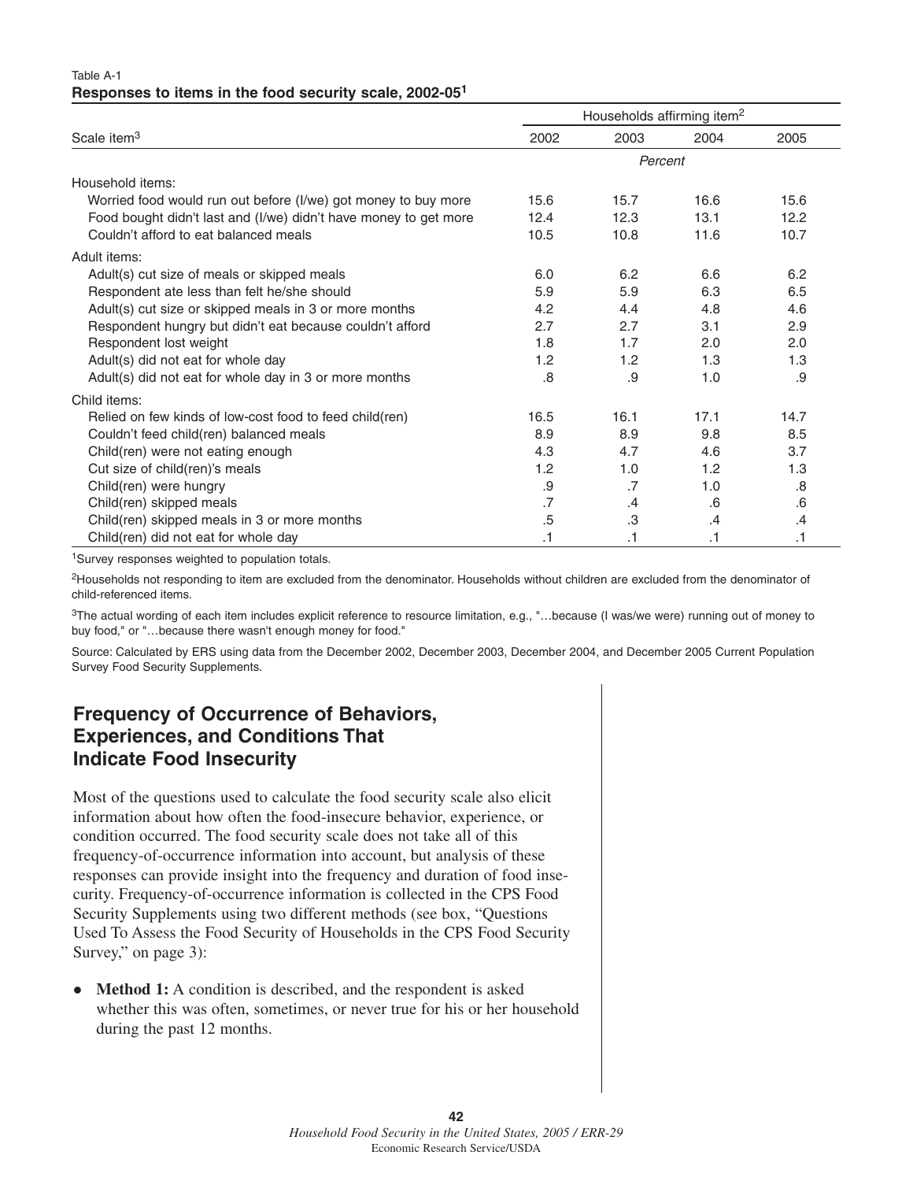Table A-1

**Responses to items in the food security scale, 2002-05[1]**

| Scale item[3] | Households affirming item[2] | | | |
|---|---|---|---|---|
| | 2002 | 2003 | 2004 | 2005 |
| | *Percent* | | | |
| Household items: | | | | |
| Worried food would run out before (I/we) got money to buy more | 15.6 | 15.7 | 16.6 | 15.6 |
| Food bought didn't last and (I/we) didn't have money to get more | 12.4 | 12.3 | 13.1 | 12.2 |
| Couldn't afford to eat balanced meals | 10.5 | 10.8 | 11.6 | 10.7 |
| Adult items: | | | | |
| Adult(s) cut size of meals or skipped meals | 6.0 | 6.2 | 6.6 | 6.2 |
| Respondent ate less than felt he/she should | 5.9 | 5.9 | 6.3 | 6.5 |
| Adult(s) cut size or skipped meals in 3 or more months | 4.2 | 4.4 | 4.8 | 4.6 |
| Respondent hungry but didn't eat because couldn't afford | 2.7 | 2.7 | 3.1 | 2.9 |
| Respondent lost weight | 1.8 | 1.7 | 2.0 | 2.0 |
| Adult(s) did not eat for whole day | 1.2 | 1.2 | 1.3 | 1.3 |
| Adult(s) did not eat for whole day in 3 or more months | .8 | .9 | 1.0 | .9 |
| Child items: | | | | |
| Relied on few kinds of low-cost food to feed child(ren) | 16.5 | 16.1 | 17.1 | 14.7 |
| Couldn't feed child(ren) balanced meals | 8.9 | 8.9 | 9.8 | 8.5 |
| Child(ren) were not eating enough | 4.3 | 4.7 | 4.6 | 3.7 |
| Cut size of child(ren)'s meals | 1.2 | 1.0 | 1.2 | 1.3 |
| Child(ren) were hungry | .9 | .7 | 1.0 | .8 |
| Child(ren) skipped meals | .7 | .4 | .6 | .6 |
| Child(ren) skipped meals in 3 or more months | .5 | .3 | .4 | .4 |
| Child(ren) did not eat for whole day | .1 | .1 | .1 | .1 |

[1]Survey responses weighted to population totals.

[2]Households not responding to item are excluded from the denominator. Households without children are excluded from the denominator of child-referenced items.

[3]The actual wording of each item includes explicit reference to resource limitation, e.g., "…because (I was/we were) running out of money to buy food," or "…because there wasn't enough money for food."

Source: Calculated by ERS using data from the December 2002, December 2003, December 2004, and December 2005 Current Population Survey Food Security Supplements.

## Frequency of Occurrence of Behaviors, Experiences, and Conditions That Indicate Food Insecurity

Most of the questions used to calculate the food security scale also elicit information about how often the food-insecure behavior, experience, or condition occurred. The food security scale does not take all of this frequency-of-occurrence information into account, but analysis of these responses can provide insight into the frequency and duration of food insecurity. Frequency-of-occurrence information is collected in the CPS Food Security Supplements using two different methods (see box, "Questions Used To Assess the Food Security of Households in the CPS Food Security Survey," on page 3):

- **Method 1:** A condition is described, and the respondent is asked whether this was often, sometimes, or never true for his or her household during the past 12 months.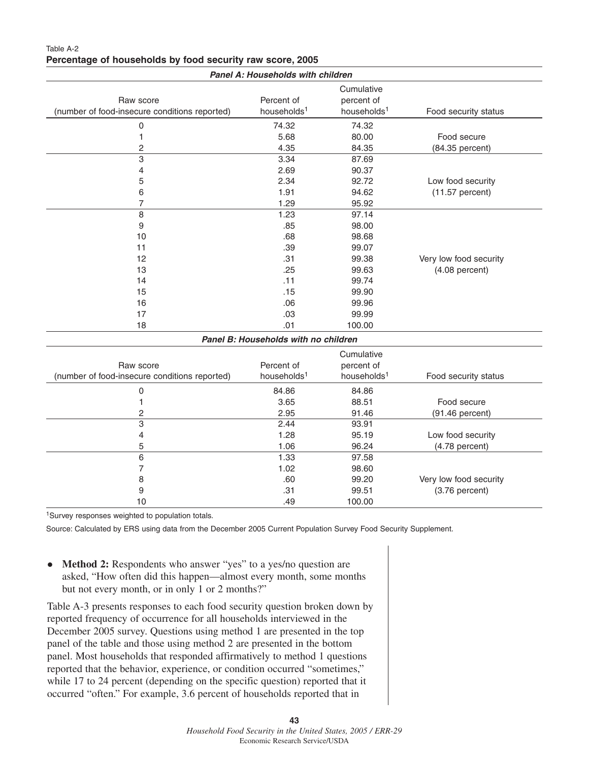Table A-2

**Percentage of households by food security raw score, 2005**

| Raw score (number of food-insecure conditions reported) | Percent of households[1] | Cumulative percent of households[1] | Food security status |
|---|---|---|---|
| ***Panel A: Households with children*** | | | |
| 0 | 74.32 | 74.32 | |
| 1 | 5.68 | 80.00 | Food secure |
| 2 | 4.35 | 84.35 | (84.35 percent) |
| 3 | 3.34 | 87.69 | |
| 4 | 2.69 | 90.37 | |
| 5 | 2.34 | 92.72 | Low food security |
| 6 | 1.91 | 94.62 | (11.57 percent) |
| 7 | 1.29 | 95.92 | |
| 8 | 1.23 | 97.14 | |
| 9 | .85 | 98.00 | |
| 10 | .68 | 98.68 | |
| 11 | .39 | 99.07 | |
| 12 | .31 | 99.38 | Very low food security |
| 13 | .25 | 99.63 | (4.08 percent) |
| 14 | .11 | 99.74 | |
| 15 | .15 | 99.90 | |
| 16 | .06 | 99.96 | |
| 17 | .03 | 99.99 | |
| 18 | .01 | 100.00 | |
| ***Panel B: Households with no children*** | | | |
| 0 | 84.86 | 84.86 | |
| 1 | 3.65 | 88.51 | Food secure |
| 2 | 2.95 | 91.46 | (91.46 percent) |
| 3 | 2.44 | 93.91 | |
| 4 | 1.28 | 95.19 | Low food security |
| 5 | 1.06 | 96.24 | (4.78 percent) |
| 6 | 1.33 | 97.58 | |
| 7 | 1.02 | 98.60 | |
| 8 | .60 | 99.20 | Very low food security |
| 9 | .31 | 99.51 | (3.76 percent) |
| 10 | .49 | 100.00 | |

[1]Survey responses weighted to population totals.

Source: Calculated by ERS using data from the December 2005 Current Population Survey Food Security Supplement.

- **Method 2:** Respondents who answer "yes" to a yes/no question are asked, "How often did this happen—almost every month, some months but not every month, or in only 1 or 2 months?"

Table A-3 presents responses to each food security question broken down by reported frequency of occurrence for all households interviewed in the December 2005 survey. Questions using method 1 are presented in the top panel of the table and those using method 2 are presented in the bottom panel. Most households that responded affirmatively to method 1 questions reported that the behavior, experience, or condition occurred "sometimes," while 17 to 24 percent (depending on the specific question) reported that it occurred "often." For example, 3.6 percent of households reported that in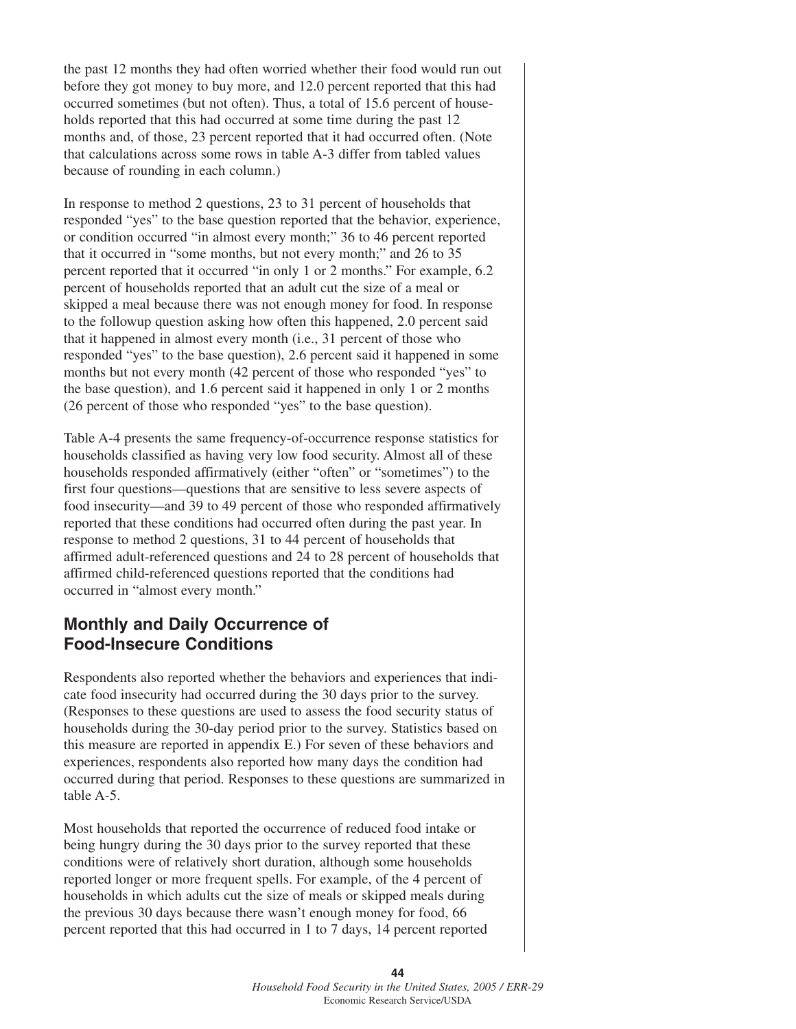the past 12 months they had often worried whether their food would run out before they got money to buy more, and 12.0 percent reported that this had occurred sometimes (but not often). Thus, a total of 15.6 percent of households reported that this had occurred at some time during the past 12 months and, of those, 23 percent reported that it had occurred often. (Note that calculations across some rows in table A-3 differ from tabled values because of rounding in each column.)

In response to method 2 questions, 23 to 31 percent of households that responded "yes" to the base question reported that the behavior, experience, or condition occurred "in almost every month;" 36 to 46 percent reported that it occurred in "some months, but not every month;" and 26 to 35 percent reported that it occurred "in only 1 or 2 months." For example, 6.2 percent of households reported that an adult cut the size of a meal or skipped a meal because there was not enough money for food. In response to the followup question asking how often this happened, 2.0 percent said that it happened in almost every month (i.e., 31 percent of those who responded "yes" to the base question), 2.6 percent said it happened in some months but not every month (42 percent of those who responded "yes" to the base question), and 1.6 percent said it happened in only 1 or 2 months (26 percent of those who responded "yes" to the base question).

Table A-4 presents the same frequency-of-occurrence response statistics for households classified as having very low food security. Almost all of these households responded affirmatively (either "often" or "sometimes") to the first four questions—questions that are sensitive to less severe aspects of food insecurity—and 39 to 49 percent of those who responded affirmatively reported that these conditions had occurred often during the past year. In response to method 2 questions, 31 to 44 percent of households that affirmed adult-referenced questions and 24 to 28 percent of households that affirmed child-referenced questions reported that the conditions had occurred in "almost every month."

## Monthly and Daily Occurrence of Food-Insecure Conditions

Respondents also reported whether the behaviors and experiences that indicate food insecurity had occurred during the 30 days prior to the survey. (Responses to these questions are used to assess the food security status of households during the 30-day period prior to the survey. Statistics based on this measure are reported in appendix E.) For seven of these behaviors and experiences, respondents also reported how many days the condition had occurred during that period. Responses to these questions are summarized in table A-5.

Most households that reported the occurrence of reduced food intake or being hungry during the 30 days prior to the survey reported that these conditions were of relatively short duration, although some households reported longer or more frequent spells. For example, of the 4 percent of households in which adults cut the size of meals or skipped meals during the previous 30 days because there wasn't enough money for food, 66 percent reported that this had occurred in 1 to 7 days, 14 percent reported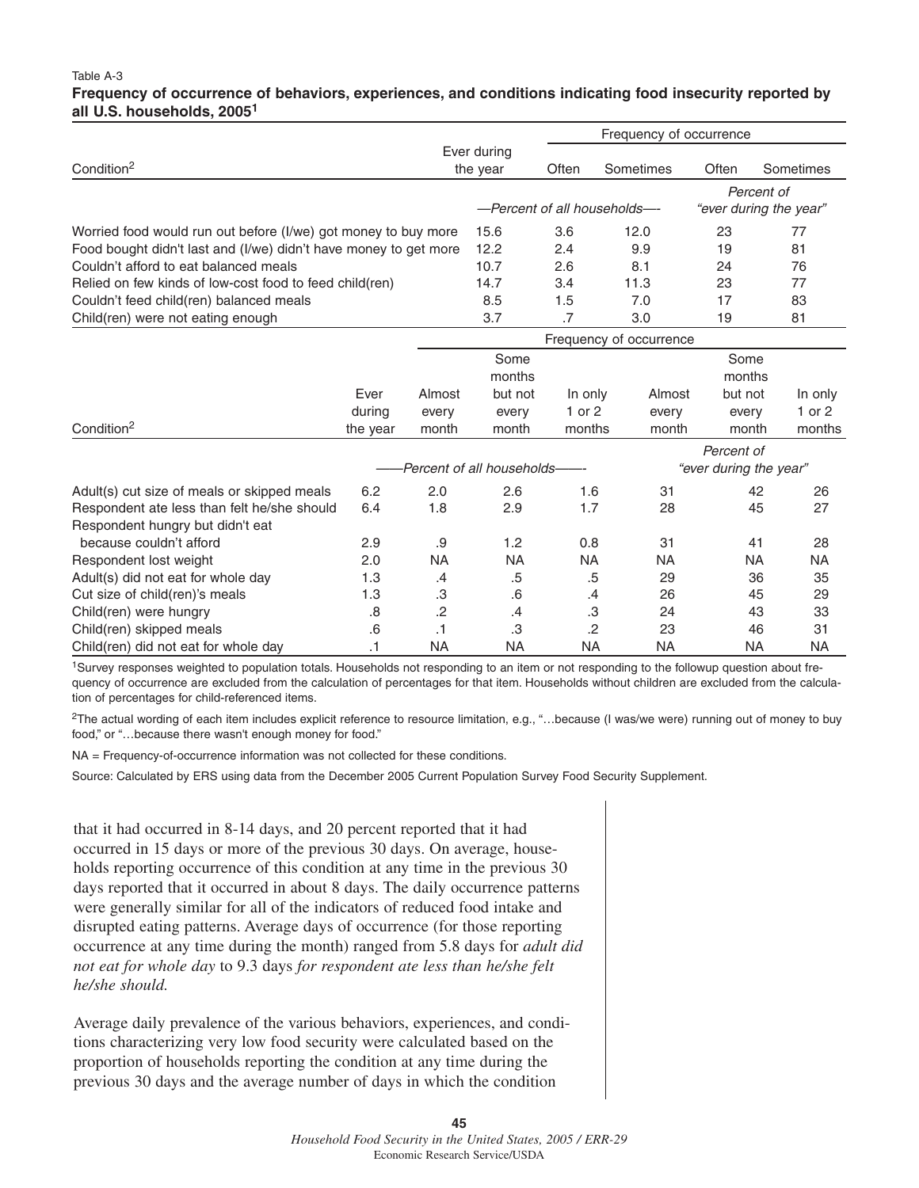Table A-3

**Frequency of occurrence of behaviors, experiences, and conditions indicating food insecurity reported by all U.S. households, 2005[1]**

| Condition[2] | Ever during the year | Frequency of occurrence: Often | Sometimes | Often | Sometimes |
|---|---|---|---|---|---|
| | —Percent of all households— | | | Percent of "ever during the year" | |
| Worried food would run out before (I/we) got money to buy more | 15.6 | 3.6 | 12.0 | 23 | 77 |
| Food bought didn't last and (I/we) didn't have money to get more | 12.2 | 2.4 | 9.9 | 19 | 81 |
| Couldn't afford to eat balanced meals | 10.7 | 2.6 | 8.1 | 24 | 76 |
| Relied on few kinds of low-cost food to feed child(ren) | 14.7 | 3.4 | 11.3 | 23 | 77 |
| Couldn't feed child(ren) balanced meals | 8.5 | 1.5 | 7.0 | 17 | 83 |
| Child(ren) were not eating enough | 3.7 | .7 | 3.0 | 19 | 81 |

| Condition[2] | Ever during the year | Frequency of occurrence: Almost every month | Some months but not every month | In only 1 or 2 months | Almost every month | Some months but not every month | In only 1 or 2 months |
|---|---|---|---|---|---|---|---|
| | ——Percent of all households—— | | | | Percent of "ever during the year" | | |
| Adult(s) cut size of meals or skipped meals | 6.2 | 2.0 | 2.6 | 1.6 | 31 | 42 | 26 |
| Respondent ate less than felt he/she should | 6.4 | 1.8 | 2.9 | 1.7 | 28 | 45 | 27 |
| Respondent hungry but didn't eat because couldn't afford | 2.9 | .9 | 1.2 | 0.8 | 31 | 41 | 28 |
| Respondent lost weight | 2.0 | NA | NA | NA | NA | NA | NA |
| Adult(s) did not eat for whole day | 1.3 | .4 | .5 | .5 | 29 | 36 | 35 |
| Cut size of child(ren)'s meals | 1.3 | .3 | .6 | .4 | 26 | 45 | 29 |
| Child(ren) were hungry | .8 | .2 | .4 | .3 | 24 | 43 | 33 |
| Child(ren) skipped meals | .6 | .1 | .3 | .2 | 23 | 46 | 31 |
| Child(ren) did not eat for whole day | .1 | NA | NA | NA | NA | NA | NA |

[1]Survey responses weighted to population totals. Households not responding to an item or not responding to the followup question about frequency of occurrence are excluded from the calculation of percentages for that item. Households without children are excluded from the calculation of percentages for child-referenced items.

[2]The actual wording of each item includes explicit reference to resource limitation, e.g., "…because (I was/we were) running out of money to buy food," or "…because there wasn't enough money for food."

NA = Frequency-of-occurrence information was not collected for these conditions.

Source: Calculated by ERS using data from the December 2005 Current Population Survey Food Security Supplement.

that it had occurred in 8-14 days, and 20 percent reported that it had occurred in 15 days or more of the previous 30 days. On average, households reporting occurrence of this condition at any time in the previous 30 days reported that it occurred in about 8 days. The daily occurrence patterns were generally similar for all of the indicators of reduced food intake and disrupted eating patterns. Average days of occurrence (for those reporting occurrence at any time during the month) ranged from 5.8 days for *adult did not eat for whole day* to 9.3 days *for respondent ate less than he/she felt he/she should.*

Average daily prevalence of the various behaviors, experiences, and conditions characterizing very low food security were calculated based on the proportion of households reporting the condition at any time during the previous 30 days and the average number of days in which the condition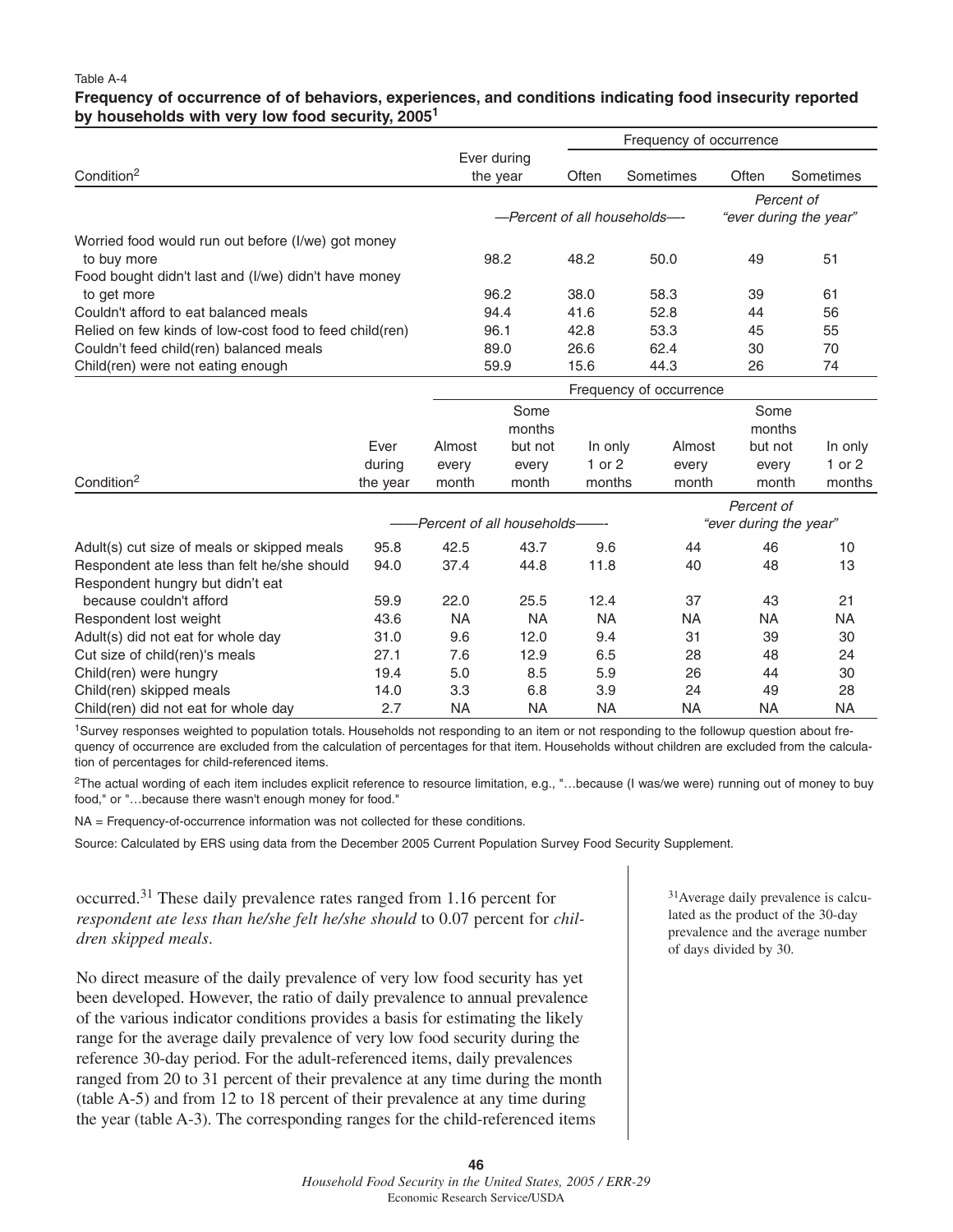Table A-4

**Frequency of occurrence of of behaviors, experiences, and conditions indicating food insecurity reported by households with very low food security, 2005[1]**

| Condition[2] | Ever during the year | Frequency of occurrence: Often | Sometimes | Often | Sometimes |
|---|---|---|---|---|---|
| | *—Percent of all households—* | | | *Percent of "ever during the year"* | |
| Worried food would run out before (I/we) got money to buy more | 98.2 | 48.2 | 50.0 | 49 | 51 |
| Food bought didn't last and (I/we) didn't have money to get more | 96.2 | 38.0 | 58.3 | 39 | 61 |
| Couldn't afford to eat balanced meals | 94.4 | 41.6 | 52.8 | 44 | 56 |
| Relied on few kinds of low-cost food to feed child(ren) | 96.1 | 42.8 | 53.3 | 45 | 55 |
| Couldn't feed child(ren) balanced meals | 89.0 | 26.6 | 62.4 | 30 | 70 |
| Child(ren) were not eating enough | 59.9 | 15.6 | 44.3 | 26 | 74 |

| Condition[2] | Ever during the year | Frequency of occurrence: Almost every month | Some months but not every month | In only 1 or 2 months | Almost every month | Some months but not every month | In only 1 or 2 months |
|---|---|---|---|---|---|---|---|
| | *——Percent of all households——* | | | | *Percent of "ever during the year"* | | |
| Adult(s) cut size of meals or skipped meals | 95.8 | 42.5 | 43.7 | 9.6 | 44 | 46 | 10 |
| Respondent ate less than felt he/she should | 94.0 | 37.4 | 44.8 | 11.8 | 40 | 48 | 13 |
| Respondent hungry but didn't eat because couldn't afford | 59.9 | 22.0 | 25.5 | 12.4 | 37 | 43 | 21 |
| Respondent lost weight | 43.6 | NA | NA | NA | NA | NA | NA |
| Adult(s) did not eat for whole day | 31.0 | 9.6 | 12.0 | 9.4 | 31 | 39 | 30 |
| Cut size of child(ren)'s meals | 27.1 | 7.6 | 12.9 | 6.5 | 28 | 48 | 24 |
| Child(ren) were hungry | 19.4 | 5.0 | 8.5 | 5.9 | 26 | 44 | 30 |
| Child(ren) skipped meals | 14.0 | 3.3 | 6.8 | 3.9 | 24 | 49 | 28 |
| Child(ren) did not eat for whole day | 2.7 | NA | NA | NA | NA | NA | NA |

[1]Survey responses weighted to population totals. Households not responding to an item or not responding to the followup question about frequency of occurrence are excluded from the calculation of percentages for that item. Households without children are excluded from the calculation of percentages for child-referenced items.

[2]The actual wording of each item includes explicit reference to resource limitation, e.g., "…because (I was/we were) running out of money to buy food," or "…because there wasn't enough money for food."

NA = Frequency-of-occurrence information was not collected for these conditions.

Source: Calculated by ERS using data from the December 2005 Current Population Survey Food Security Supplement.

occurred.[31] These daily prevalence rates ranged from 1.16 percent for *respondent ate less than he/she felt he/she should* to 0.07 percent for *children skipped meals*.

No direct measure of the daily prevalence of very low food security has yet been developed. However, the ratio of daily prevalence to annual prevalence of the various indicator conditions provides a basis for estimating the likely range for the average daily prevalence of very low food security during the reference 30-day period. For the adult-referenced items, daily prevalences ranged from 20 to 31 percent of their prevalence at any time during the month (table A-5) and from 12 to 18 percent of their prevalence at any time during the year (table A-3). The corresponding ranges for the child-referenced items

[31]Average daily prevalence is calculated as the product of the 30-day prevalence and the average number of days divided by 30.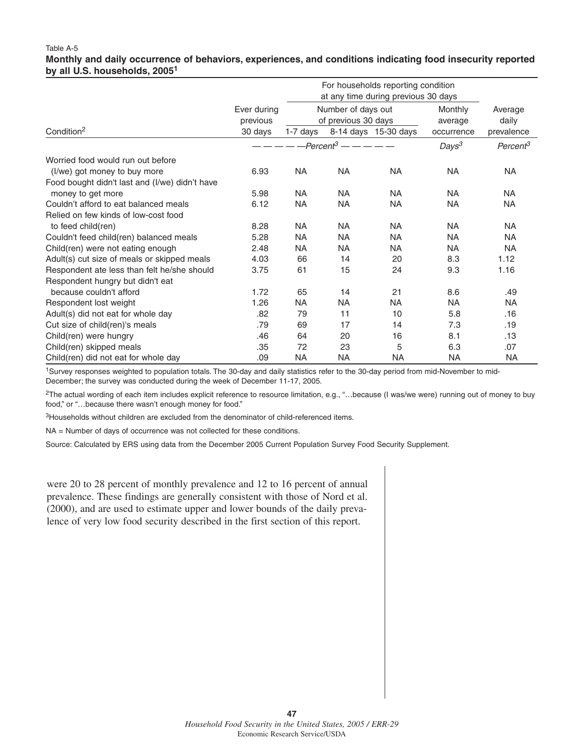Table A-5

**Monthly and daily occurrence of behaviors, experiences, and conditions indicating food insecurity reported by all U.S. households, 2005[1]**

| Condition[2] | Ever during previous 30 days | For households reporting condition at any time during previous 30 days: Number of days out of previous 30 days: 1-7 days | 8-14 days | 15-30 days | Monthly average occurrence | Average daily prevalence |
|---|---|---|---|---|---|---|
| | *Percent*[3] | | | | *Days*[3] | *Percent*[3] |
| Worried food would run out before (I/we) got money to buy more | 6.93 | NA | NA | NA | NA | NA |
| Food bought didn't last and (I/we) didn't have money to get more | 5.98 | NA | NA | NA | NA | NA |
| Couldn't afford to eat balanced meals | 6.12 | NA | NA | NA | NA | NA |
| Relied on few kinds of low-cost food to feed child(ren) | 8.28 | NA | NA | NA | NA | NA |
| Couldn't feed child(ren) balanced meals | 5.28 | NA | NA | NA | NA | NA |
| Child(ren) were not eating enough | 2.48 | NA | NA | NA | NA | NA |
| Adult(s) cut size of meals or skipped meals | 4.03 | 66 | 14 | 20 | 8.3 | 1.12 |
| Respondent ate less than felt he/she should | 3.75 | 61 | 15 | 24 | 9.3 | 1.16 |
| Respondent hungry but didn't eat because couldn't afford | 1.72 | 65 | 14 | 21 | 8.6 | .49 |
| Respondent lost weight | 1.26 | NA | NA | NA | NA | NA |
| Adult(s) did not eat for whole day | .82 | 79 | 11 | 10 | 5.8 | .16 |
| Cut size of child(ren)'s meals | .79 | 69 | 17 | 14 | 7.3 | .19 |
| Child(ren) were hungry | .46 | 64 | 20 | 16 | 8.1 | .13 |
| Child(ren) skipped meals | .35 | 72 | 23 | 5 | 6.3 | .07 |
| Child(ren) did not eat for whole day | .09 | NA | NA | NA | NA | NA |

[1]Survey responses weighted to population totals. The 30-day and daily statistics refer to the 30-day period from mid-November to mid-December; the survey was conducted during the week of December 11-17, 2005.

[2]The actual wording of each item includes explicit reference to resource limitation, e.g., "…because (I was/we were) running out of money to buy food," or "…because there wasn't enough money for food."

[3]Households without children are excluded from the denominator of child-referenced items.

NA = Number of days of occurrence was not collected for these conditions.

Source: Calculated by ERS using data from the December 2005 Current Population Survey Food Security Supplement.

were 20 to 28 percent of monthly prevalence and 12 to 16 percent of annual prevalence. These findings are generally consistent with those of Nord et al. (2000), and are used to estimate upper and lower bounds of the daily prevalence of very low food security described in the first section of this report.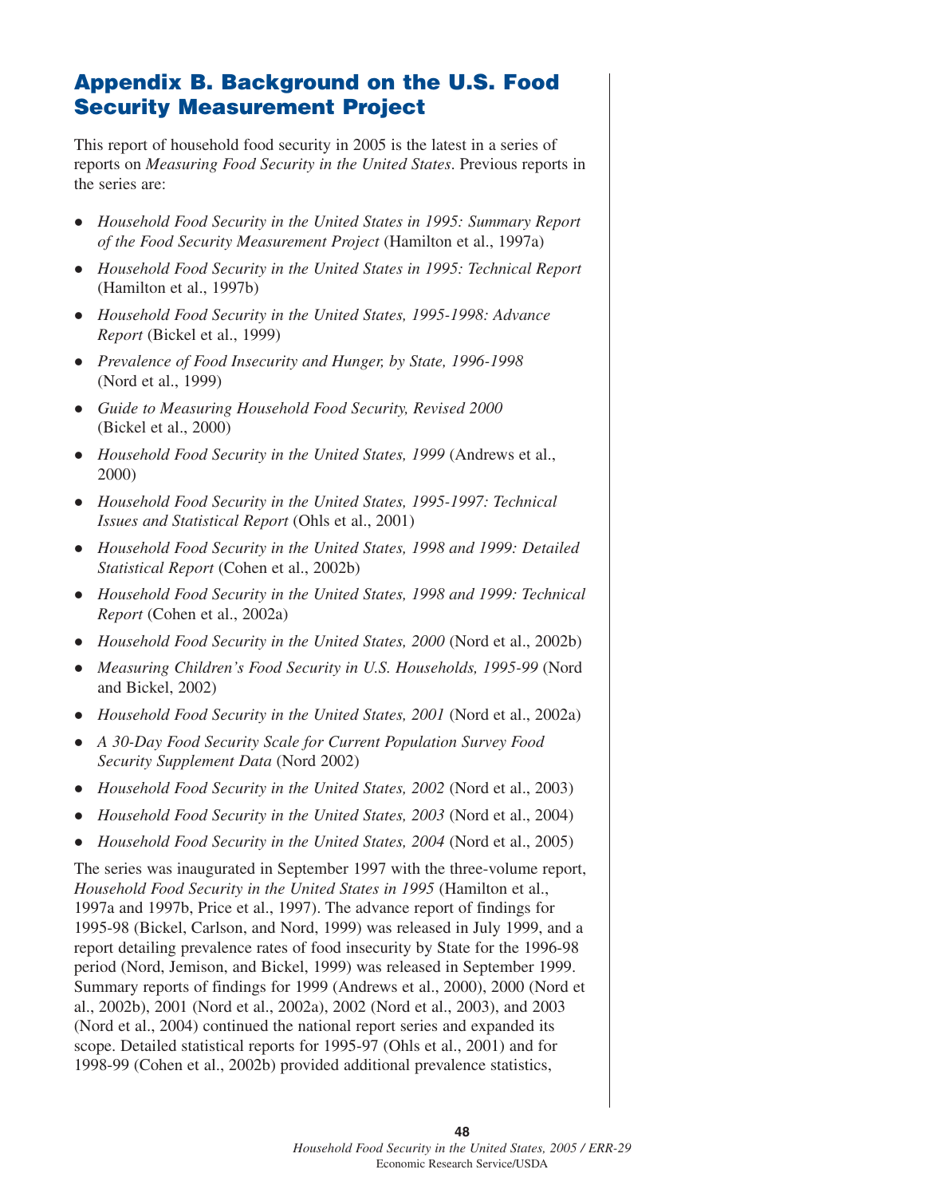# Appendix B. Background on the U.S. Food Security Measurement Project

This report of household food security in 2005 is the latest in a series of reports on *Measuring Food Security in the United States*. Previous reports in the series are:

- *Household Food Security in the United States in 1995: Summary Report of the Food Security Measurement Project* (Hamilton et al., 1997a)
- *Household Food Security in the United States in 1995: Technical Report* (Hamilton et al., 1997b)
- *Household Food Security in the United States, 1995-1998: Advance Report* (Bickel et al., 1999)
- *Prevalence of Food Insecurity and Hunger, by State, 1996-1998* (Nord et al., 1999)
- *Guide to Measuring Household Food Security, Revised 2000* (Bickel et al., 2000)
- *Household Food Security in the United States, 1999* (Andrews et al., 2000)
- *Household Food Security in the United States, 1995-1997: Technical Issues and Statistical Report* (Ohls et al., 2001)
- *Household Food Security in the United States, 1998 and 1999: Detailed Statistical Report* (Cohen et al., 2002b)
- *Household Food Security in the United States, 1998 and 1999: Technical Report* (Cohen et al., 2002a)
- *Household Food Security in the United States, 2000* (Nord et al., 2002b)
- *Measuring Children's Food Security in U.S. Households, 1995-99* (Nord and Bickel, 2002)
- *Household Food Security in the United States, 2001* (Nord et al., 2002a)
- *A 30-Day Food Security Scale for Current Population Survey Food Security Supplement Data* (Nord 2002)
- *Household Food Security in the United States, 2002* (Nord et al., 2003)
- *Household Food Security in the United States, 2003* (Nord et al., 2004)
- *Household Food Security in the United States, 2004* (Nord et al., 2005)

The series was inaugurated in September 1997 with the three-volume report, *Household Food Security in the United States in 1995* (Hamilton et al., 1997a and 1997b, Price et al., 1997). The advance report of findings for 1995-98 (Bickel, Carlson, and Nord, 1999) was released in July 1999, and a report detailing prevalence rates of food insecurity by State for the 1996-98 period (Nord, Jemison, and Bickel, 1999) was released in September 1999. Summary reports of findings for 1999 (Andrews et al., 2000), 2000 (Nord et al., 2002b), 2001 (Nord et al., 2002a), 2002 (Nord et al., 2003), and 2003 (Nord et al., 2004) continued the national report series and expanded its scope. Detailed statistical reports for 1995-97 (Ohls et al., 2001) and for 1998-99 (Cohen et al., 2002b) provided additional prevalence statistics,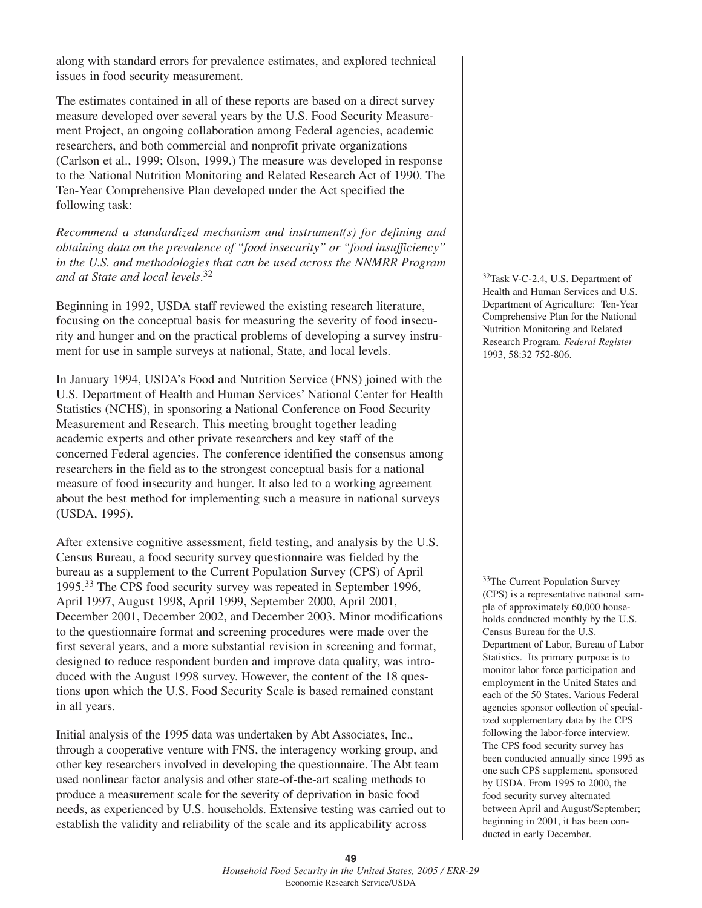along with standard errors for prevalence estimates, and explored technical issues in food security measurement.

The estimates contained in all of these reports are based on a direct survey measure developed over several years by the U.S. Food Security Measurement Project, an ongoing collaboration among Federal agencies, academic researchers, and both commercial and nonprofit private organizations (Carlson et al., 1999; Olson, 1999.) The measure was developed in response to the National Nutrition Monitoring and Related Research Act of 1990. The Ten-Year Comprehensive Plan developed under the Act specified the following task:

*Recommend a standardized mechanism and instrument(s) for defining and obtaining data on the prevalence of "food insecurity" or "food insufficiency" in the U.S. and methodologies that can be used across the NNMRR Program and at State and local levels*.[32]

Beginning in 1992, USDA staff reviewed the existing research literature, focusing on the conceptual basis for measuring the severity of food insecurity and hunger and on the practical problems of developing a survey instrument for use in sample surveys at national, State, and local levels.

In January 1994, USDA's Food and Nutrition Service (FNS) joined with the U.S. Department of Health and Human Services' National Center for Health Statistics (NCHS), in sponsoring a National Conference on Food Security Measurement and Research. This meeting brought together leading academic experts and other private researchers and key staff of the concerned Federal agencies. The conference identified the consensus among researchers in the field as to the strongest conceptual basis for a national measure of food insecurity and hunger. It also led to a working agreement about the best method for implementing such a measure in national surveys (USDA, 1995).

After extensive cognitive assessment, field testing, and analysis by the U.S. Census Bureau, a food security survey questionnaire was fielded by the bureau as a supplement to the Current Population Survey (CPS) of April 1995.[33] The CPS food security survey was repeated in September 1996, April 1997, August 1998, April 1999, September 2000, April 2001, December 2001, December 2002, and December 2003. Minor modifications to the questionnaire format and screening procedures were made over the first several years, and a more substantial revision in screening and format, designed to reduce respondent burden and improve data quality, was introduced with the August 1998 survey. However, the content of the 18 questions upon which the U.S. Food Security Scale is based remained constant in all years.

Initial analysis of the 1995 data was undertaken by Abt Associates, Inc., through a cooperative venture with FNS, the interagency working group, and other key researchers involved in developing the questionnaire. The Abt team used nonlinear factor analysis and other state-of-the-art scaling methods to produce a measurement scale for the severity of deprivation in basic food needs, as experienced by U.S. households. Extensive testing was carried out to establish the validity and reliability of the scale and its applicability across

[32]Task V-C-2.4, U.S. Department of Health and Human Services and U.S. Department of Agriculture: Ten-Year Comprehensive Plan for the National Nutrition Monitoring and Related Research Program. *Federal Register* 1993, 58:32 752-806.

[33]The Current Population Survey (CPS) is a representative national sample of approximately 60,000 households conducted monthly by the U.S. Census Bureau for the U.S. Department of Labor, Bureau of Labor Statistics. Its primary purpose is to monitor labor force participation and employment in the United States and each of the 50 States. Various Federal agencies sponsor collection of specialized supplementary data by the CPS following the labor-force interview. The CPS food security survey has been conducted annually since 1995 as one such CPS supplement, sponsored by USDA. From 1995 to 2000, the food security survey alternated between April and August/September; beginning in 2001, it has been conducted in early December.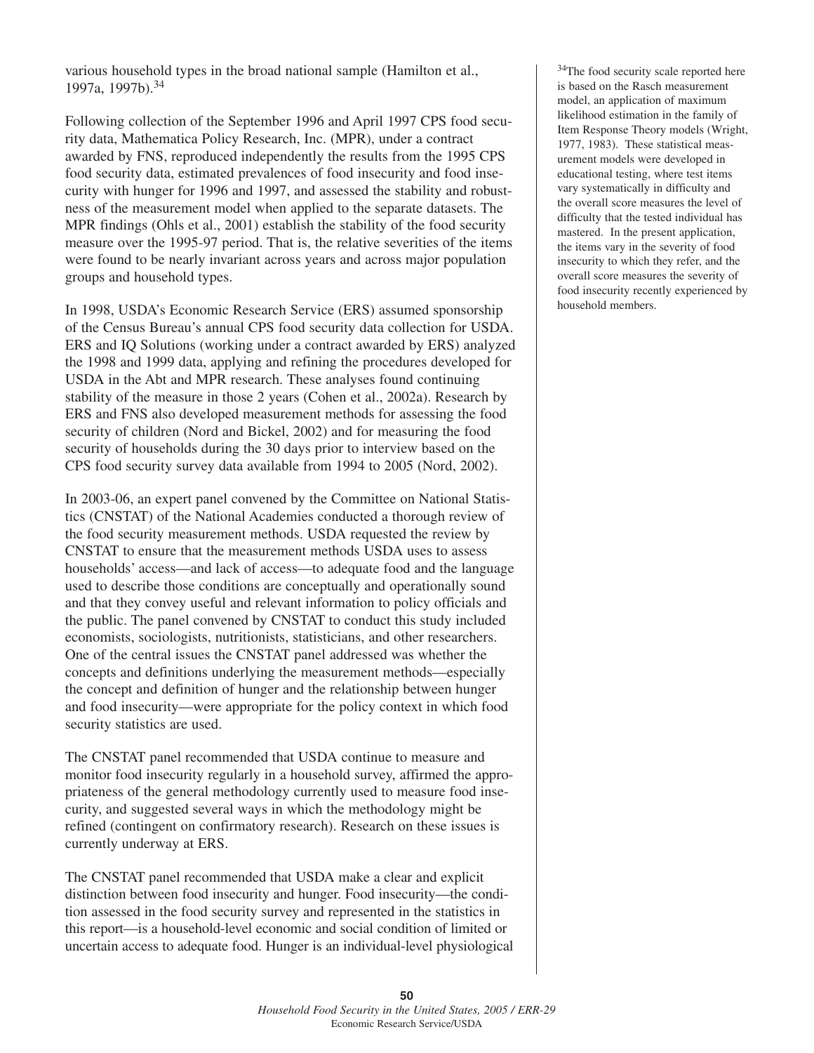various household types in the broad national sample (Hamilton et al., 1997a, 1997b).[34]

Following collection of the September 1996 and April 1997 CPS food security data, Mathematica Policy Research, Inc. (MPR), under a contract awarded by FNS, reproduced independently the results from the 1995 CPS food security data, estimated prevalences of food insecurity and food insecurity with hunger for 1996 and 1997, and assessed the stability and robustness of the measurement model when applied to the separate datasets. The MPR findings (Ohls et al., 2001) establish the stability of the food security measure over the 1995-97 period. That is, the relative severities of the items were found to be nearly invariant across years and across major population groups and household types.

In 1998, USDA's Economic Research Service (ERS) assumed sponsorship of the Census Bureau's annual CPS food security data collection for USDA. ERS and IQ Solutions (working under a contract awarded by ERS) analyzed the 1998 and 1999 data, applying and refining the procedures developed for USDA in the Abt and MPR research. These analyses found continuing stability of the measure in those 2 years (Cohen et al., 2002a). Research by ERS and FNS also developed measurement methods for assessing the food security of children (Nord and Bickel, 2002) and for measuring the food security of households during the 30 days prior to interview based on the CPS food security survey data available from 1994 to 2005 (Nord, 2002).

In 2003-06, an expert panel convened by the Committee on National Statistics (CNSTAT) of the National Academies conducted a thorough review of the food security measurement methods. USDA requested the review by CNSTAT to ensure that the measurement methods USDA uses to assess households' access—and lack of access—to adequate food and the language used to describe those conditions are conceptually and operationally sound and that they convey useful and relevant information to policy officials and the public. The panel convened by CNSTAT to conduct this study included economists, sociologists, nutritionists, statisticians, and other researchers. One of the central issues the CNSTAT panel addressed was whether the concepts and definitions underlying the measurement methods—especially the concept and definition of hunger and the relationship between hunger and food insecurity—were appropriate for the policy context in which food security statistics are used.

The CNSTAT panel recommended that USDA continue to measure and monitor food insecurity regularly in a household survey, affirmed the appropriateness of the general methodology currently used to measure food insecurity, and suggested several ways in which the methodology might be refined (contingent on confirmatory research). Research on these issues is currently underway at ERS.

The CNSTAT panel recommended that USDA make a clear and explicit distinction between food insecurity and hunger. Food insecurity—the condition assessed in the food security survey and represented in the statistics in this report—is a household-level economic and social condition of limited or uncertain access to adequate food. Hunger is an individual-level physiological

[34]The food security scale reported here is based on the Rasch measurement model, an application of maximum likelihood estimation in the family of Item Response Theory models (Wright, 1977, 1983). These statistical measurement models were developed in educational testing, where test items vary systematically in difficulty and the overall score measures the level of difficulty that the tested individual has mastered. In the present application, the items vary in the severity of food insecurity to which they refer, and the overall score measures the severity of food insecurity recently experienced by household members.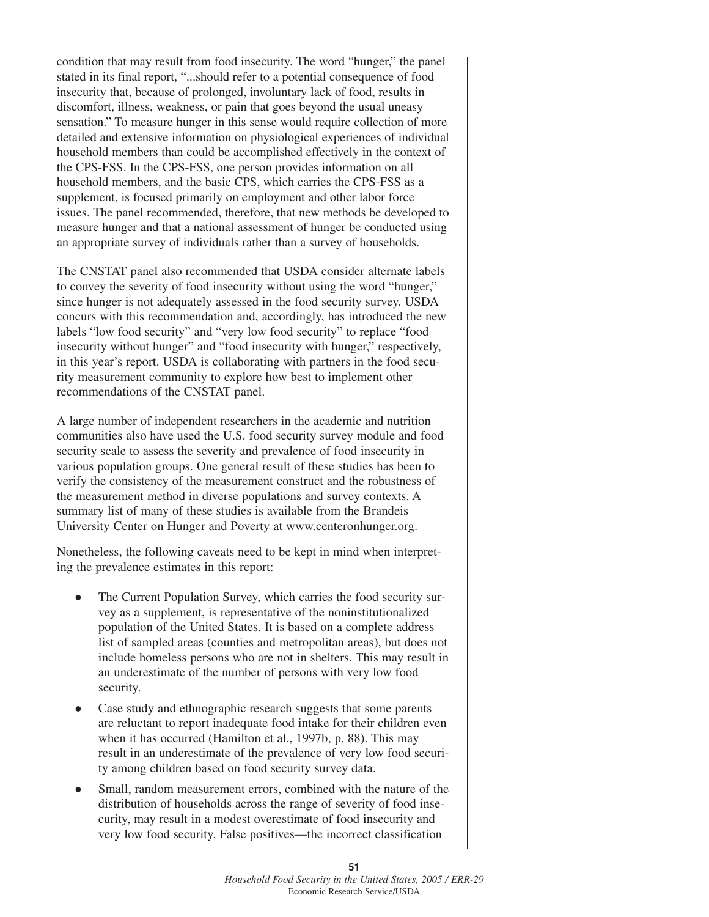condition that may result from food insecurity. The word "hunger," the panel stated in its final report, "...should refer to a potential consequence of food insecurity that, because of prolonged, involuntary lack of food, results in discomfort, illness, weakness, or pain that goes beyond the usual uneasy sensation." To measure hunger in this sense would require collection of more detailed and extensive information on physiological experiences of individual household members than could be accomplished effectively in the context of the CPS-FSS. In the CPS-FSS, one person provides information on all household members, and the basic CPS, which carries the CPS-FSS as a supplement, is focused primarily on employment and other labor force issues. The panel recommended, therefore, that new methods be developed to measure hunger and that a national assessment of hunger be conducted using an appropriate survey of individuals rather than a survey of households.

The CNSTAT panel also recommended that USDA consider alternate labels to convey the severity of food insecurity without using the word "hunger," since hunger is not adequately assessed in the food security survey. USDA concurs with this recommendation and, accordingly, has introduced the new labels "low food security" and "very low food security" to replace "food insecurity without hunger" and "food insecurity with hunger," respectively, in this year's report. USDA is collaborating with partners in the food security measurement community to explore how best to implement other recommendations of the CNSTAT panel.

A large number of independent researchers in the academic and nutrition communities also have used the U.S. food security survey module and food security scale to assess the severity and prevalence of food insecurity in various population groups. One general result of these studies has been to verify the consistency of the measurement construct and the robustness of the measurement method in diverse populations and survey contexts. A summary list of many of these studies is available from the Brandeis University Center on Hunger and Poverty at www.centeronhunger.org.

Nonetheless, the following caveats need to be kept in mind when interpreting the prevalence estimates in this report:

- The Current Population Survey, which carries the food security survey as a supplement, is representative of the noninstitutionalized population of the United States. It is based on a complete address list of sampled areas (counties and metropolitan areas), but does not include homeless persons who are not in shelters. This may result in an underestimate of the number of persons with very low food security.
- Case study and ethnographic research suggests that some parents are reluctant to report inadequate food intake for their children even when it has occurred (Hamilton et al., 1997b, p. 88). This may result in an underestimate of the prevalence of very low food security among children based on food security survey data.
- Small, random measurement errors, combined with the nature of the distribution of households across the range of severity of food insecurity, may result in a modest overestimate of food insecurity and very low food security. False positives—the incorrect classification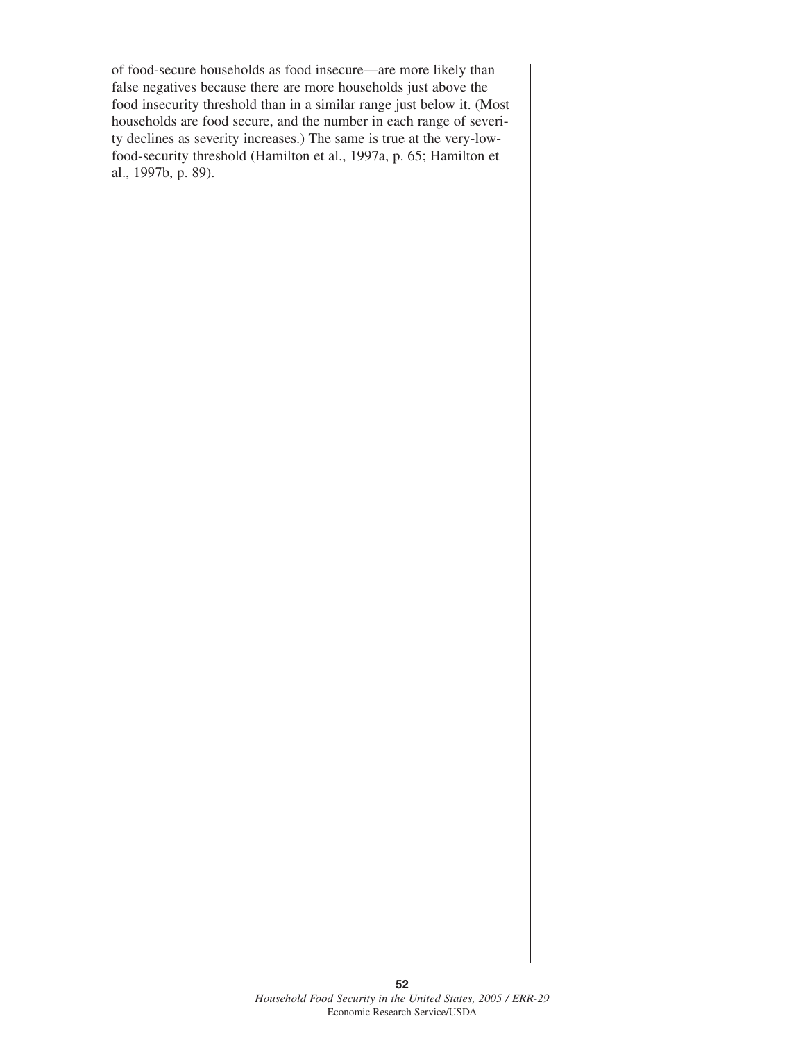of food-secure households as food insecure—are more likely than false negatives because there are more households just above the food insecurity threshold than in a similar range just below it. (Most households are food secure, and the number in each range of severity declines as severity increases.) The same is true at the very-low-food-security threshold (Hamilton et al., 1997a, p. 65; Hamilton et al., 1997b, p. 89).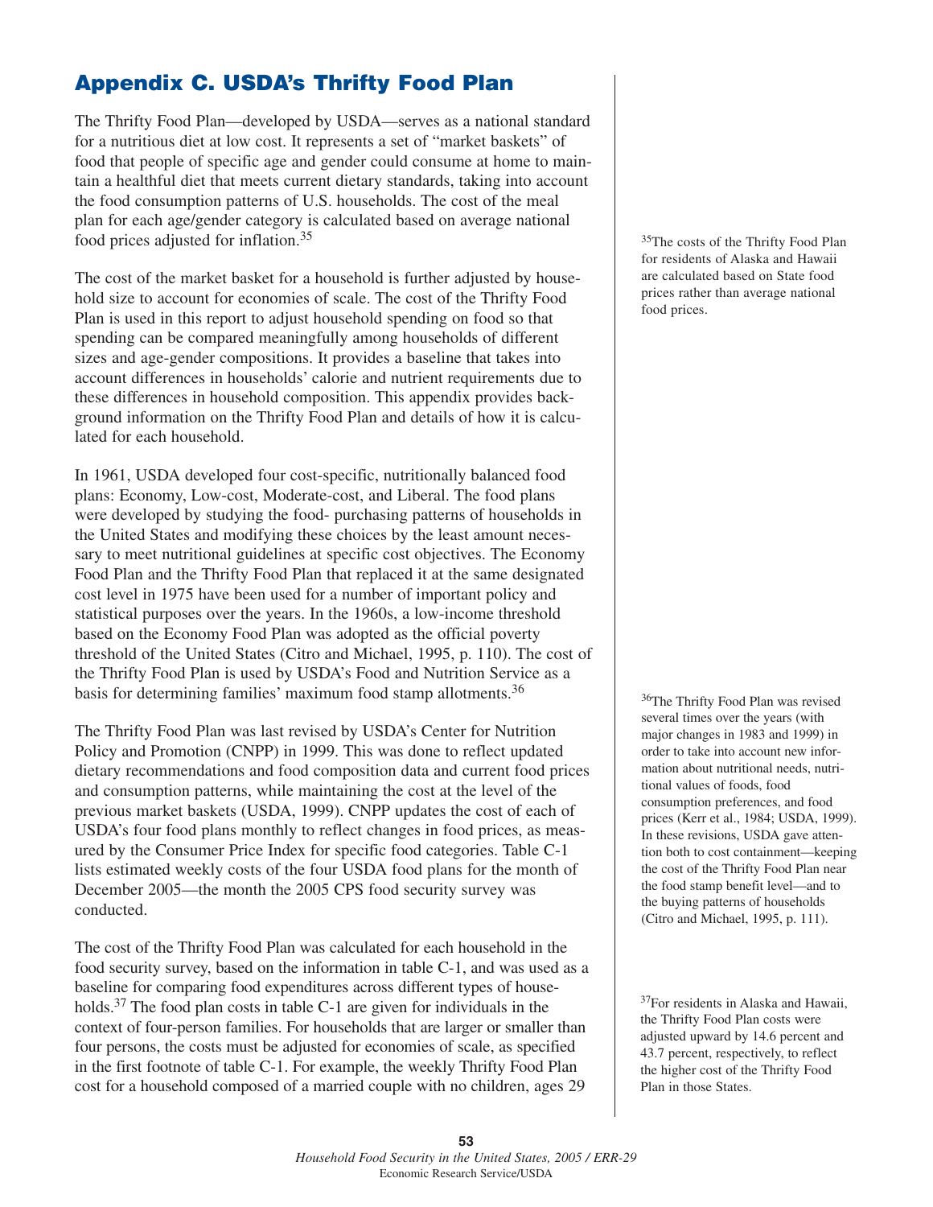# Appendix C. USDA's Thrifty Food Plan

The Thrifty Food Plan—developed by USDA—serves as a national standard for a nutritious diet at low cost. It represents a set of "market baskets" of food that people of specific age and gender could consume at home to maintain a healthful diet that meets current dietary standards, taking into account the food consumption patterns of U.S. households. The cost of the meal plan for each age/gender category is calculated based on average national food prices adjusted for inflation.[35]

The cost of the market basket for a household is further adjusted by household size to account for economies of scale. The cost of the Thrifty Food Plan is used in this report to adjust household spending on food so that spending can be compared meaningfully among households of different sizes and age-gender compositions. It provides a baseline that takes into account differences in households' calorie and nutrient requirements due to these differences in household composition. This appendix provides background information on the Thrifty Food Plan and details of how it is calculated for each household.

In 1961, USDA developed four cost-specific, nutritionally balanced food plans: Economy, Low-cost, Moderate-cost, and Liberal. The food plans were developed by studying the food- purchasing patterns of households in the United States and modifying these choices by the least amount necessary to meet nutritional guidelines at specific cost objectives. The Economy Food Plan and the Thrifty Food Plan that replaced it at the same designated cost level in 1975 have been used for a number of important policy and statistical purposes over the years. In the 1960s, a low-income threshold based on the Economy Food Plan was adopted as the official poverty threshold of the United States (Citro and Michael, 1995, p. 110). The cost of the Thrifty Food Plan is used by USDA's Food and Nutrition Service as a basis for determining families' maximum food stamp allotments.[36]

The Thrifty Food Plan was last revised by USDA's Center for Nutrition Policy and Promotion (CNPP) in 1999. This was done to reflect updated dietary recommendations and food composition data and current food prices and consumption patterns, while maintaining the cost at the level of the previous market baskets (USDA, 1999). CNPP updates the cost of each of USDA's four food plans monthly to reflect changes in food prices, as measured by the Consumer Price Index for specific food categories. Table C-1 lists estimated weekly costs of the four USDA food plans for the month of December 2005—the month the 2005 CPS food security survey was conducted.

The cost of the Thrifty Food Plan was calculated for each household in the food security survey, based on the information in table C-1, and was used as a baseline for comparing food expenditures across different types of households.[37] The food plan costs in table C-1 are given for individuals in the context of four-person families. For households that are larger or smaller than four persons, the costs must be adjusted for economies of scale, as specified in the first footnote of table C-1. For example, the weekly Thrifty Food Plan cost for a household composed of a married couple with no children, ages 29

[35] The costs of the Thrifty Food Plan for residents of Alaska and Hawaii are calculated based on State food prices rather than average national food prices.

[36] The Thrifty Food Plan was revised several times over the years (with major changes in 1983 and 1999) in order to take into account new information about nutritional needs, nutritional values of foods, food consumption preferences, and food prices (Kerr et al., 1984; USDA, 1999). In these revisions, USDA gave attention both to cost containment—keeping the cost of the Thrifty Food Plan near the food stamp benefit level—and to the buying patterns of households (Citro and Michael, 1995, p. 111).

[37] For residents in Alaska and Hawaii, the Thrifty Food Plan costs were adjusted upward by 14.6 percent and 43.7 percent, respectively, to reflect the higher cost of the Thrifty Food Plan in those States.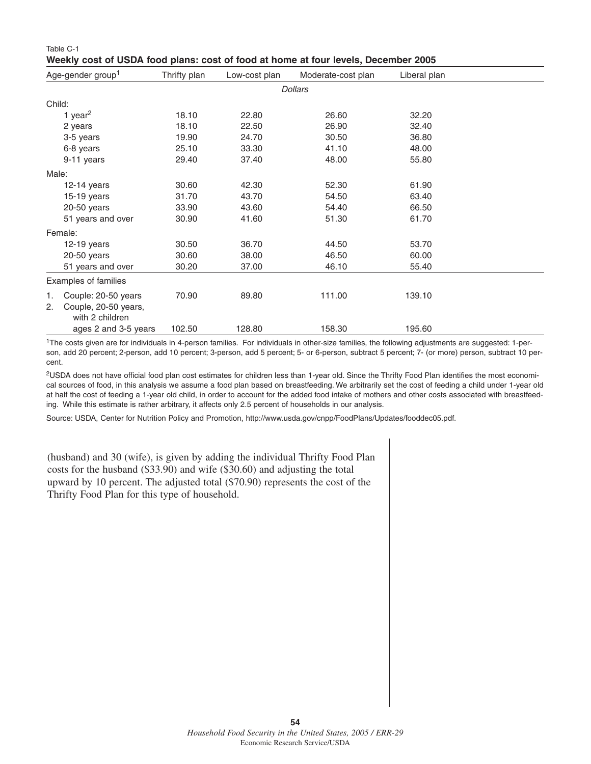Table C-1

**Weekly cost of USDA food plans: cost of food at home at four levels, December 2005**

| Age-gender group[1] | Thrifty plan | Low-cost plan | Moderate-cost plan | Liberal plan |
|---|---|---|---|---|
| | *Dollars* | | | |
| Child: | | | | |
| 1 year[2] | 18.10 | 22.80 | 26.60 | 32.20 |
| 2 years | 18.10 | 22.50 | 26.90 | 32.40 |
| 3-5 years | 19.90 | 24.70 | 30.50 | 36.80 |
| 6-8 years | 25.10 | 33.30 | 41.10 | 48.00 |
| 9-11 years | 29.40 | 37.40 | 48.00 | 55.80 |
| Male: | | | | |
| 12-14 years | 30.60 | 42.30 | 52.30 | 61.90 |
| 15-19 years | 31.70 | 43.70 | 54.50 | 63.40 |
| 20-50 years | 33.90 | 43.60 | 54.40 | 66.50 |
| 51 years and over | 30.90 | 41.60 | 51.30 | 61.70 |
| Female: | | | | |
| 12-19 years | 30.50 | 36.70 | 44.50 | 53.70 |
| 20-50 years | 30.60 | 38.00 | 46.50 | 60.00 |
| 51 years and over | 30.20 | 37.00 | 46.10 | 55.40 |
| Examples of families | | | | |
| 1. Couple: 20-50 years | 70.90 | 89.80 | 111.00 | 139.10 |
| 2. Couple, 20-50 years, with 2 children ages 2 and 3-5 years | 102.50 | 128.80 | 158.30 | 195.60 |

[1]The costs given are for individuals in 4-person families. For individuals in other-size families, the following adjustments are suggested: 1-person, add 20 percent; 2-person, add 10 percent; 3-person, add 5 percent; 5- or 6-person, subtract 5 percent; 7- (or more) person, subtract 10 percent.

[2]USDA does not have official food plan cost estimates for children less than 1-year old. Since the Thrifty Food Plan identifies the most economical sources of food, in this analysis we assume a food plan based on breastfeeding. We arbitrarily set the cost of feeding a child under 1-year old at half the cost of feeding a 1-year old child, in order to account for the added food intake of mothers and other costs associated with breastfeeding. While this estimate is rather arbitrary, it affects only 2.5 percent of households in our analysis.

Source: USDA, Center for Nutrition Policy and Promotion, http://www.usda.gov/cnpp/FoodPlans/Updates/fooddec05.pdf.

(husband) and 30 (wife), is given by adding the individual Thrifty Food Plan costs for the husband ($33.90) and wife ($30.60) and adjusting the total upward by 10 percent. The adjusted total ($70.90) represents the cost of the Thrifty Food Plan for this type of household.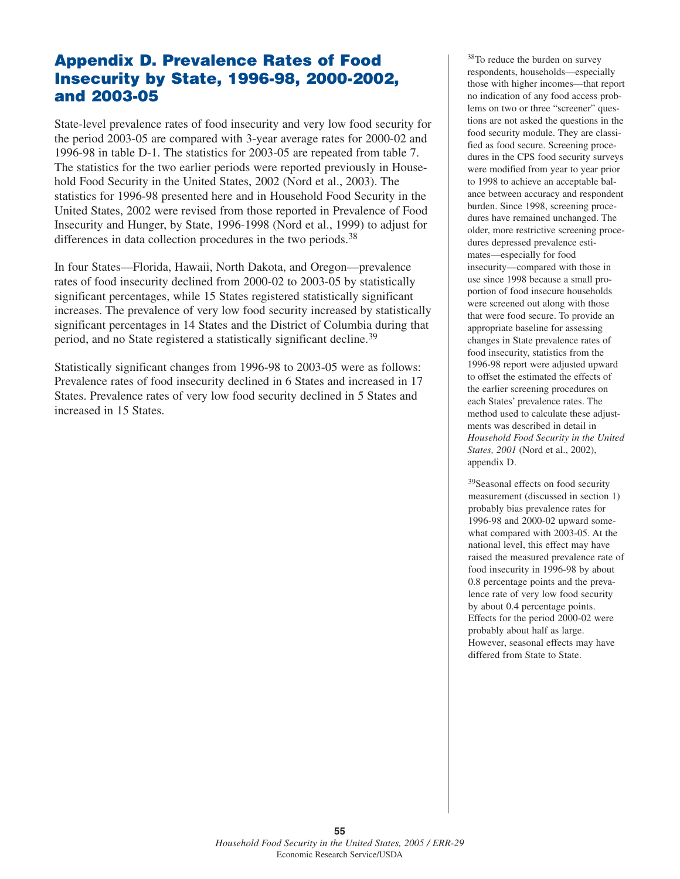# Appendix D. Prevalence Rates of Food Insecurity by State, 1996-98, 2000-2002, and 2003-05

State-level prevalence rates of food insecurity and very low food security for the period 2003-05 are compared with 3-year average rates for 2000-02 and 1996-98 in table D-1. The statistics for 2003-05 are repeated from table 7. The statistics for the two earlier periods were reported previously in Household Food Security in the United States, 2002 (Nord et al., 2003). The statistics for 1996-98 presented here and in Household Food Security in the United States, 2002 were revised from those reported in Prevalence of Food Insecurity and Hunger, by State, 1996-1998 (Nord et al., 1999) to adjust for differences in data collection procedures in the two periods.[38]

In four States—Florida, Hawaii, North Dakota, and Oregon—prevalence rates of food insecurity declined from 2000-02 to 2003-05 by statistically significant percentages, while 15 States registered statistically significant increases. The prevalence of very low food security increased by statistically significant percentages in 14 States and the District of Columbia during that period, and no State registered a statistically significant decline.[39]

Statistically significant changes from 1996-98 to 2003-05 were as follows: Prevalence rates of food insecurity declined in 6 States and increased in 17 States. Prevalence rates of very low food security declined in 5 States and increased in 15 States.

[38]To reduce the burden on survey respondents, households—especially those with higher incomes—that report no indication of any food access problems on two or three "screener" questions are not asked the questions in the food security module. They are classified as food secure. Screening procedures in the CPS food security surveys were modified from year to year prior to 1998 to achieve an acceptable balance between accuracy and respondent burden. Since 1998, screening procedures have remained unchanged. The older, more restrictive screening procedures depressed prevalence estimates—especially for food insecurity—compared with those in use since 1998 because a small proportion of food insecure households were screened out along with those that were food secure. To provide an appropriate baseline for assessing changes in State prevalence rates of food insecurity, statistics from the 1996-98 report were adjusted upward to offset the estimated the effects of the earlier screening procedures on each States' prevalence rates. The method used to calculate these adjustments was described in detail in *Household Food Security in the United States, 2001* (Nord et al., 2002), appendix D.

[39]Seasonal effects on food security measurement (discussed in section 1) probably bias prevalence rates for 1996-98 and 2000-02 upward somewhat compared with 2003-05. At the national level, this effect may have raised the measured prevalence rate of food insecurity in 1996-98 by about 0.8 percentage points and the prevalence rate of very low food security by about 0.4 percentage points. Effects for the period 2000-02 were probably about half as large. However, seasonal effects may have differed from State to State.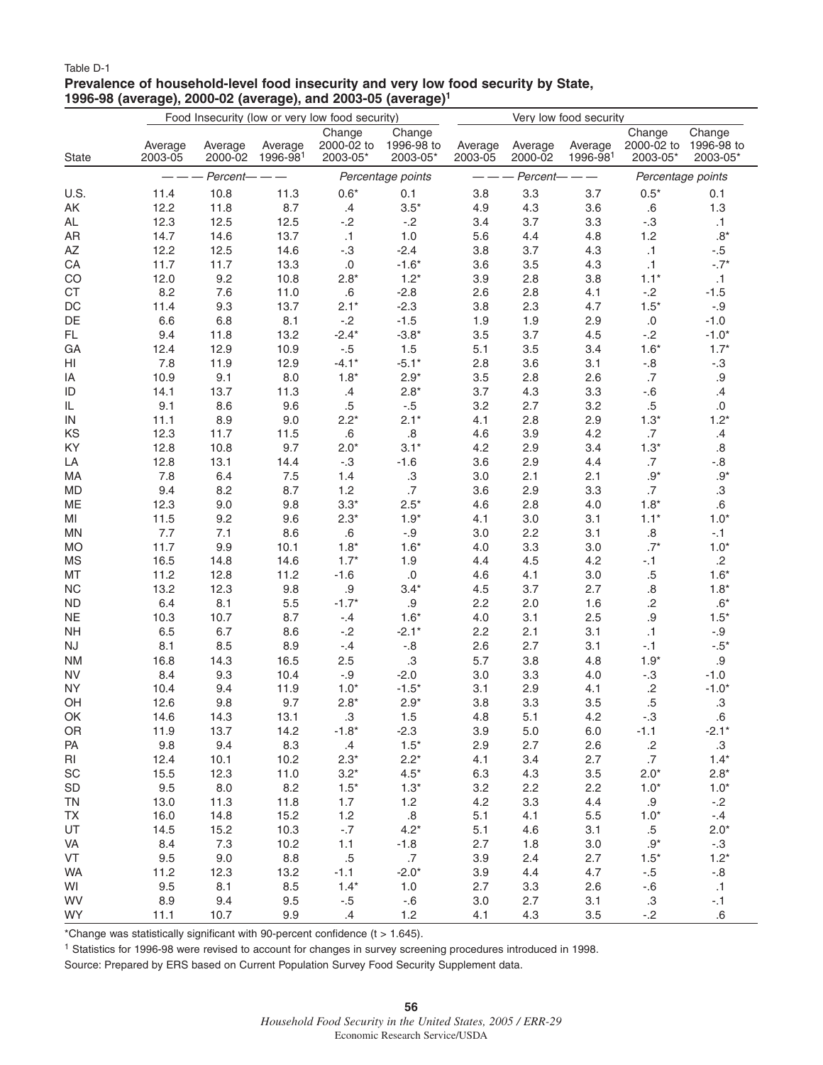Table D-1

**Prevalence of household-level food insecurity and very low food security by State, 1996-98 (average), 2000-02 (average), and 2003-05 (average)[1]**

| State | Food Insecurity (low or very low food security) | | | | | Very low food security | | | | |
|---|---|---|---|---|---|---|---|---|---|---|
| | Average 2003-05 | Average 2000-02 | Average 1996-98[1] | Change 2000-02 to 2003-05* | Change 1996-98 to 2003-05* | Average 2003-05 | Average 2000-02 | Average 1996-98[1] | Change 2000-02 to 2003-05* | Change 1996-98 to 2003-05* |
| | Percent | | | Percentage points | | Percent | | | Percentage points | |
| U.S. | 11.4 | 10.8 | 11.3 | 0.6* | 0.1 | 3.8 | 3.3 | 3.7 | 0.5* | 0.1 |
| AK | 12.2 | 11.8 | 8.7 | .4 | 3.5* | 4.9 | 4.3 | 3.6 | .6 | 1.3 |
| AL | 12.3 | 12.5 | 12.5 | -.2 | -.2 | 3.4 | 3.7 | 3.3 | -.3 | .1 |
| AR | 14.7 | 14.6 | 13.7 | .1 | 1.0 | 5.6 | 4.4 | 4.8 | 1.2 | .8* |
| AZ | 12.2 | 12.5 | 14.6 | -.3 | -2.4 | 3.8 | 3.7 | 4.3 | .1 | -.5 |
| CA | 11.7 | 11.7 | 13.3 | .0 | -1.6* | 3.6 | 3.5 | 4.3 | .1 | -.7* |
| CO | 12.0 | 9.2 | 10.8 | 2.8* | 1.2* | 3.9 | 2.8 | 3.8 | 1.1* | .1 |
| CT | 8.2 | 7.6 | 11.0 | .6 | -2.8 | 2.6 | 2.8 | 4.1 | -.2 | -1.5 |
| DC | 11.4 | 9.3 | 13.7 | 2.1* | -2.3 | 3.8 | 2.3 | 4.7 | 1.5* | -.9 |
| DE | 6.6 | 6.8 | 8.1 | -.2 | -1.5 | 1.9 | 1.9 | 2.9 | .0 | -1.0 |
| FL | 9.4 | 11.8 | 13.2 | -2.4* | -3.8* | 3.5 | 3.7 | 4.5 | -.2 | -1.0* |
| GA | 12.4 | 12.9 | 10.9 | -.5 | 1.5 | 5.1 | 3.5 | 3.4 | 1.6* | 1.7* |
| HI | 7.8 | 11.9 | 12.9 | -4.1* | -5.1* | 2.8 | 3.6 | 3.1 | -.8 | -.3 |
| IA | 10.9 | 9.1 | 8.0 | 1.8* | 2.9* | 3.5 | 2.8 | 2.6 | .7 | .9 |
| ID | 14.1 | 13.7 | 11.3 | .4 | 2.8* | 3.7 | 4.3 | 3.3 | -.6 | .4 |
| IL | 9.1 | 8.6 | 9.6 | .5 | -.5 | 3.2 | 2.7 | 3.2 | .5 | .0 |
| IN | 11.1 | 8.9 | 9.0 | 2.2* | 2.1* | 4.1 | 2.8 | 2.9 | 1.3* | 1.2* |
| KS | 12.3 | 11.7 | 11.5 | .6 | .8 | 4.6 | 3.9 | 4.2 | .7 | .4 |
| KY | 12.8 | 10.8 | 9.7 | 2.0* | 3.1* | 4.2 | 2.9 | 3.4 | 1.3* | .8 |
| LA | 12.8 | 13.1 | 14.4 | -.3 | -1.6 | 3.6 | 2.9 | 4.4 | .7 | -.8 |
| MA | 7.8 | 6.4 | 7.5 | 1.4 | .3 | 3.0 | 2.1 | 2.1 | .9* | .9* |
| MD | 9.4 | 8.2 | 8.7 | 1.2 | .7 | 3.6 | 2.9 | 3.3 | .7 | .3 |
| ME | 12.3 | 9.0 | 9.8 | 3.3* | 2.5* | 4.6 | 2.8 | 4.0 | 1.8* | .6 |
| MI | 11.5 | 9.2 | 9.6 | 2.3* | 1.9* | 4.1 | 3.0 | 3.1 | 1.1* | 1.0* |
| MN | 7.7 | 7.1 | 8.6 | .6 | -.9 | 3.0 | 2.2 | 3.1 | .8 | -.1 |
| MO | 11.7 | 9.9 | 10.1 | 1.8* | 1.6* | 4.0 | 3.3 | 3.0 | .7* | 1.0* |
| MS | 16.5 | 14.8 | 14.6 | 1.7* | 1.9 | 4.4 | 4.5 | 4.2 | -.1 | .2 |
| MT | 11.2 | 12.8 | 11.2 | -1.6 | .0 | 4.6 | 4.1 | 3.0 | .5 | 1.6* |
| NC | 13.2 | 12.3 | 9.8 | .9 | 3.4* | 4.5 | 3.7 | 2.7 | .8 | 1.8* |
| ND | 6.4 | 8.1 | 5.5 | -1.7* | .9 | 2.2 | 2.0 | 1.6 | .2 | .6* |
| NE | 10.3 | 10.7 | 8.7 | -.4 | 1.6* | 4.0 | 3.1 | 2.5 | .9 | 1.5* |
| NH | 6.5 | 6.7 | 8.6 | -.2 | -2.1* | 2.2 | 2.1 | 3.1 | .1 | -.9 |
| NJ | 8.1 | 8.5 | 8.9 | -.4 | -.8 | 2.6 | 2.7 | 3.1 | -.1 | -.5* |
| NM | 16.8 | 14.3 | 16.5 | 2.5 | .3 | 5.7 | 3.8 | 4.8 | 1.9* | .9 |
| NV | 8.4 | 9.3 | 10.4 | -.9 | -2.0 | 3.0 | 3.3 | 4.0 | -.3 | -1.0 |
| NY | 10.4 | 9.4 | 11.9 | 1.0* | -1.5* | 3.1 | 2.9 | 4.1 | .2 | -1.0* |
| OH | 12.6 | 9.8 | 9.7 | 2.8* | 2.9* | 3.8 | 3.3 | 3.5 | .5 | .3 |
| OK | 14.6 | 14.3 | 13.1 | .3 | 1.5 | 4.8 | 5.1 | 4.2 | -.3 | .6 |
| OR | 11.9 | 13.7 | 14.2 | -1.8* | -2.3 | 3.9 | 5.0 | 6.0 | -1.1 | -2.1* |
| PA | 9.8 | 9.4 | 8.3 | .4 | 1.5* | 2.9 | 2.7 | 2.6 | .2 | .3 |
| RI | 12.4 | 10.1 | 10.2 | 2.3* | 2.2* | 4.1 | 3.4 | 2.7 | .7 | 1.4* |
| SC | 15.5 | 12.3 | 11.0 | 3.2* | 4.5* | 6.3 | 4.3 | 3.5 | 2.0* | 2.8* |
| SD | 9.5 | 8.0 | 8.2 | 1.5* | 1.3* | 3.2 | 2.2 | 2.2 | 1.0* | 1.0* |
| TN | 13.0 | 11.3 | 11.8 | 1.7 | 1.2 | 4.2 | 3.3 | 4.4 | .9 | -.2 |
| TX | 16.0 | 14.8 | 15.2 | 1.2 | .8 | 5.1 | 4.1 | 5.5 | 1.0* | -.4 |
| UT | 14.5 | 15.2 | 10.3 | -.7 | 4.2* | 5.1 | 4.6 | 3.1 | .5 | 2.0* |
| VA | 8.4 | 7.3 | 10.2 | 1.1 | -1.8 | 2.7 | 1.8 | 3.0 | .9* | -.3 |
| VT | 9.5 | 9.0 | 8.8 | .5 | .7 | 3.9 | 2.4 | 2.7 | 1.5* | 1.2* |
| WA | 11.2 | 12.3 | 13.2 | -1.1 | -2.0* | 3.9 | 4.4 | 4.7 | -.5 | -.8 |
| WI | 9.5 | 8.1 | 8.5 | 1.4* | 1.0 | 2.7 | 3.3 | 2.6 | -.6 | .1 |
| WV | 8.9 | 9.4 | 9.5 | -.5 | -.6 | 3.0 | 2.7 | 3.1 | .3 | -.1 |
| WY | 11.1 | 10.7 | 9.9 | .4 | 1.2 | 4.1 | 4.3 | 3.5 | -.2 | .6 |

*Change was statistically significant with 90-percent confidence (t > 1.645).

[1] Statistics for 1996-98 were revised to account for changes in survey screening procedures introduced in 1998.

Source: Prepared by ERS based on Current Population Survey Food Security Supplement data.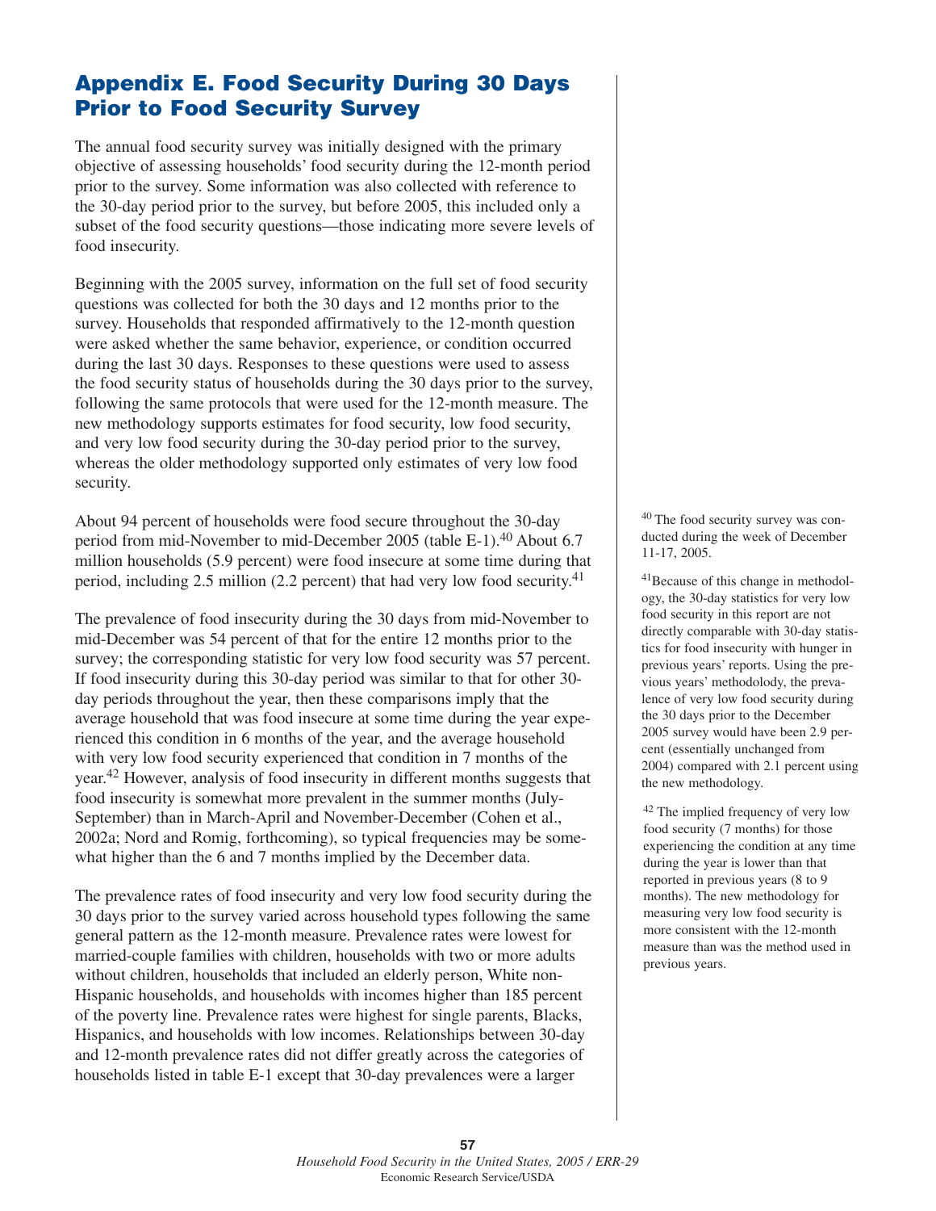# Appendix E. Food Security During 30 Days Prior to Food Security Survey

The annual food security survey was initially designed with the primary objective of assessing households' food security during the 12-month period prior to the survey. Some information was also collected with reference to the 30-day period prior to the survey, but before 2005, this included only a subset of the food security questions—those indicating more severe levels of food insecurity.

Beginning with the 2005 survey, information on the full set of food security questions was collected for both the 30 days and 12 months prior to the survey. Households that responded affirmatively to the 12-month question were asked whether the same behavior, experience, or condition occurred during the last 30 days. Responses to these questions were used to assess the food security status of households during the 30 days prior to the survey, following the same protocols that were used for the 12-month measure. The new methodology supports estimates for food security, low food security, and very low food security during the 30-day period prior to the survey, whereas the older methodology supported only estimates of very low food security.

About 94 percent of households were food secure throughout the 30-day period from mid-November to mid-December 2005 (table E-1).[40] About 6.7 million households (5.9 percent) were food insecure at some time during that period, including 2.5 million (2.2 percent) that had very low food security.[41]

The prevalence of food insecurity during the 30 days from mid-November to mid-December was 54 percent of that for the entire 12 months prior to the survey; the corresponding statistic for very low food security was 57 percent. If food insecurity during this 30-day period was similar to that for other 30-day periods throughout the year, then these comparisons imply that the average household that was food insecure at some time during the year experienced this condition in 6 months of the year, and the average household with very low food security experienced that condition in 7 months of the year.[42] However, analysis of food insecurity in different months suggests that food insecurity is somewhat more prevalent in the summer months (July-September) than in March-April and November-December (Cohen et al., 2002a; Nord and Romig, forthcoming), so typical frequencies may be somewhat higher than the 6 and 7 months implied by the December data.

The prevalence rates of food insecurity and very low food security during the 30 days prior to the survey varied across household types following the same general pattern as the 12-month measure. Prevalence rates were lowest for married-couple families with children, households with two or more adults without children, households that included an elderly person, White non-Hispanic households, and households with incomes higher than 185 percent of the poverty line. Prevalence rates were highest for single parents, Blacks, Hispanics, and households with low incomes. Relationships between 30-day and 12-month prevalence rates did not differ greatly across the categories of households listed in table E-1 except that 30-day prevalences were a larger

[40] The food security survey was conducted during the week of December 11-17, 2005.

[41] Because of this change in methodology, the 30-day statistics for very low food security in this report are not directly comparable with 30-day statistics for food insecurity with hunger in previous years' reports. Using the previous years' methodolody, the prevalence of very low food security during the 30 days prior to the December 2005 survey would have been 2.9 percent (essentially unchanged from 2004) compared with 2.1 percent using the new methodology.

[42] The implied frequency of very low food security (7 months) for those experiencing the condition at any time during the year is lower than that reported in previous years (8 to 9 months). The new methodology for measuring very low food security is more consistent with the 12-month measure than was the method used in previous years.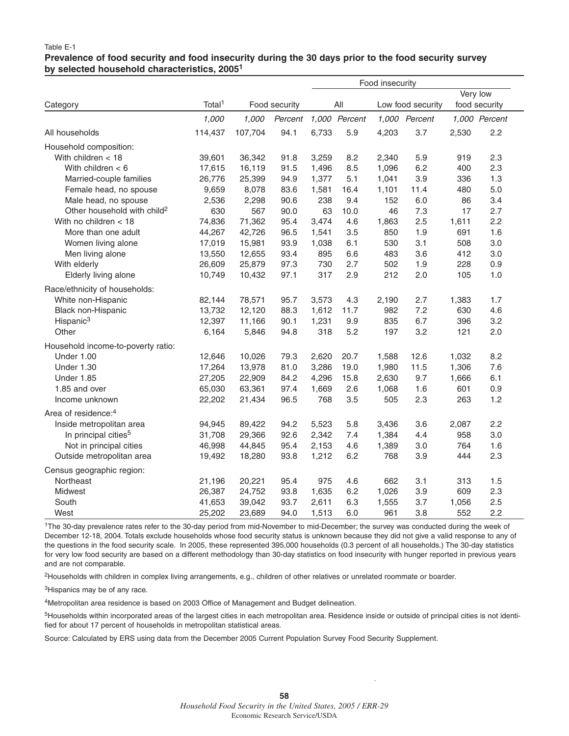Table E-1

**Prevalence of food security and food insecurity during the 30 days prior to the food security survey by selected household characteristics, 2005[1]**

| Category | Total[1] | Food security | | Food insecurity: All | | Low food security | | Very low food security | |
|---|---|---|---|---|---|---|---|---|---|
| | *1,000* | *1,000* | *Percent* | *1,000* | *Percent* | *1,000* | *Percent* | *1,000* | *Percent* |
| All households | 114,437 | 107,704 | 94.1 | 6,733 | 5.9 | 4,203 | 3.7 | 2,530 | 2.2 |
| Household composition: | | | | | | | | | |
| With children < 18 | 39,601 | 36,342 | 91.8 | 3,259 | 8.2 | 2,340 | 5.9 | 919 | 2.3 |
| With children < 6 | 17,615 | 16,119 | 91.5 | 1,496 | 8.5 | 1,096 | 6.2 | 400 | 2.3 |
| Married-couple families | 26,776 | 25,399 | 94.9 | 1,377 | 5.1 | 1,041 | 3.9 | 336 | 1.3 |
| Female head, no spouse | 9,659 | 8,078 | 83.6 | 1,581 | 16.4 | 1,101 | 11.4 | 480 | 5.0 |
| Male head, no spouse | 2,536 | 2,298 | 90.6 | 238 | 9.4 | 152 | 6.0 | 86 | 3.4 |
| Other household with child[2] | 630 | 567 | 90.0 | 63 | 10.0 | 46 | 7.3 | 17 | 2.7 |
| With no children < 18 | 74,836 | 71,362 | 95.4 | 3,474 | 4.6 | 1,863 | 2.5 | 1,611 | 2.2 |
| More than one adult | 44,267 | 42,726 | 96.5 | 1,541 | 3.5 | 850 | 1.9 | 691 | 1.6 |
| Women living alone | 17,019 | 15,981 | 93.9 | 1,038 | 6.1 | 530 | 3.1 | 508 | 3.0 |
| Men living alone | 13,550 | 12,655 | 93.4 | 895 | 6.6 | 483 | 3.6 | 412 | 3.0 |
| With elderly | 26,609 | 25,879 | 97.3 | 730 | 2.7 | 502 | 1.9 | 228 | 0.9 |
| Elderly living alone | 10,749 | 10,432 | 97.1 | 317 | 2.9 | 212 | 2.0 | 105 | 1.0 |
| Race/ethnicity of households: | | | | | | | | | |
| White non-Hispanic | 82,144 | 78,571 | 95.7 | 3,573 | 4.3 | 2,190 | 2.7 | 1,383 | 1.7 |
| Black non-Hispanic | 13,732 | 12,120 | 88.3 | 1,612 | 11.7 | 982 | 7.2 | 630 | 4.6 |
| Hispanic[3] | 12,397 | 11,166 | 90.1 | 1,231 | 9.9 | 835 | 6.7 | 396 | 3.2 |
| Other | 6,164 | 5,846 | 94.8 | 318 | 5.2 | 197 | 3.2 | 121 | 2.0 |
| Household income-to-poverty ratio: | | | | | | | | | |
| Under 1.00 | 12,646 | 10,026 | 79.3 | 2,620 | 20.7 | 1,588 | 12.6 | 1,032 | 8.2 |
| Under 1.30 | 17,264 | 13,978 | 81.0 | 3,286 | 19.0 | 1,980 | 11.5 | 1,306 | 7.6 |
| Under 1.85 | 27,205 | 22,909 | 84.2 | 4,296 | 15.8 | 2,630 | 9.7 | 1,666 | 6.1 |
| 1.85 and over | 65,030 | 63,361 | 97.4 | 1,669 | 2.6 | 1,068 | 1.6 | 601 | 0.9 |
| Income unknown | 22,202 | 21,434 | 96.5 | 768 | 3.5 | 505 | 2.3 | 263 | 1.2 |
| Area of residence:[4] | | | | | | | | | |
| Inside metropolitan area | 94,945 | 89,422 | 94.2 | 5,523 | 5.8 | 3,436 | 3.6 | 2,087 | 2.2 |
| In principal cities[5] | 31,708 | 29,366 | 92.6 | 2,342 | 7.4 | 1,384 | 4.4 | 958 | 3.0 |
| Not in principal cities | 46,998 | 44,845 | 95.4 | 2,153 | 4.6 | 1,389 | 3.0 | 764 | 1.6 |
| Outside metropolitan area | 19,492 | 18,280 | 93.8 | 1,212 | 6.2 | 768 | 3.9 | 444 | 2.3 |
| Census geographic region: | | | | | | | | | |
| Northeast | 21,196 | 20,221 | 95.4 | 975 | 4.6 | 662 | 3.1 | 313 | 1.5 |
| Midwest | 26,387 | 24,752 | 93.8 | 1,635 | 6.2 | 1,026 | 3.9 | 609 | 2.3 |
| South | 41,653 | 39,042 | 93.7 | 2,611 | 6.3 | 1,555 | 3.7 | 1,056 | 2.5 |
| West | 25,202 | 23,689 | 94.0 | 1,513 | 6.0 | 961 | 3.8 | 552 | 2.2 |

[1]The 30-day prevalence rates refer to the 30-day period from mid-November to mid-December; the survey was conducted during the week of December 12-18, 2004. Totals exclude households whose food security status is unknown because they did not give a valid response to any of the questions in the food security scale. In 2005, these represented 395,000 households (0.3 percent of all households.) The 30-day statistics for very low food security are based on a different methodology than 30-day statistics on food insecurity with hunger reported in previous years and are not comparable.

[2]Households with children in complex living arrangements, e.g., children of other relatives or unrelated roommate or boarder.

[3]Hispanics may be of any race.

[4]Metropolitan area residence is based on 2003 Office of Management and Budget delineation.

[5]Households within incorporated areas of the largest cities in each metropolitan area. Residence inside or outside of principal cities is not identified for about 17 percent of households in metropolitan statistical areas.

Source: Calculated by ERS using data from the December 2005 Current Population Survey Food Security Supplement.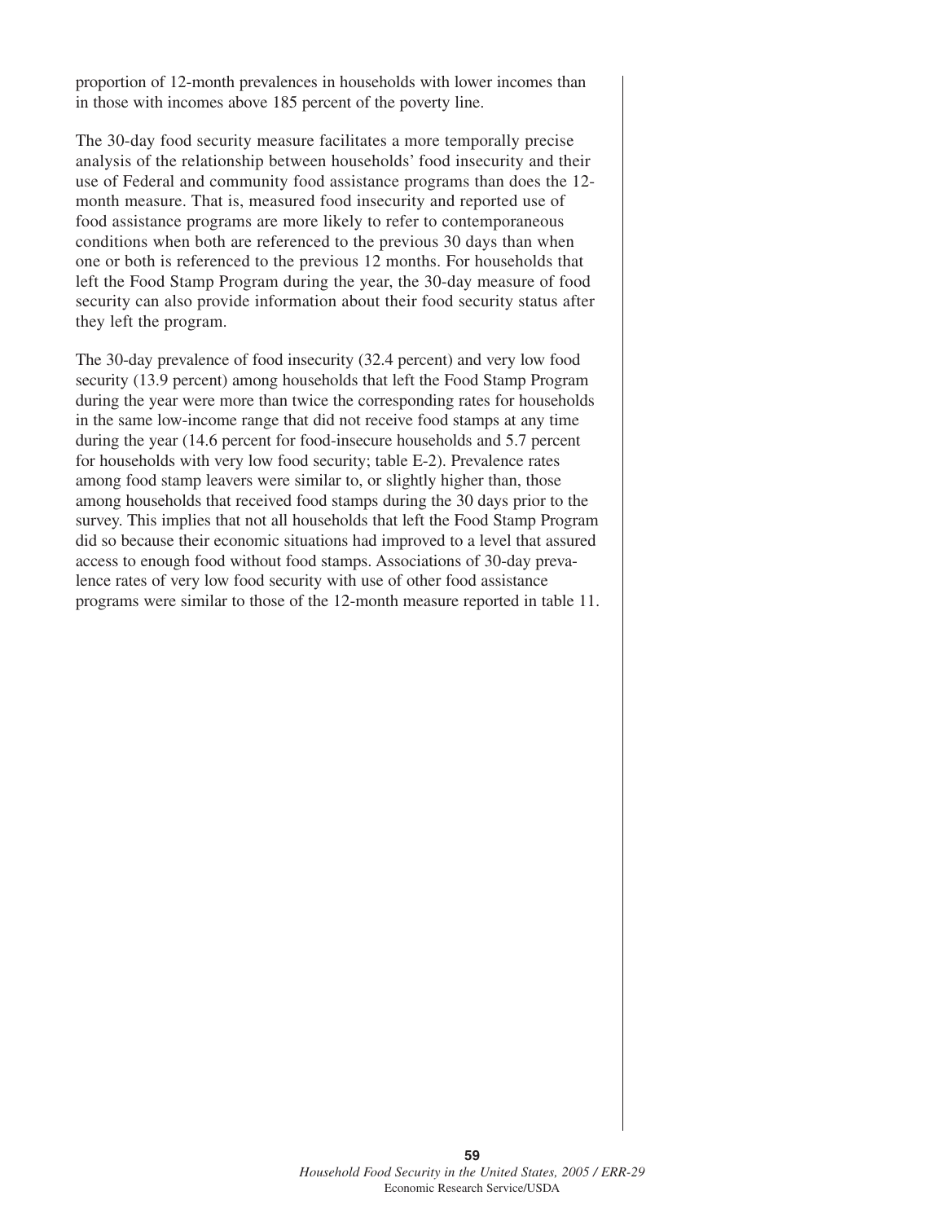proportion of 12-month prevalences in households with lower incomes than in those with incomes above 185 percent of the poverty line.

The 30-day food security measure facilitates a more temporally precise analysis of the relationship between households' food insecurity and their use of Federal and community food assistance programs than does the 12-month measure. That is, measured food insecurity and reported use of food assistance programs are more likely to refer to contemporaneous conditions when both are referenced to the previous 30 days than when one or both is referenced to the previous 12 months. For households that left the Food Stamp Program during the year, the 30-day measure of food security can also provide information about their food security status after they left the program.

The 30-day prevalence of food insecurity (32.4 percent) and very low food security (13.9 percent) among households that left the Food Stamp Program during the year were more than twice the corresponding rates for households in the same low-income range that did not receive food stamps at any time during the year (14.6 percent for food-insecure households and 5.7 percent for households with very low food security; table E-2). Prevalence rates among food stamp leavers were similar to, or slightly higher than, those among households that received food stamps during the 30 days prior to the survey. This implies that not all households that left the Food Stamp Program did so because their economic situations had improved to a level that assured access to enough food without food stamps. Associations of 30-day prevalence rates of very low food security with use of other food assistance programs were similar to those of the 12-month measure reported in table 11.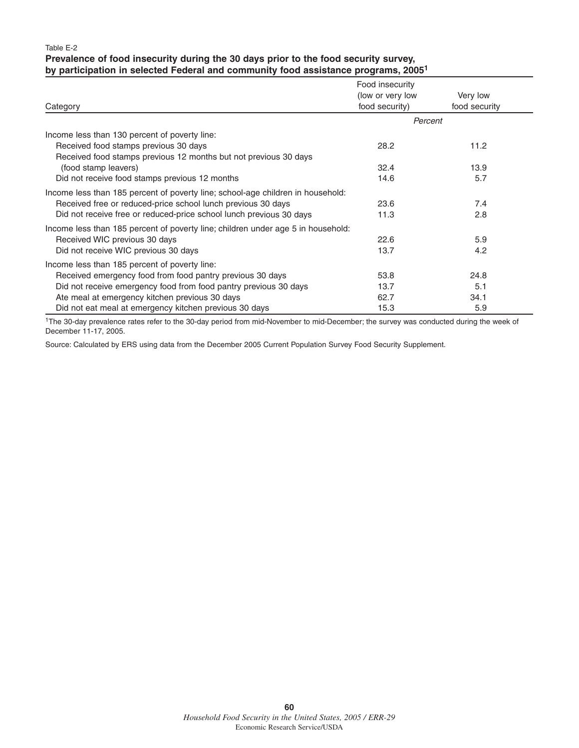Table E-2

**Prevalence of food insecurity during the 30 days prior to the food security survey, by participation in selected Federal and community food assistance programs, 2005[1]**

| Category | Food insecurity (low or very low food security) | Very low food security |
|---|---|---|
| | *Percent* | |
| Income less than 130 percent of poverty line: | | |
| Received food stamps previous 30 days | 28.2 | 11.2 |
| Received food stamps previous 12 months but not previous 30 days (food stamp leavers) | 32.4 | 13.9 |
| Did not receive food stamps previous 12 months | 14.6 | 5.7 |
| Income less than 185 percent of poverty line; school-age children in household: | | |
| Received free or reduced-price school lunch previous 30 days | 23.6 | 7.4 |
| Did not receive free or reduced-price school lunch previous 30 days | 11.3 | 2.8 |
| Income less than 185 percent of poverty line; children under age 5 in household: | | |
| Received WIC previous 30 days | 22.6 | 5.9 |
| Did not receive WIC previous 30 days | 13.7 | 4.2 |
| Income less than 185 percent of poverty line: | | |
| Received emergency food from food pantry previous 30 days | 53.8 | 24.8 |
| Did not receive emergency food from food pantry previous 30 days | 13.7 | 5.1 |
| Ate meal at emergency kitchen previous 30 days | 62.7 | 34.1 |
| Did not eat meal at emergency kitchen previous 30 days | 15.3 | 5.9 |

[1]The 30-day prevalence rates refer to the 30-day period from mid-November to mid-December; the survey was conducted during the week of December 11-17, 2005.

Source: Calculated by ERS using data from the December 2005 Current Population Survey Food Security Supplement.